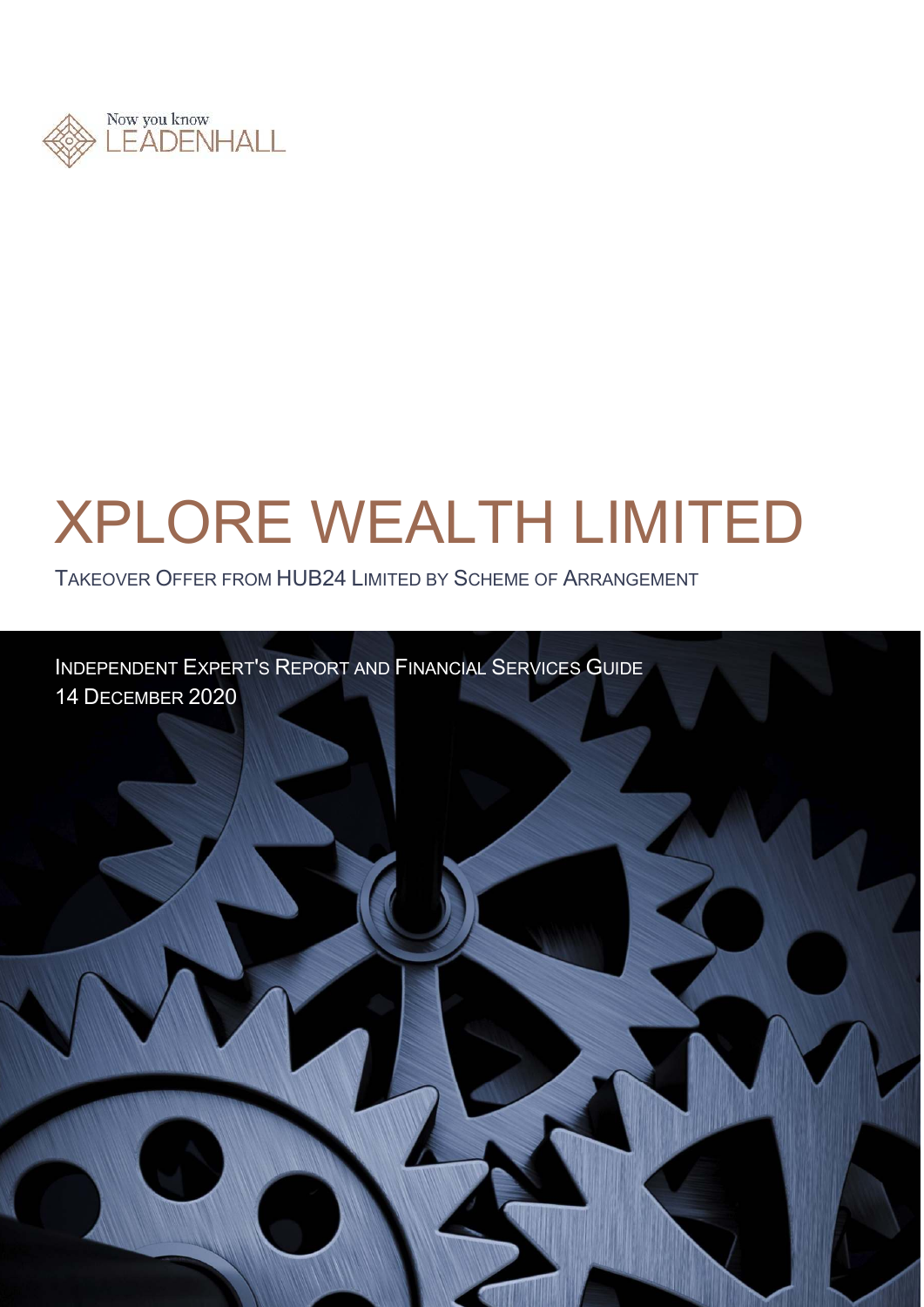Now you know
LEADENHALL

# XPLORE WEALTH LIMITED

TAKEOVER OFFER FROM HUB24 LIMITED BY SCHEME OF ARRANGEMENT

INDEPENDENT EXPERT'S REPORT AND FINANCIAL SERVICES GUIDE
14 DECEMBER 2020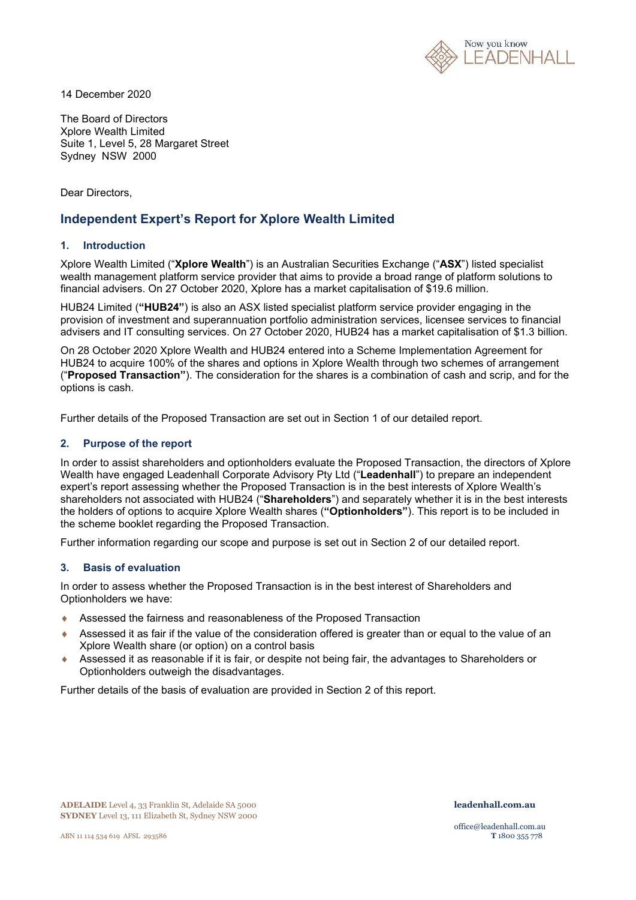14 December 2020

The Board of Directors
Xplore Wealth Limited
Suite 1, Level 5, 28 Margaret Street
Sydney NSW 2000

Dear Directors,

## Independent Expert's Report for Xplore Wealth Limited

### 1. Introduction

Xplore Wealth Limited ("**Xplore Wealth**") is an Australian Securities Exchange ("**ASX**") listed specialist wealth management platform service provider that aims to provide a broad range of platform solutions to financial advisers. On 27 October 2020, Xplore has a market capitalisation of $19.6 million.

HUB24 Limited (**"HUB24"**) is also an ASX listed specialist platform service provider engaging in the provision of investment and superannuation portfolio administration services, licensee services to financial advisers and IT consulting services. On 27 October 2020, HUB24 has a market capitalisation of $1.3 billion.

On 28 October 2020 Xplore Wealth and HUB24 entered into a Scheme Implementation Agreement for HUB24 to acquire 100% of the shares and options in Xplore Wealth through two schemes of arrangement ("**Proposed Transaction"**). The consideration for the shares is a combination of cash and scrip, and for the options is cash.

Further details of the Proposed Transaction are set out in Section 1 of our detailed report.

### 2. Purpose of the report

In order to assist shareholders and optionholders evaluate the Proposed Transaction, the directors of Xplore Wealth have engaged Leadenhall Corporate Advisory Pty Ltd ("**Leadenhall**") to prepare an independent expert's report assessing whether the Proposed Transaction is in the best interests of Xplore Wealth's shareholders not associated with HUB24 ("**Shareholders**") and separately whether it is in the best interests the holders of options to acquire Xplore Wealth shares (**"Optionholders"**). This report is to be included in the scheme booklet regarding the Proposed Transaction.

Further information regarding our scope and purpose is set out in Section 2 of our detailed report.

### 3. Basis of evaluation

In order to assess whether the Proposed Transaction is in the best interest of Shareholders and Optionholders we have:

- Assessed the fairness and reasonableness of the Proposed Transaction
- Assessed it as fair if the value of the consideration offered is greater than or equal to the value of an Xplore Wealth share (or option) on a control basis
- Assessed it as reasonable if it is fair, or despite not being fair, the advantages to Shareholders or Optionholders outweigh the disadvantages.

Further details of the basis of evaluation are provided in Section 2 of this report.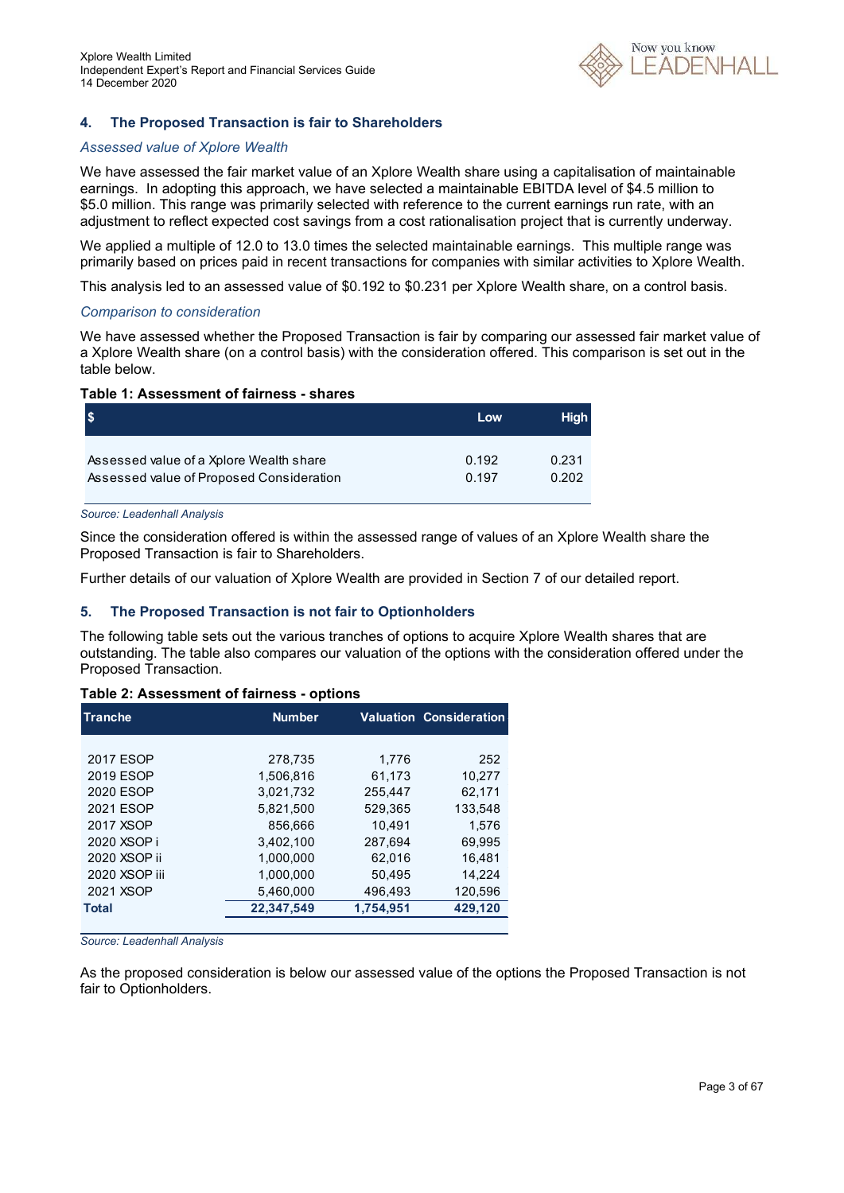## 4. The Proposed Transaction is fair to Shareholders

*Assessed value of Xplore Wealth*

We have assessed the fair market value of an Xplore Wealth share using a capitalisation of maintainable earnings. In adopting this approach, we have selected a maintainable EBITDA level of $4.5 million to $5.0 million. This range was primarily selected with reference to the current earnings run rate, with an adjustment to reflect expected cost savings from a cost rationalisation project that is currently underway.

We applied a multiple of 12.0 to 13.0 times the selected maintainable earnings. This multiple range was primarily based on prices paid in recent transactions for companies with similar activities to Xplore Wealth.

This analysis led to an assessed value of $0.192 to $0.231 per Xplore Wealth share, on a control basis.

*Comparison to consideration*

We have assessed whether the Proposed Transaction is fair by comparing our assessed fair market value of a Xplore Wealth share (on a control basis) with the consideration offered. This comparison is set out in the table below.

**Table 1: Assessment of fairness - shares**

| $ | Low | High |
|---|---|---|
| Assessed value of a Xplore Wealth share | 0.192 | 0.231 |
| Assessed value of Proposed Consideration | 0.197 | 0.202 |

*Source: Leadenhall Analysis*

Since the consideration offered is within the assessed range of values of an Xplore Wealth share the Proposed Transaction is fair to Shareholders.

Further details of our valuation of Xplore Wealth are provided in Section 7 of our detailed report.

## 5. The Proposed Transaction is not fair to Optionholders

The following table sets out the various tranches of options to acquire Xplore Wealth shares that are outstanding. The table also compares our valuation of the options with the consideration offered under the Proposed Transaction.

**Table 2: Assessment of fairness - options**

| Tranche | Number | Valuation | Consideration |
|---|---|---|---|
| 2017 ESOP | 278,735 | 1,776 | 252 |
| 2019 ESOP | 1,506,816 | 61,173 | 10,277 |
| 2020 ESOP | 3,021,732 | 255,447 | 62,171 |
| 2021 ESOP | 5,821,500 | 529,365 | 133,548 |
| 2017 XSOP | 856,666 | 10,491 | 1,576 |
| 2020 XSOP i | 3,402,100 | 287,694 | 69,995 |
| 2020 XSOP ii | 1,000,000 | 62,016 | 16,481 |
| 2020 XSOP iii | 1,000,000 | 50,495 | 14,224 |
| 2021 XSOP | 5,460,000 | 496,493 | 120,596 |
| **Total** | **22,347,549** | **1,754,951** | **429,120** |

*Source: Leadenhall Analysis*

As the proposed consideration is below our assessed value of the options the Proposed Transaction is not fair to Optionholders.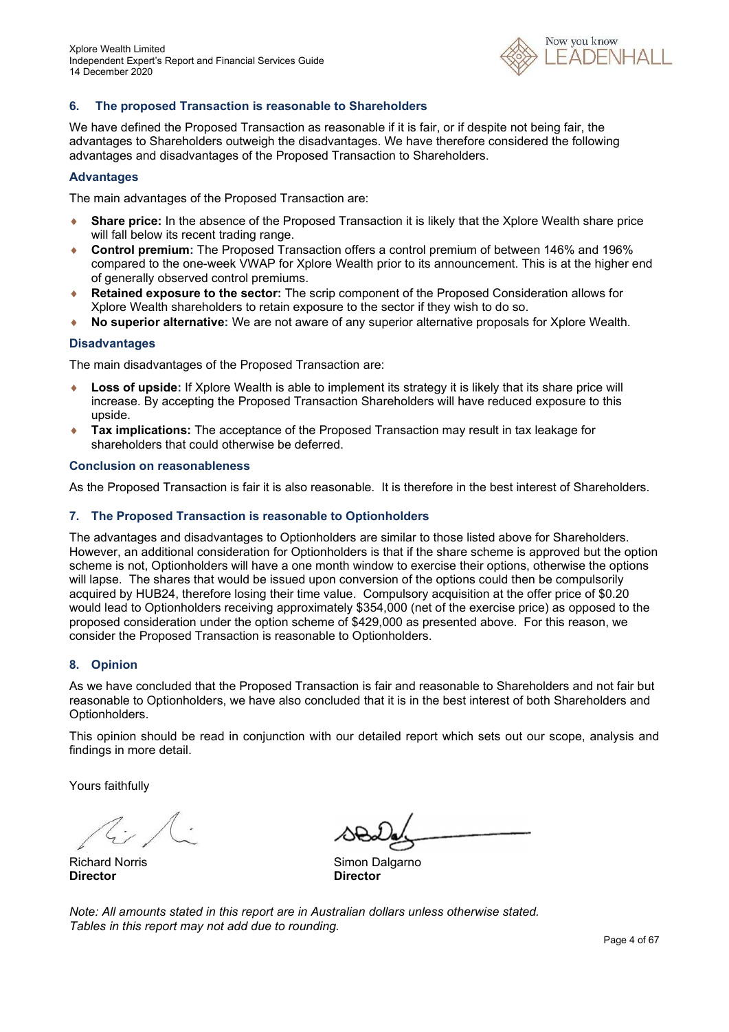## 6. The proposed Transaction is reasonable to Shareholders

We have defined the Proposed Transaction as reasonable if it is fair, or if despite not being fair, the advantages to Shareholders outweigh the disadvantages. We have therefore considered the following advantages and disadvantages of the Proposed Transaction to Shareholders.

### Advantages

The main advantages of the Proposed Transaction are:

- **Share price:** In the absence of the Proposed Transaction it is likely that the Xplore Wealth share price will fall below its recent trading range.
- **Control premium:** The Proposed Transaction offers a control premium of between 146% and 196% compared to the one-week VWAP for Xplore Wealth prior to its announcement. This is at the higher end of generally observed control premiums.
- **Retained exposure to the sector:** The scrip component of the Proposed Consideration allows for Xplore Wealth shareholders to retain exposure to the sector if they wish to do so.
- **No superior alternative:** We are not aware of any superior alternative proposals for Xplore Wealth.

### Disadvantages

The main disadvantages of the Proposed Transaction are:

- **Loss of upside:** If Xplore Wealth is able to implement its strategy it is likely that its share price will increase. By accepting the Proposed Transaction Shareholders will have reduced exposure to this upside.
- **Tax implications:** The acceptance of the Proposed Transaction may result in tax leakage for shareholders that could otherwise be deferred.

### Conclusion on reasonableness

As the Proposed Transaction is fair it is also reasonable. It is therefore in the best interest of Shareholders.

## 7. The Proposed Transaction is reasonable to Optionholders

The advantages and disadvantages to Optionholders are similar to those listed above for Shareholders. However, an additional consideration for Optionholders is that if the share scheme is approved but the option scheme is not, Optionholders will have a one month window to exercise their options, otherwise the options will lapse. The shares that would be issued upon conversion of the options could then be compulsorily acquired by HUB24, therefore losing their time value. Compulsory acquisition at the offer price of $0.20 would lead to Optionholders receiving approximately $354,000 (net of the exercise price) as opposed to the proposed consideration under the option scheme of $429,000 as presented above. For this reason, we consider the Proposed Transaction is reasonable to Optionholders.

## 8. Opinion

As we have concluded that the Proposed Transaction is fair and reasonable to Shareholders and not fair but reasonable to Optionholders, we have also concluded that it is in the best interest of both Shareholders and Optionholders.

This opinion should be read in conjunction with our detailed report which sets out our scope, analysis and findings in more detail.

Yours faithfully

Richard Norris
**Director**

Simon Dalgarno
**Director**

*Note: All amounts stated in this report are in Australian dollars unless otherwise stated. Tables in this report may not add due to rounding.*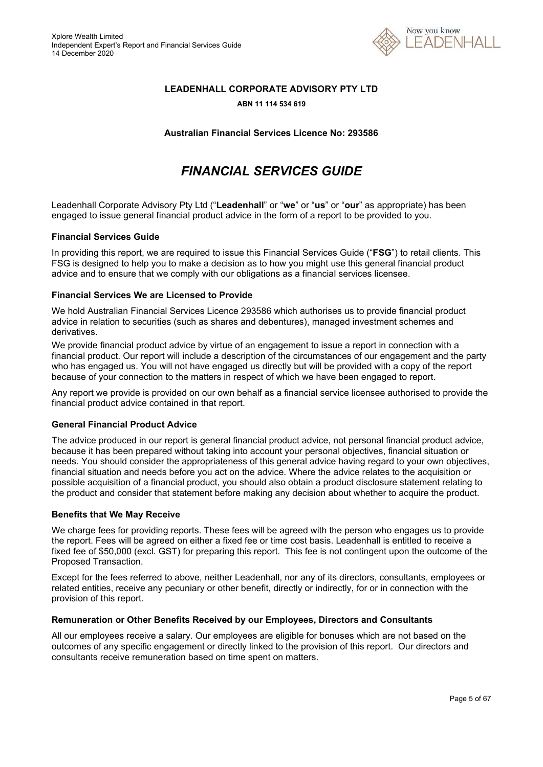**LEADENHALL CORPORATE ADVISORY PTY LTD**

**ABN 11 114 534 619**

**Australian Financial Services Licence No: 293586**

# *FINANCIAL SERVICES GUIDE*

Leadenhall Corporate Advisory Pty Ltd ("**Leadenhall**" or "**we**" or "**us**" or "**our**" as appropriate) has been engaged to issue general financial product advice in the form of a report to be provided to you.

### Financial Services Guide

In providing this report, we are required to issue this Financial Services Guide ("**FSG**") to retail clients. This FSG is designed to help you to make a decision as to how you might use this general financial product advice and to ensure that we comply with our obligations as a financial services licensee.

### Financial Services We are Licensed to Provide

We hold Australian Financial Services Licence 293586 which authorises us to provide financial product advice in relation to securities (such as shares and debentures), managed investment schemes and derivatives.

We provide financial product advice by virtue of an engagement to issue a report in connection with a financial product. Our report will include a description of the circumstances of our engagement and the party who has engaged us. You will not have engaged us directly but will be provided with a copy of the report because of your connection to the matters in respect of which we have been engaged to report.

Any report we provide is provided on our own behalf as a financial service licensee authorised to provide the financial product advice contained in that report.

### General Financial Product Advice

The advice produced in our report is general financial product advice, not personal financial product advice, because it has been prepared without taking into account your personal objectives, financial situation or needs. You should consider the appropriateness of this general advice having regard to your own objectives, financial situation and needs before you act on the advice. Where the advice relates to the acquisition or possible acquisition of a financial product, you should also obtain a product disclosure statement relating to the product and consider that statement before making any decision about whether to acquire the product.

### Benefits that We May Receive

We charge fees for providing reports. These fees will be agreed with the person who engages us to provide the report. Fees will be agreed on either a fixed fee or time cost basis. Leadenhall is entitled to receive a fixed fee of $50,000 (excl. GST) for preparing this report. This fee is not contingent upon the outcome of the Proposed Transaction.

Except for the fees referred to above, neither Leadenhall, nor any of its directors, consultants, employees or related entities, receive any pecuniary or other benefit, directly or indirectly, for or in connection with the provision of this report.

### Remuneration or Other Benefits Received by our Employees, Directors and Consultants

All our employees receive a salary. Our employees are eligible for bonuses which are not based on the outcomes of any specific engagement or directly linked to the provision of this report. Our directors and consultants receive remuneration based on time spent on matters.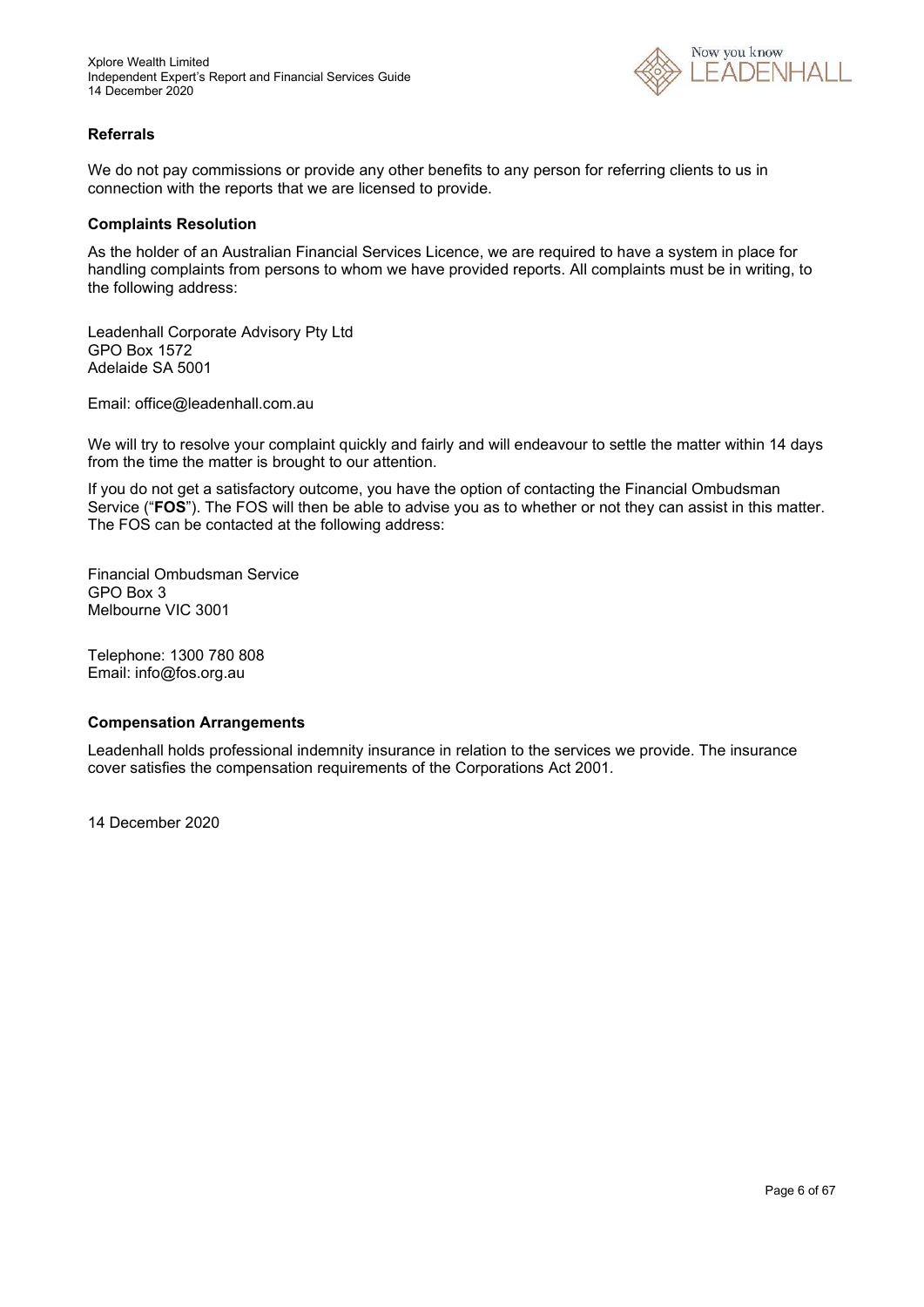### Referrals

We do not pay commissions or provide any other benefits to any person for referring clients to us in connection with the reports that we are licensed to provide.

### Complaints Resolution

As the holder of an Australian Financial Services Licence, we are required to have a system in place for handling complaints from persons to whom we have provided reports. All complaints must be in writing, to the following address:

Leadenhall Corporate Advisory Pty Ltd
GPO Box 1572
Adelaide SA 5001

Email: office@leadenhall.com.au

We will try to resolve your complaint quickly and fairly and will endeavour to settle the matter within 14 days from the time the matter is brought to our attention.

If you do not get a satisfactory outcome, you have the option of contacting the Financial Ombudsman Service ("**FOS**"). The FOS will then be able to advise you as to whether or not they can assist in this matter. The FOS can be contacted at the following address:

Financial Ombudsman Service
GPO Box 3
Melbourne VIC 3001

Telephone: 1300 780 808
Email: info@fos.org.au

### Compensation Arrangements

Leadenhall holds professional indemnity insurance in relation to the services we provide. The insurance cover satisfies the compensation requirements of the Corporations Act 2001.

14 December 2020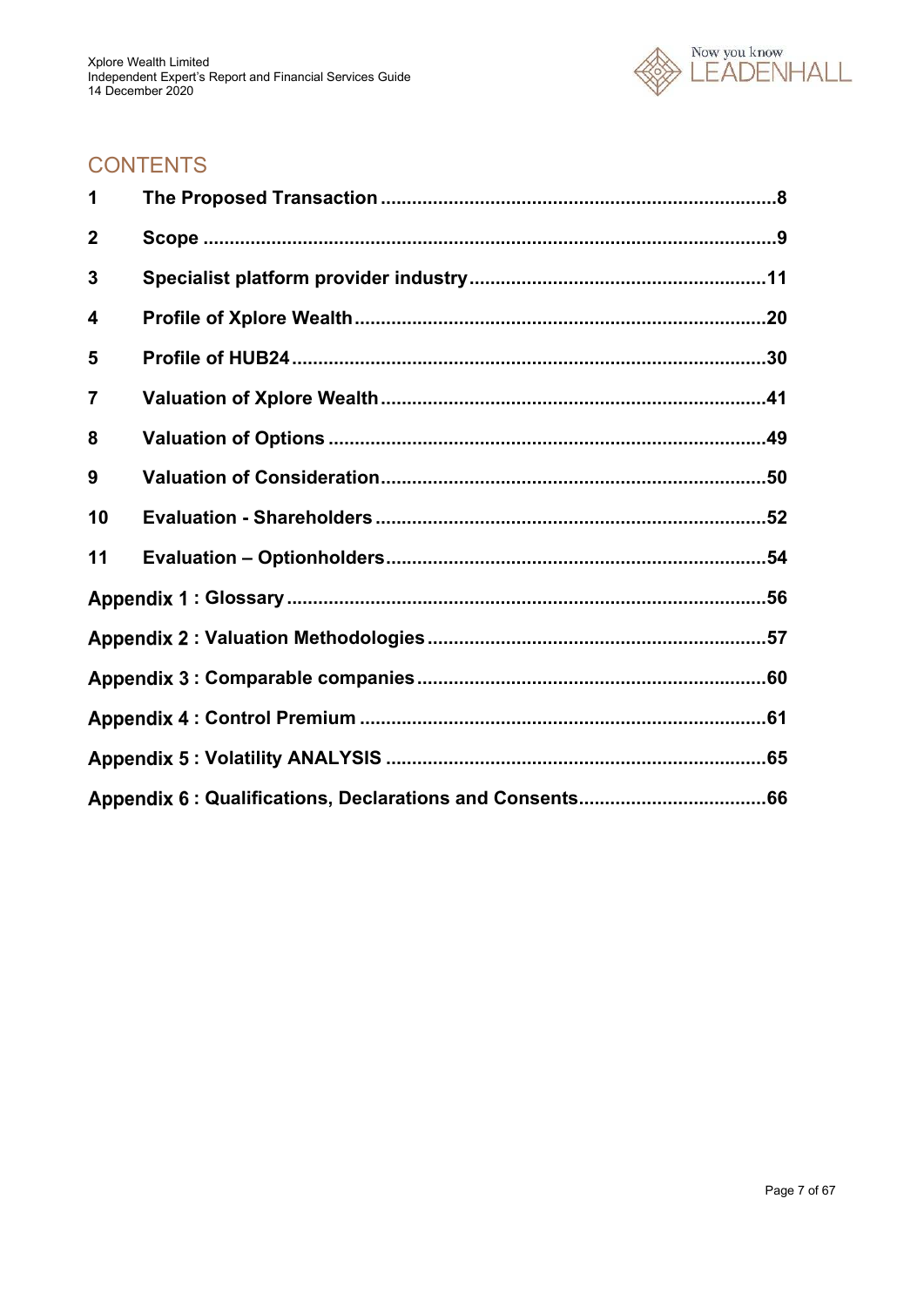## CONTENTS

| | | |
|---|---|---|
| **1** | **The Proposed Transaction** | **8** |
| **2** | **Scope** | **9** |
| **3** | **Specialist platform provider industry** | **11** |
| **4** | **Profile of Xplore Wealth** | **20** |
| **5** | **Profile of HUB24** | **30** |
| **7** | **Valuation of Xplore Wealth** | **41** |
| **8** | **Valuation of Options** | **49** |
| **9** | **Valuation of Consideration** | **50** |
| **10** | **Evaluation - Shareholders** | **52** |
| **11** | **Evaluation – Optionholders** | **54** |
| **Appendix 1 : Glossary** | | **56** |
| **Appendix 2 : Valuation Methodologies** | | **57** |
| **Appendix 3 : Comparable companies** | | **60** |
| **Appendix 4 : Control Premium** | | **61** |
| **Appendix 5 : Volatility ANALYSIS** | | **65** |
| **Appendix 6 : Qualifications, Declarations and Consents** | | **66** |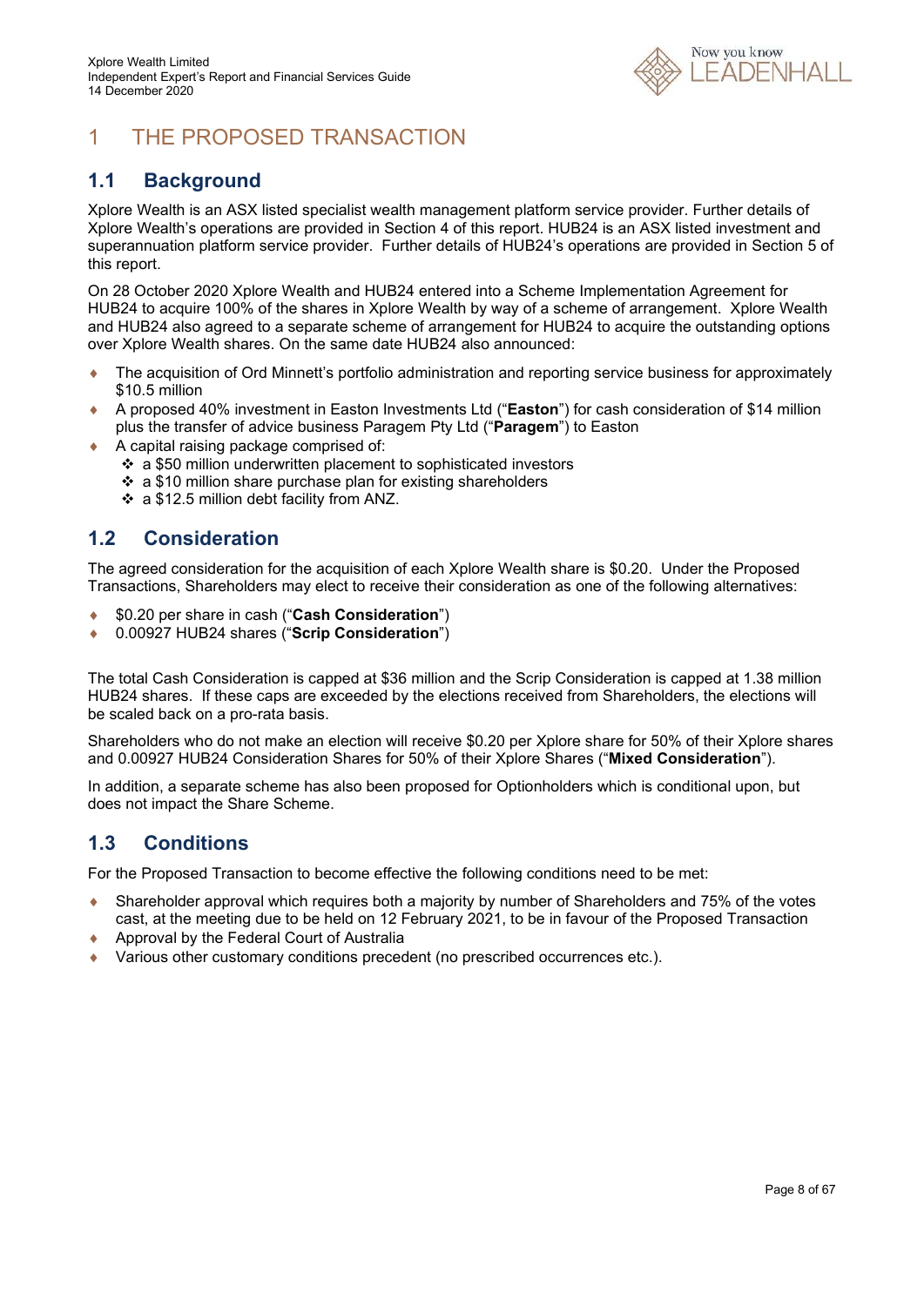# 1 THE PROPOSED TRANSACTION

## 1.1 Background

Xplore Wealth is an ASX listed specialist wealth management platform service provider. Further details of Xplore Wealth's operations are provided in Section 4 of this report. HUB24 is an ASX listed investment and superannuation platform service provider. Further details of HUB24's operations are provided in Section 5 of this report.

On 28 October 2020 Xplore Wealth and HUB24 entered into a Scheme Implementation Agreement for HUB24 to acquire 100% of the shares in Xplore Wealth by way of a scheme of arrangement. Xplore Wealth and HUB24 also agreed to a separate scheme of arrangement for HUB24 to acquire the outstanding options over Xplore Wealth shares. On the same date HUB24 also announced:

- The acquisition of Ord Minnett's portfolio administration and reporting service business for approximately $10.5 million
- A proposed 40% investment in Easton Investments Ltd ("**Easton**") for cash consideration of $14 million plus the transfer of advice business Paragem Pty Ltd ("**Paragem**") to Easton
- A capital raising package comprised of:
  - a $50 million underwritten placement to sophisticated investors
  - a $10 million share purchase plan for existing shareholders
  - a $12.5 million debt facility from ANZ.

## 1.2 Consideration

The agreed consideration for the acquisition of each Xplore Wealth share is $0.20. Under the Proposed Transactions, Shareholders may elect to receive their consideration as one of the following alternatives:

- $0.20 per share in cash ("**Cash Consideration**")
- 0.00927 HUB24 shares ("**Scrip Consideration**")

The total Cash Consideration is capped at $36 million and the Scrip Consideration is capped at 1.38 million HUB24 shares. If these caps are exceeded by the elections received from Shareholders, the elections will be scaled back on a pro-rata basis.

Shareholders who do not make an election will receive $0.20 per Xplore share for 50% of their Xplore shares and 0.00927 HUB24 Consideration Shares for 50% of their Xplore Shares ("**Mixed Consideration**").

In addition, a separate scheme has also been proposed for Optionholders which is conditional upon, but does not impact the Share Scheme.

## 1.3 Conditions

For the Proposed Transaction to become effective the following conditions need to be met:

- Shareholder approval which requires both a majority by number of Shareholders and 75% of the votes cast, at the meeting due to be held on 12 February 2021, to be in favour of the Proposed Transaction
- Approval by the Federal Court of Australia
- Various other customary conditions precedent (no prescribed occurrences etc.).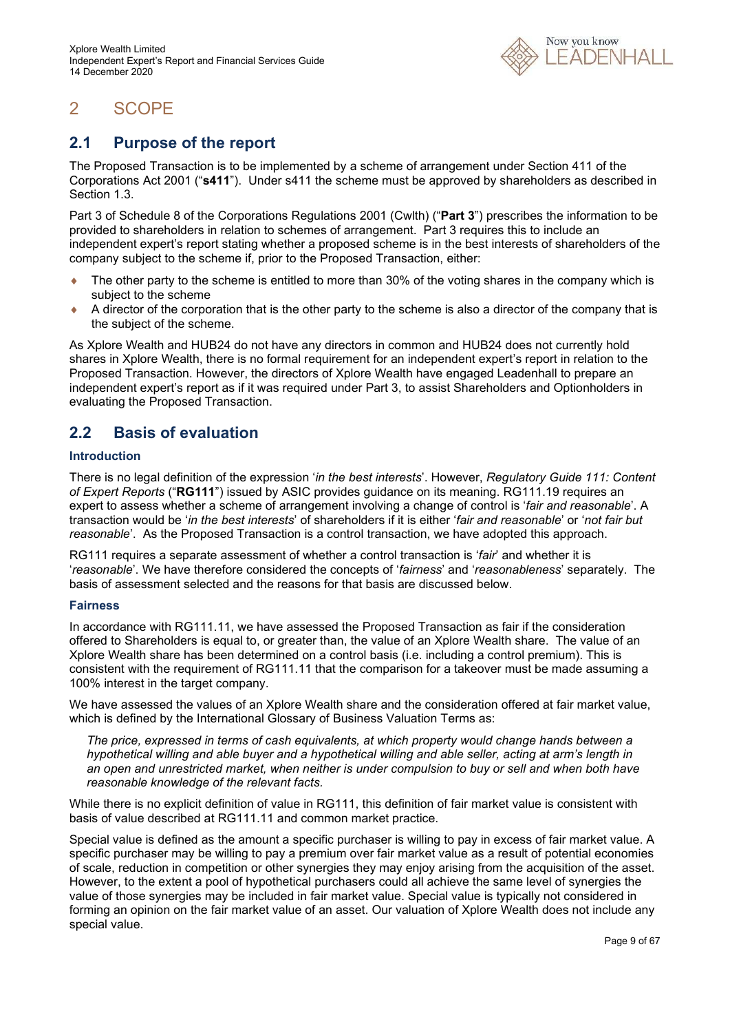# 2 SCOPE

## 2.1 Purpose of the report

The Proposed Transaction is to be implemented by a scheme of arrangement under Section 411 of the Corporations Act 2001 ("**s411**"). Under s411 the scheme must be approved by shareholders as described in Section 1.3.

Part 3 of Schedule 8 of the Corporations Regulations 2001 (Cwlth) ("**Part 3**") prescribes the information to be provided to shareholders in relation to schemes of arrangement. Part 3 requires this to include an independent expert's report stating whether a proposed scheme is in the best interests of shareholders of the company subject to the scheme if, prior to the Proposed Transaction, either:

- The other party to the scheme is entitled to more than 30% of the voting shares in the company which is subject to the scheme
- A director of the corporation that is the other party to the scheme is also a director of the company that is the subject of the scheme.

As Xplore Wealth and HUB24 do not have any directors in common and HUB24 does not currently hold shares in Xplore Wealth, there is no formal requirement for an independent expert's report in relation to the Proposed Transaction. However, the directors of Xplore Wealth have engaged Leadenhall to prepare an independent expert's report as if it was required under Part 3, to assist Shareholders and Optionholders in evaluating the Proposed Transaction.

## 2.2 Basis of evaluation

### Introduction

There is no legal definition of the expression '*in the best interests*'. However, *Regulatory Guide 111: Content of Expert Reports* ("**RG111**") issued by ASIC provides guidance on its meaning. RG111.19 requires an expert to assess whether a scheme of arrangement involving a change of control is '*fair and reasonable*'. A transaction would be '*in the best interests*' of shareholders if it is either '*fair and reasonable*' or '*not fair but reasonable*'. As the Proposed Transaction is a control transaction, we have adopted this approach.

RG111 requires a separate assessment of whether a control transaction is '*fair*' and whether it is '*reasonable*'. We have therefore considered the concepts of '*fairness*' and '*reasonableness*' separately. The basis of assessment selected and the reasons for that basis are discussed below.

### Fairness

In accordance with RG111.11, we have assessed the Proposed Transaction as fair if the consideration offered to Shareholders is equal to, or greater than, the value of an Xplore Wealth share. The value of an Xplore Wealth share has been determined on a control basis (i.e. including a control premium). This is consistent with the requirement of RG111.11 that the comparison for a takeover must be made assuming a 100% interest in the target company.

We have assessed the values of an Xplore Wealth share and the consideration offered at fair market value, which is defined by the International Glossary of Business Valuation Terms as:

> *The price, expressed in terms of cash equivalents, at which property would change hands between a hypothetical willing and able buyer and a hypothetical willing and able seller, acting at arm's length in an open and unrestricted market, when neither is under compulsion to buy or sell and when both have reasonable knowledge of the relevant facts.*

While there is no explicit definition of value in RG111, this definition of fair market value is consistent with basis of value described at RG111.11 and common market practice.

Special value is defined as the amount a specific purchaser is willing to pay in excess of fair market value. A specific purchaser may be willing to pay a premium over fair market value as a result of potential economies of scale, reduction in competition or other synergies they may enjoy arising from the acquisition of the asset. However, to the extent a pool of hypothetical purchasers could all achieve the same level of synergies the value of those synergies may be included in fair market value. Special value is typically not considered in forming an opinion on the fair market value of an asset. Our valuation of Xplore Wealth does not include any special value.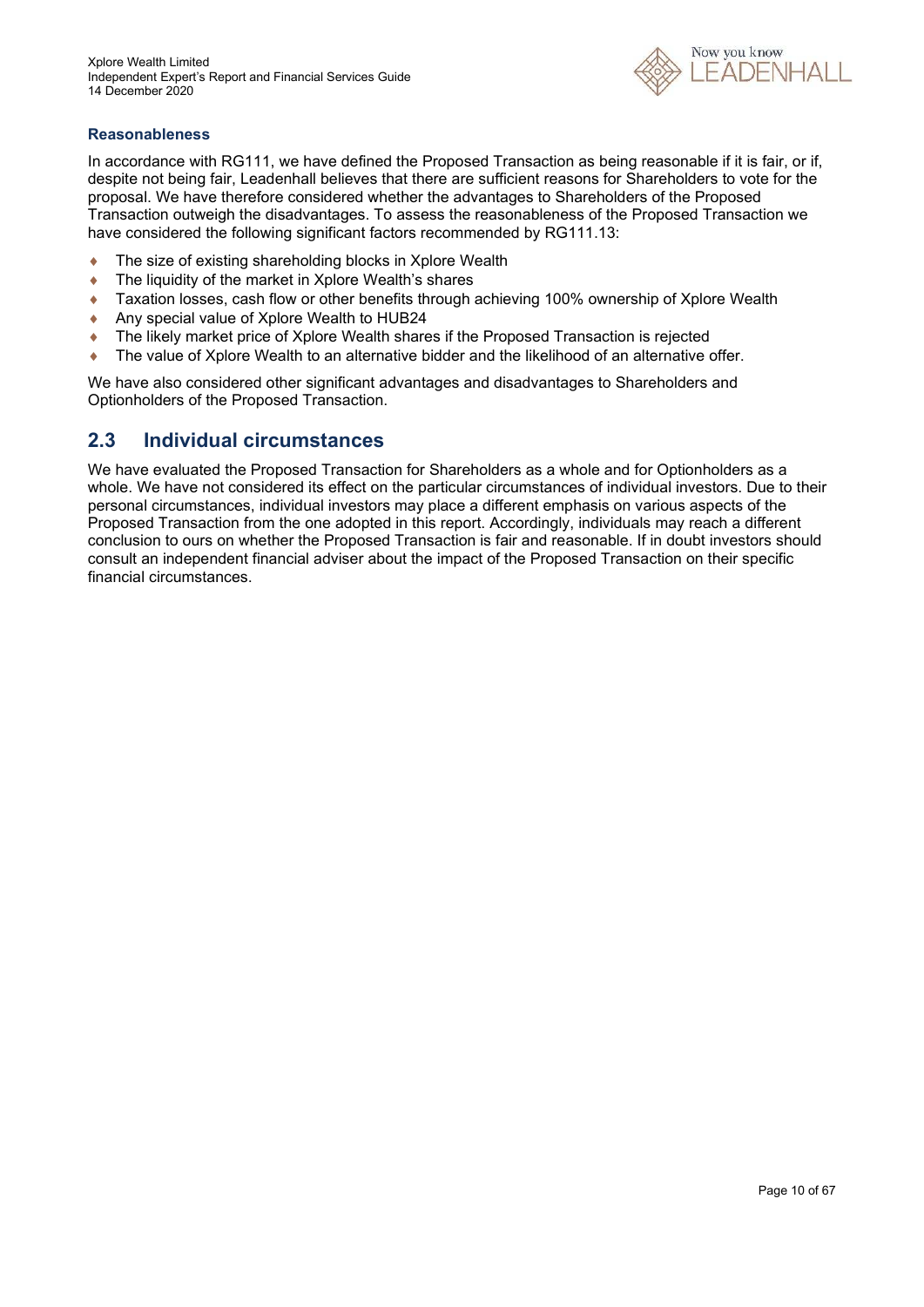### Reasonableness

In accordance with RG111, we have defined the Proposed Transaction as being reasonable if it is fair, or if, despite not being fair, Leadenhall believes that there are sufficient reasons for Shareholders to vote for the proposal. We have therefore considered whether the advantages to Shareholders of the Proposed Transaction outweigh the disadvantages. To assess the reasonableness of the Proposed Transaction we have considered the following significant factors recommended by RG111.13:

- The size of existing shareholding blocks in Xplore Wealth
- The liquidity of the market in Xplore Wealth's shares
- Taxation losses, cash flow or other benefits through achieving 100% ownership of Xplore Wealth
- Any special value of Xplore Wealth to HUB24
- The likely market price of Xplore Wealth shares if the Proposed Transaction is rejected
- The value of Xplore Wealth to an alternative bidder and the likelihood of an alternative offer.

We have also considered other significant advantages and disadvantages to Shareholders and Optionholders of the Proposed Transaction.

## 2.3 Individual circumstances

We have evaluated the Proposed Transaction for Shareholders as a whole and for Optionholders as a whole. We have not considered its effect on the particular circumstances of individual investors. Due to their personal circumstances, individual investors may place a different emphasis on various aspects of the Proposed Transaction from the one adopted in this report. Accordingly, individuals may reach a different conclusion to ours on whether the Proposed Transaction is fair and reasonable. If in doubt investors should consult an independent financial adviser about the impact of the Proposed Transaction on their specific financial circumstances.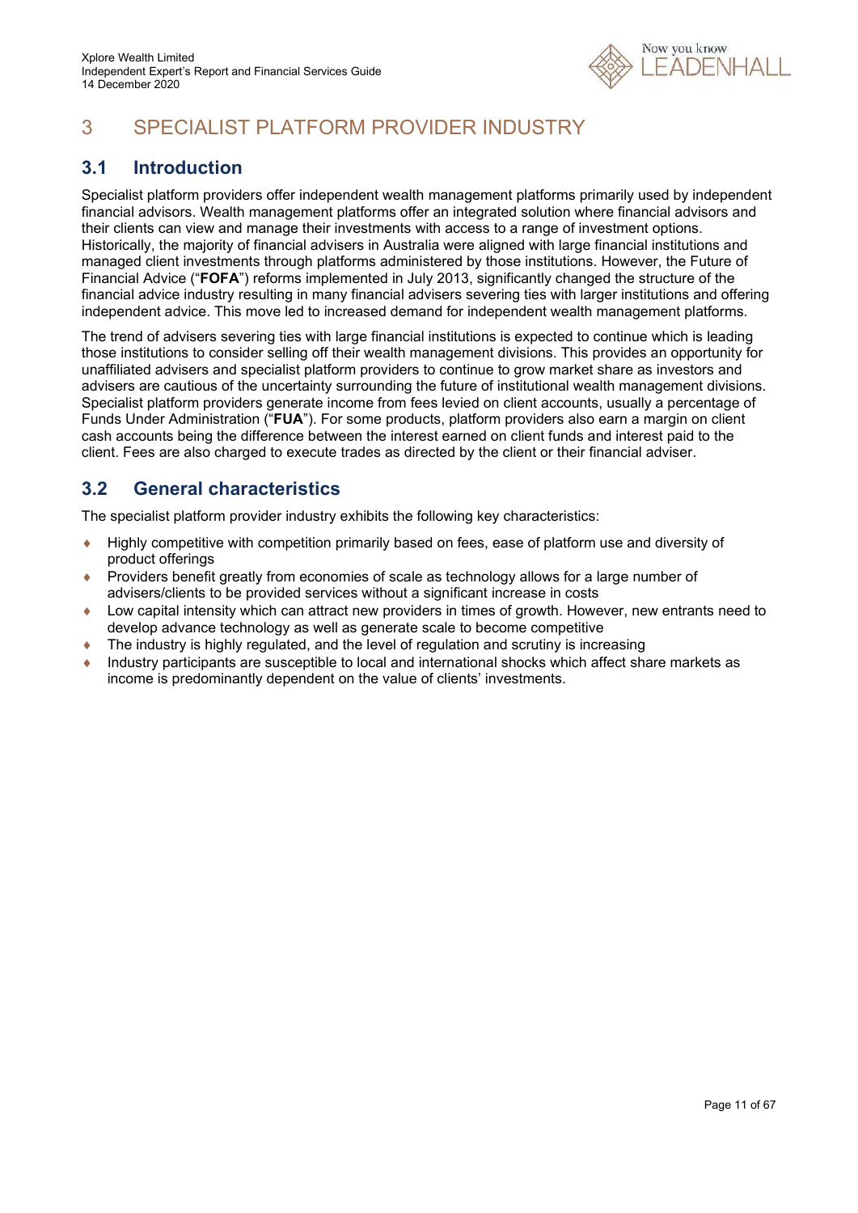# 3 SPECIALIST PLATFORM PROVIDER INDUSTRY

## 3.1 Introduction

Specialist platform providers offer independent wealth management platforms primarily used by independent financial advisors. Wealth management platforms offer an integrated solution where financial advisors and their clients can view and manage their investments with access to a range of investment options. Historically, the majority of financial advisers in Australia were aligned with large financial institutions and managed client investments through platforms administered by those institutions. However, the Future of Financial Advice ("**FOFA**") reforms implemented in July 2013, significantly changed the structure of the financial advice industry resulting in many financial advisers severing ties with larger institutions and offering independent advice. This move led to increased demand for independent wealth management platforms.

The trend of advisers severing ties with large financial institutions is expected to continue which is leading those institutions to consider selling off their wealth management divisions. This provides an opportunity for unaffiliated advisers and specialist platform providers to continue to grow market share as investors and advisers are cautious of the uncertainty surrounding the future of institutional wealth management divisions. Specialist platform providers generate income from fees levied on client accounts, usually a percentage of Funds Under Administration ("**FUA**"). For some products, platform providers also earn a margin on client cash accounts being the difference between the interest earned on client funds and interest paid to the client. Fees are also charged to execute trades as directed by the client or their financial adviser.

## 3.2 General characteristics

The specialist platform provider industry exhibits the following key characteristics:

- Highly competitive with competition primarily based on fees, ease of platform use and diversity of product offerings
- Providers benefit greatly from economies of scale as technology allows for a large number of advisers/clients to be provided services without a significant increase in costs
- Low capital intensity which can attract new providers in times of growth. However, new entrants need to develop advance technology as well as generate scale to become competitive
- The industry is highly regulated, and the level of regulation and scrutiny is increasing
- Industry participants are susceptible to local and international shocks which affect share markets as income is predominantly dependent on the value of clients' investments.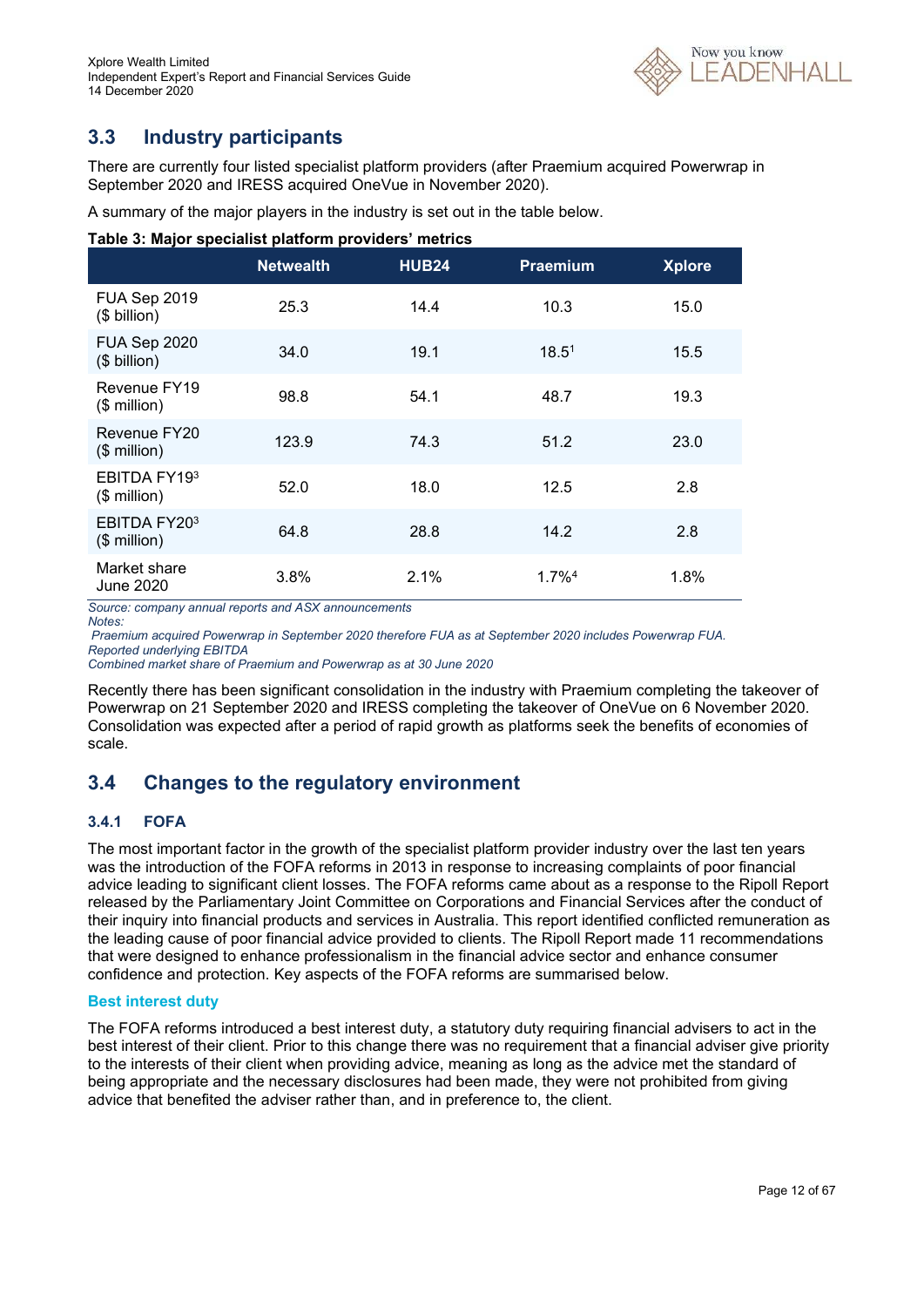## 3.3 Industry participants

There are currently four listed specialist platform providers (after Praemium acquired Powerwrap in September 2020 and IRESS acquired OneVue in November 2020).

A summary of the major players in the industry is set out in the table below.

**Table 3: Major specialist platform providers' metrics**

| | Netwealth | HUB24 | Praemium | Xplore |
|---|---|---|---|---|
| FUA Sep 2019 ($ billion) | 25.3 | 14.4 | 10.3 | 15.0 |
| FUA Sep 2020 ($ billion) | 34.0 | 19.1 | 18.5[1] | 15.5 |
| Revenue FY19 ($ million) | 98.8 | 54.1 | 48.7 | 19.3 |
| Revenue FY20 ($ million) | 123.9 | 74.3 | 51.2 | 23.0 |
| EBITDA FY19[3] ($ million) | 52.0 | 18.0 | 12.5 | 2.8 |
| EBITDA FY20[3] ($ million) | 64.8 | 28.8 | 14.2 | 2.8 |
| Market share June 2020 | 3.8% | 2.1% | 1.7%[4] | 1.8% |

*Source: company annual reports and ASX announcements*
*Notes:*
*Praemium acquired Powerwrap in September 2020 therefore FUA as at September 2020 includes Powerwrap FUA.*
*Reported underlying EBITDA*
*Combined market share of Praemium and Powerwrap as at 30 June 2020*

Recently there has been significant consolidation in the industry with Praemium completing the takeover of Powerwrap on 21 September 2020 and IRESS completing the takeover of OneVue on 6 November 2020. Consolidation was expected after a period of rapid growth as platforms seek the benefits of economies of scale.

## 3.4 Changes to the regulatory environment

### 3.4.1 FOFA

The most important factor in the growth of the specialist platform provider industry over the last ten years was the introduction of the FOFA reforms in 2013 in response to increasing complaints of poor financial advice leading to significant client losses. The FOFA reforms came about as a response to the Ripoll Report released by the Parliamentary Joint Committee on Corporations and Financial Services after the conduct of their inquiry into financial products and services in Australia. This report identified conflicted remuneration as the leading cause of poor financial advice provided to clients. The Ripoll Report made 11 recommendations that were designed to enhance professionalism in the financial advice sector and enhance consumer confidence and protection. Key aspects of the FOFA reforms are summarised below.

#### Best interest duty

The FOFA reforms introduced a best interest duty, a statutory duty requiring financial advisers to act in the best interest of their client. Prior to this change there was no requirement that a financial adviser give priority to the interests of their client when providing advice, meaning as long as the advice met the standard of being appropriate and the necessary disclosures had been made, they were not prohibited from giving advice that benefited the adviser rather than, and in preference to, the client.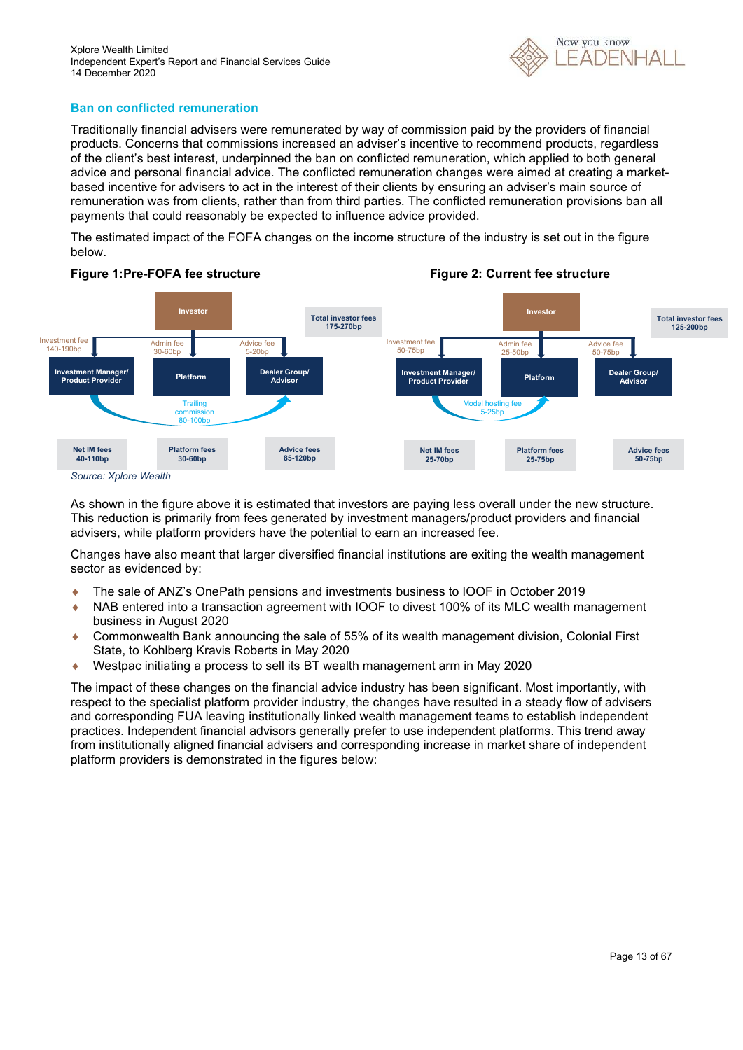## Ban on conflicted remuneration

Traditionally financial advisers were remunerated by way of commission paid by the providers of financial products. Concerns that commissions increased an adviser's incentive to recommend products, regardless of the client's best interest, underpinned the ban on conflicted remuneration, which applied to both general advice and personal financial advice. The conflicted remuneration changes were aimed at creating a market-based incentive for advisers to act in the interest of their clients by ensuring an adviser's main source of remuneration was from clients, rather than from third parties. The conflicted remuneration provisions ban all payments that could reasonably be expected to influence advice provided.

The estimated impact of the FOFA changes on the income structure of the industry is set out in the figure below.

**Figure 1:Pre-FOFA fee structure**

Investor

Total investor fees 175-270bp

Investment fee 140-190bp | Admin fee 30-60bp | Advice fee 5-20bp

Investment Manager/ Product Provider | Platform | Dealer Group/ Advisor

Trailing commission 80-100bp

Net IM fees 40-110bp | Platform fees 30-60bp | Advice fees 85-120bp

**Figure 2: Current fee structure**

Investor

Total investor fees 125-200bp

Investment fee 50-75bp | Admin fee 25-50bp | Advice fee 50-75bp

Investment Manager/ Product Provider | Platform | Dealer Group/ Advisor

Model hosting fee 5-25bp

Net IM fees 25-70bp | Platform fees 25-75bp | Advice fees 50-75bp

*Source: Xplore Wealth*

As shown in the figure above it is estimated that investors are paying less overall under the new structure. This reduction is primarily from fees generated by investment managers/product providers and financial advisers, while platform providers have the potential to earn an increased fee.

Changes have also meant that larger diversified financial institutions are exiting the wealth management sector as evidenced by:

- The sale of ANZ's OnePath pensions and investments business to IOOF in October 2019
- NAB entered into a transaction agreement with IOOF to divest 100% of its MLC wealth management business in August 2020
- Commonwealth Bank announcing the sale of 55% of its wealth management division, Colonial First State, to Kohlberg Kravis Roberts in May 2020
- Westpac initiating a process to sell its BT wealth management arm in May 2020

The impact of these changes on the financial advice industry has been significant. Most importantly, with respect to the specialist platform provider industry, the changes have resulted in a steady flow of advisers and corresponding FUA leaving institutionally linked wealth management teams to establish independent practices. Independent financial advisors generally prefer to use independent platforms. This trend away from institutionally aligned financial advisers and corresponding increase in market share of independent platform providers is demonstrated in the figures below: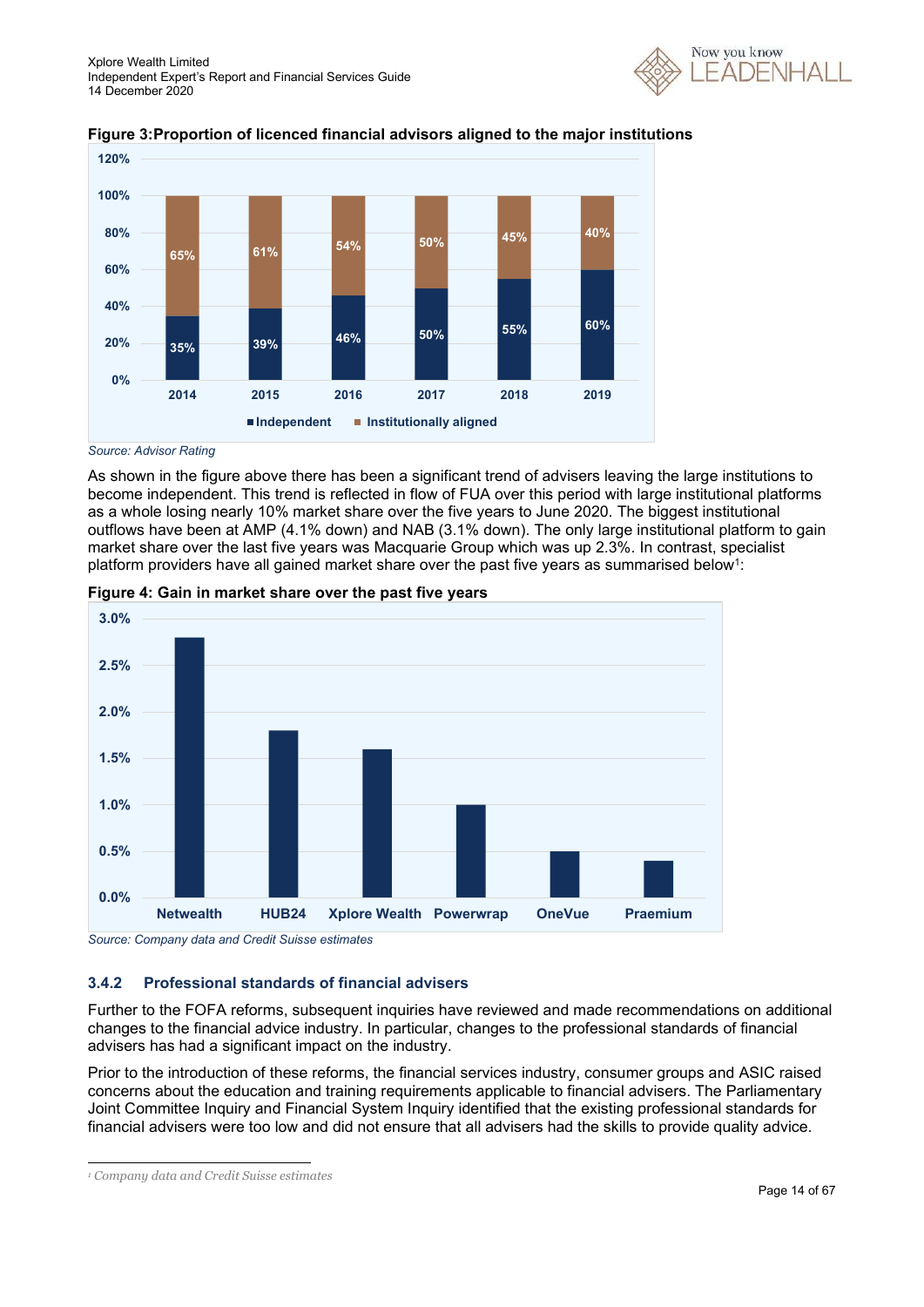**Figure 3:Proportion of licenced financial advisors aligned to the major institutions**

| | 2014 | 2015 | 2016 | 2017 | 2018 | 2019 |
|---|---|---|---|---|---|---|
| Independent | 35% | 39% | 46% | 50% | 55% | 60% |
| Institutionally aligned | 65% | 61% | 54% | 50% | 45% | 40% |

*Source: Advisor Rating*

As shown in the figure above there has been a significant trend of advisers leaving the large institutions to become independent. This trend is reflected in flow of FUA over this period with large institutional platforms as a whole losing nearly 10% market share over the five years to June 2020. The biggest institutional outflows have been at AMP (4.1% down) and NAB (3.1% down). The only large institutional platform to gain market share over the last five years was Macquarie Group which was up 2.3%. In contrast, specialist platform providers have all gained market share over the past five years as summarised below[1]:

**Figure 4: Gain in market share over the past five years**

| Platform | Gain in market share (approx.) |
|---|---|
| Netwealth | 2.8% |
| HUB24 | 1.8% |
| Xplore Wealth | 1.6% |
| Powerwrap | 1.0% |
| OneVue | 0.5% |
| Praemium | 0.4% |

*Source: Company data and Credit Suisse estimates*

### 3.4.2 Professional standards of financial advisers

Further to the FOFA reforms, subsequent inquiries have reviewed and made recommendations on additional changes to the financial advice industry. In particular, changes to the professional standards of financial advisers has had a significant impact on the industry.

Prior to the introduction of these reforms, the financial services industry, consumer groups and ASIC raised concerns about the education and training requirements applicable to financial advisers. The Parliamentary Joint Committee Inquiry and Financial System Inquiry identified that the existing professional standards for financial advisers were too low and did not ensure that all advisers had the skills to provide quality advice.

[1] *Company data and Credit Suisse estimates*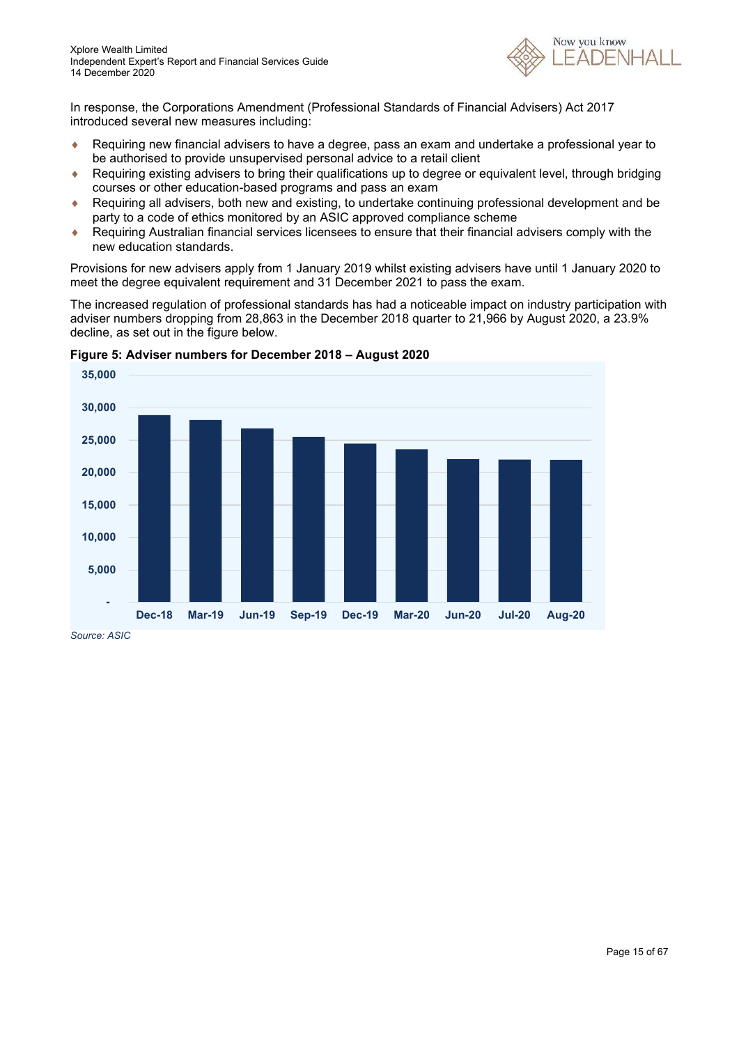In response, the Corporations Amendment (Professional Standards of Financial Advisers) Act 2017 introduced several new measures including:

- Requiring new financial advisers to have a degree, pass an exam and undertake a professional year to be authorised to provide unsupervised personal advice to a retail client
- Requiring existing advisers to bring their qualifications up to degree or equivalent level, through bridging courses or other education-based programs and pass an exam
- Requiring all advisers, both new and existing, to undertake continuing professional development and be party to a code of ethics monitored by an ASIC approved compliance scheme
- Requiring Australian financial services licensees to ensure that their financial advisers comply with the new education standards.

Provisions for new advisers apply from 1 January 2019 whilst existing advisers have until 1 January 2020 to meet the degree equivalent requirement and 31 December 2021 to pass the exam.

The increased regulation of professional standards has had a noticeable impact on industry participation with adviser numbers dropping from 28,863 in the December 2018 quarter to 21,966 by August 2020, a 23.9% decline, as set out in the figure below.

**Figure 5: Adviser numbers for December 2018 – August 2020**

*Source: ASIC*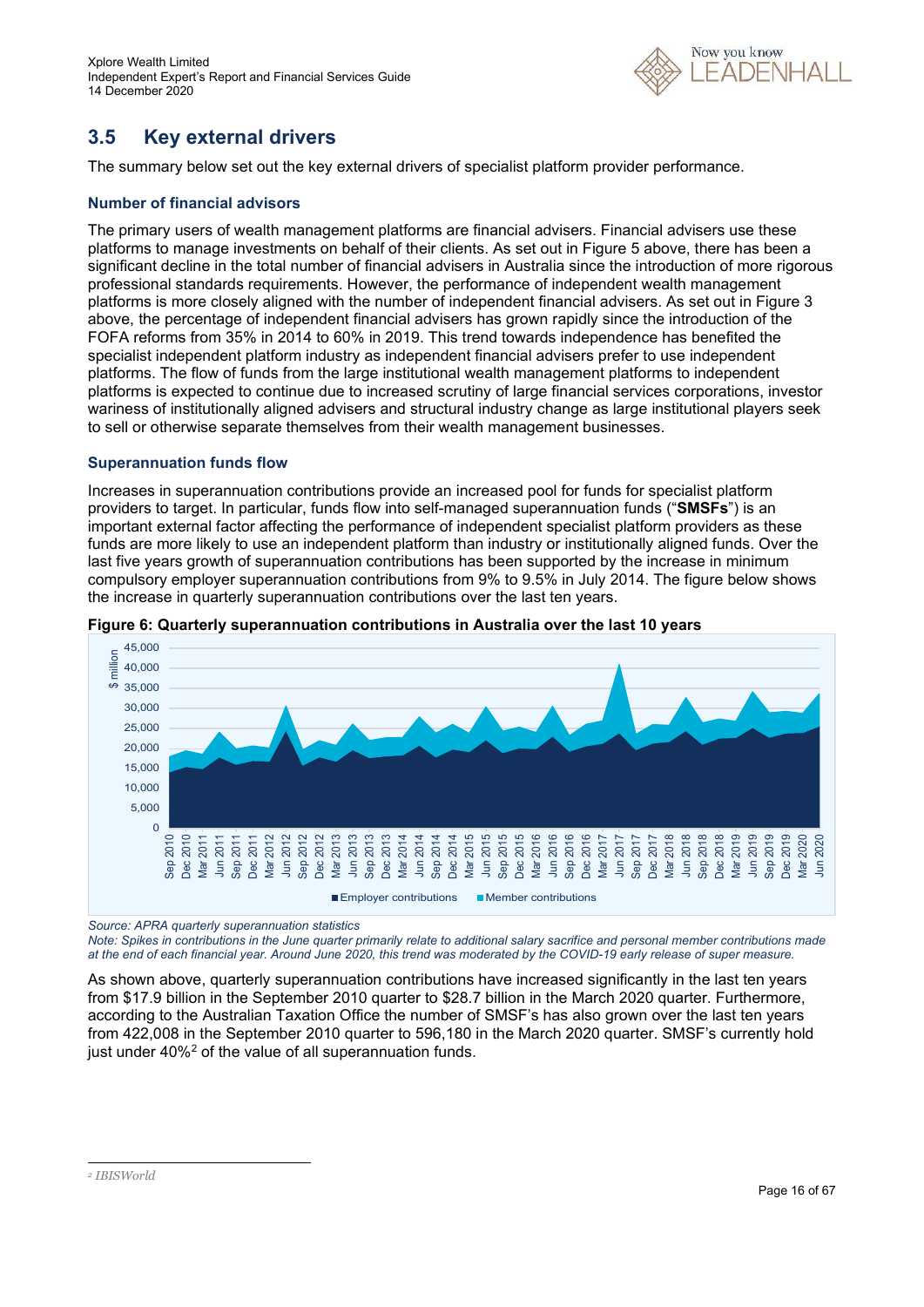## 3.5 Key external drivers

The summary below set out the key external drivers of specialist platform provider performance.

### Number of financial advisors

The primary users of wealth management platforms are financial advisers. Financial advisers use these platforms to manage investments on behalf of their clients. As set out in Figure 5 above, there has been a significant decline in the total number of financial advisers in Australia since the introduction of more rigorous professional standards requirements. However, the performance of independent wealth management platforms is more closely aligned with the number of independent financial advisers. As set out in Figure 3 above, the percentage of independent financial advisers has grown rapidly since the introduction of the FOFA reforms from 35% in 2014 to 60% in 2019. This trend towards independence has benefited the specialist independent platform industry as independent financial advisers prefer to use independent platforms. The flow of funds from the large institutional wealth management platforms to independent platforms is expected to continue due to increased scrutiny of large financial services corporations, investor wariness of institutionally aligned advisers and structural industry change as large institutional players seek to sell or otherwise separate themselves from their wealth management businesses.

### Superannuation funds flow

Increases in superannuation contributions provide an increased pool for funds for specialist platform providers to target. In particular, funds flow into self-managed superannuation funds ("**SMSFs**") is an important external factor affecting the performance of independent specialist platform providers as these funds are more likely to use an independent platform than industry or institutionally aligned funds. Over the last five years growth of superannuation contributions has been supported by the increase in minimum compulsory employer superannuation contributions from 9% to 9.5% in July 2014. The figure below shows the increase in quarterly superannuation contributions over the last ten years.

**Figure 6: Quarterly superannuation contributions in Australia over the last 10 years**

*Source: APRA quarterly superannuation statistics*

*Note: Spikes in contributions in the June quarter primarily relate to additional salary sacrifice and personal member contributions made at the end of each financial year. Around June 2020, this trend was moderated by the COVID-19 early release of super measure.*

As shown above, quarterly superannuation contributions have increased significantly in the last ten years from $17.9 billion in the September 2010 quarter to $28.7 billion in the March 2020 quarter. Furthermore, according to the Australian Taxation Office the number of SMSF's has also grown over the last ten years from 422,008 in the September 2010 quarter to 596,180 in the March 2020 quarter. SMSF's currently hold just under 40%[2] of the value of all superannuation funds.

[2] IBISWorld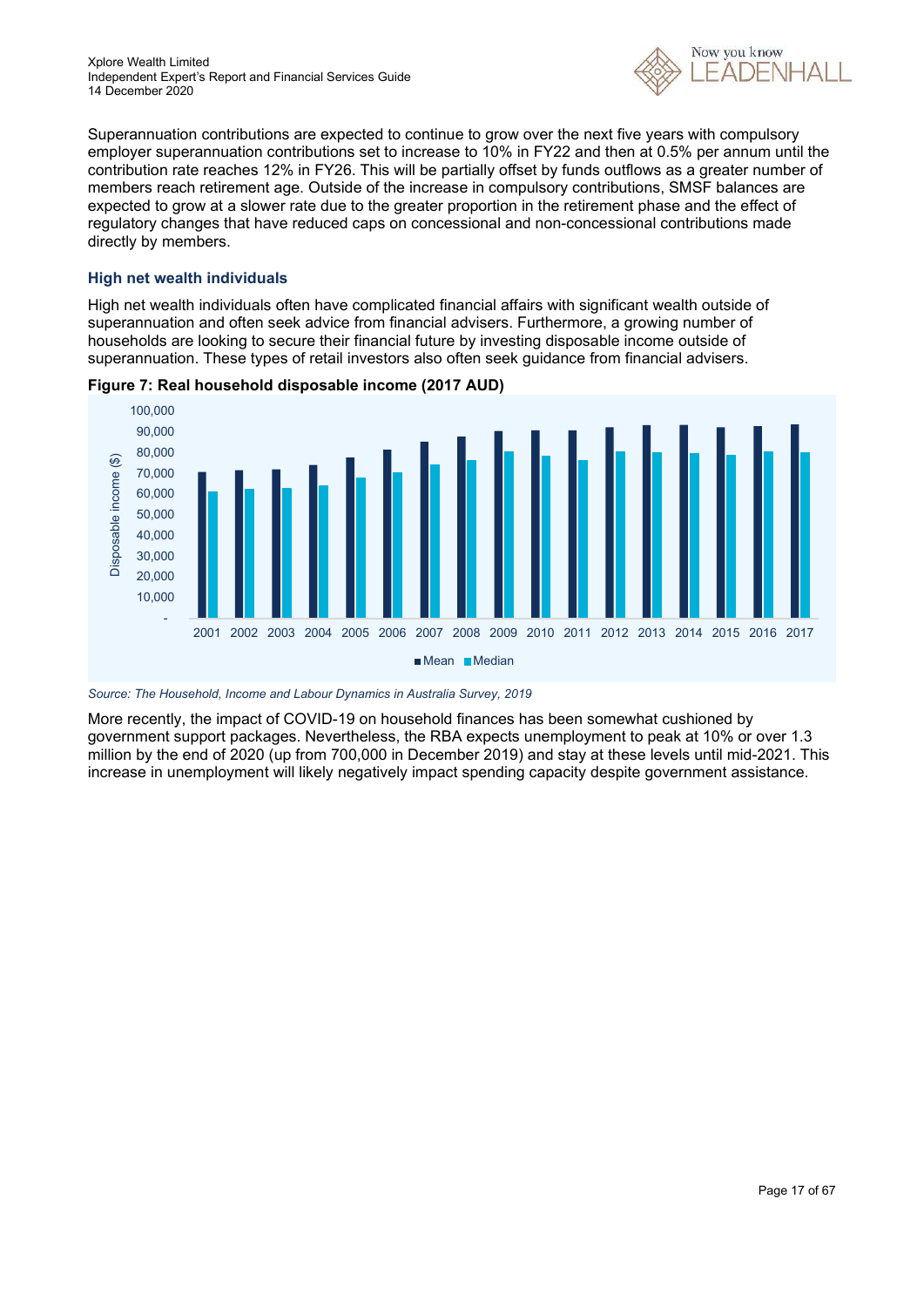Superannuation contributions are expected to continue to grow over the next five years with compulsory employer superannuation contributions set to increase to 10% in FY22 and then at 0.5% per annum until the contribution rate reaches 12% in FY26. This will be partially offset by funds outflows as a greater number of members reach retirement age. Outside of the increase in compulsory contributions, SMSF balances are expected to grow at a slower rate due to the greater proportion in the retirement phase and the effect of regulatory changes that have reduced caps on concessional and non-concessional contributions made directly by members.

### High net wealth individuals

High net wealth individuals often have complicated financial affairs with significant wealth outside of superannuation and often seek advice from financial advisers. Furthermore, a growing number of households are looking to secure their financial future by investing disposable income outside of superannuation. These types of retail investors also often seek guidance from financial advisers.

**Figure 7: Real household disposable income (2017 AUD)**

*Source: The Household, Income and Labour Dynamics in Australia Survey, 2019*

More recently, the impact of COVID-19 on household finances has been somewhat cushioned by government support packages. Nevertheless, the RBA expects unemployment to peak at 10% or over 1.3 million by the end of 2020 (up from 700,000 in December 2019) and stay at these levels until mid-2021. This increase in unemployment will likely negatively impact spending capacity despite government assistance.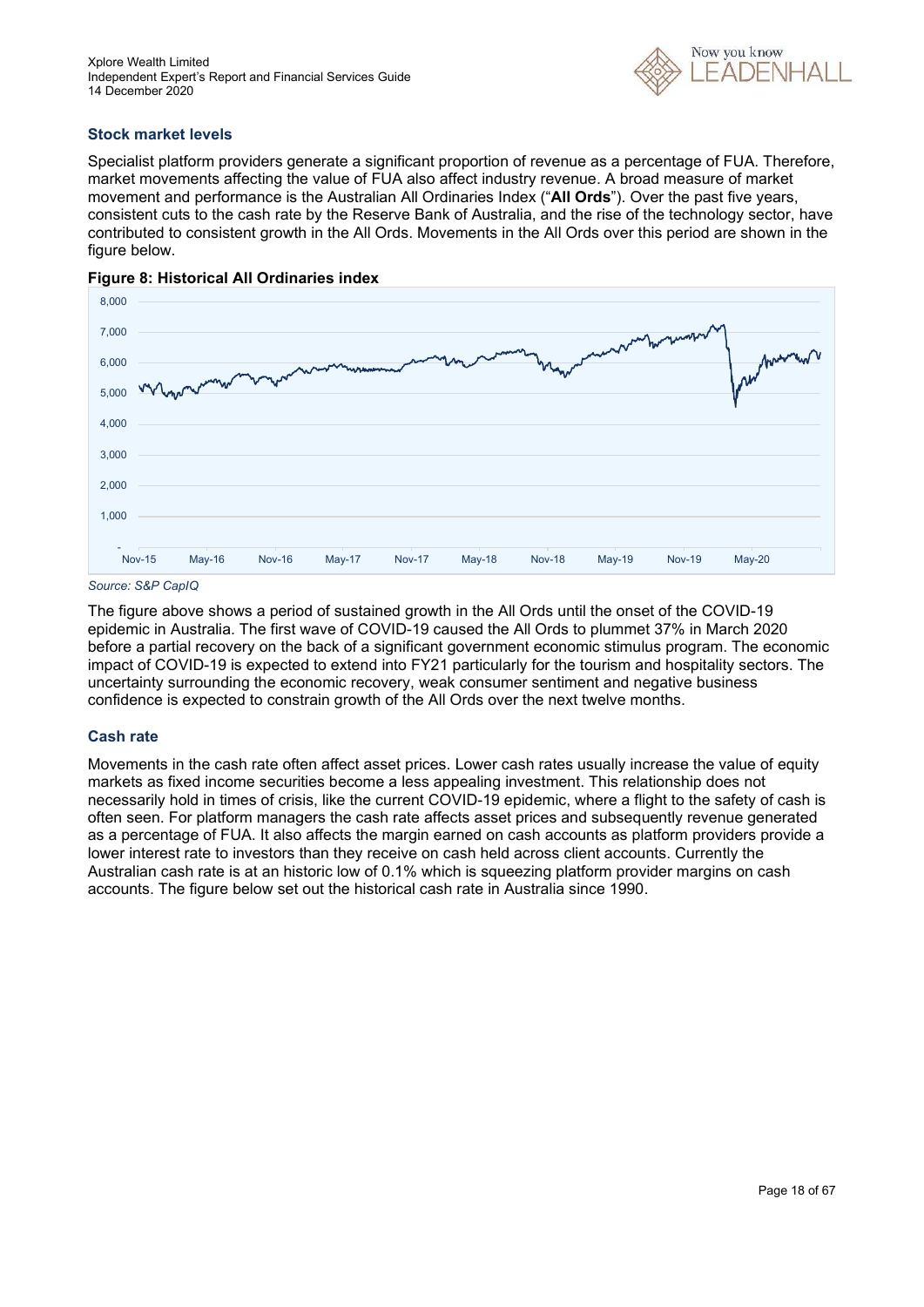### Stock market levels

Specialist platform providers generate a significant proportion of revenue as a percentage of FUA. Therefore, market movements affecting the value of FUA also affect industry revenue. A broad measure of market movement and performance is the Australian All Ordinaries Index ("**All Ords**"). Over the past five years, consistent cuts to the cash rate by the Reserve Bank of Australia, and the rise of the technology sector, have contributed to consistent growth in the All Ords. Movements in the All Ords over this period are shown in the figure below.

**Figure 8: Historical All Ordinaries index**

*Source: S&P CapIQ*

The figure above shows a period of sustained growth in the All Ords until the onset of the COVID-19 epidemic in Australia. The first wave of COVID-19 caused the All Ords to plummet 37% in March 2020 before a partial recovery on the back of a significant government economic stimulus program. The economic impact of COVID-19 is expected to extend into FY21 particularly for the tourism and hospitality sectors. The uncertainty surrounding the economic recovery, weak consumer sentiment and negative business confidence is expected to constrain growth of the All Ords over the next twelve months.

### Cash rate

Movements in the cash rate often affect asset prices. Lower cash rates usually increase the value of equity markets as fixed income securities become a less appealing investment. This relationship does not necessarily hold in times of crisis, like the current COVID-19 epidemic, where a flight to the safety of cash is often seen. For platform managers the cash rate affects asset prices and subsequently revenue generated as a percentage of FUA. It also affects the margin earned on cash accounts as platform providers provide a lower interest rate to investors than they receive on cash held across client accounts. Currently the Australian cash rate is at an historic low of 0.1% which is squeezing platform provider margins on cash accounts. The figure below set out the historical cash rate in Australia since 1990.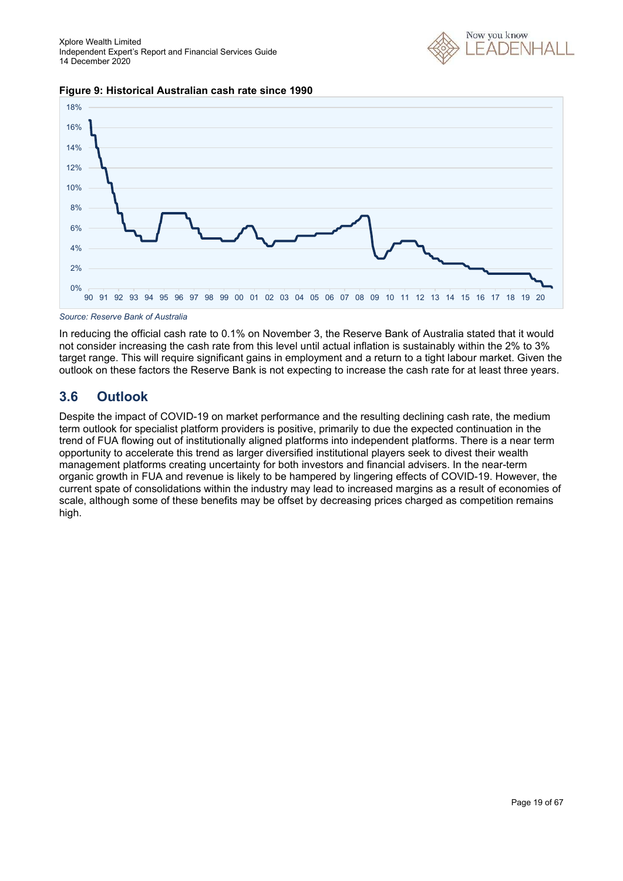**Figure 9: Historical Australian cash rate since 1990**

*Source: Reserve Bank of Australia*

In reducing the official cash rate to 0.1% on November 3, the Reserve Bank of Australia stated that it would not consider increasing the cash rate from this level until actual inflation is sustainably within the 2% to 3% target range. This will require significant gains in employment and a return to a tight labour market. Given the outlook on these factors the Reserve Bank is not expecting to increase the cash rate for at least three years.

## 3.6 Outlook

Despite the impact of COVID-19 on market performance and the resulting declining cash rate, the medium term outlook for specialist platform providers is positive, primarily to due the expected continuation in the trend of FUA flowing out of institutionally aligned platforms into independent platforms. There is a near term opportunity to accelerate this trend as larger diversified institutional players seek to divest their wealth management platforms creating uncertainty for both investors and financial advisers. In the near-term organic growth in FUA and revenue is likely to be hampered by lingering effects of COVID-19. However, the current spate of consolidations within the industry may lead to increased margins as a result of economies of scale, although some of these benefits may be offset by decreasing prices charged as competition remains high.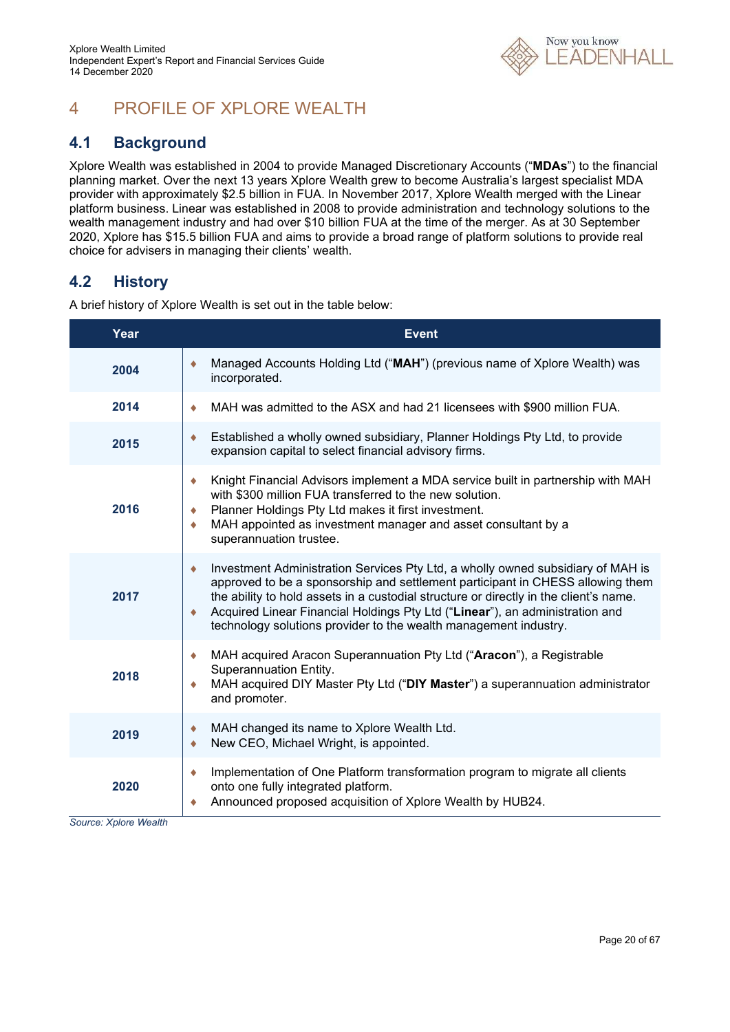# 4 PROFILE OF XPLORE WEALTH

## 4.1 Background

Xplore Wealth was established in 2004 to provide Managed Discretionary Accounts ("**MDAs**") to the financial planning market. Over the next 13 years Xplore Wealth grew to become Australia's largest specialist MDA provider with approximately $2.5 billion in FUA. In November 2017, Xplore Wealth merged with the Linear platform business. Linear was established in 2008 to provide administration and technology solutions to the wealth management industry and had over $10 billion FUA at the time of the merger. As at 30 September 2020, Xplore has $15.5 billion FUA and aims to provide a broad range of platform solutions to provide real choice for advisers in managing their clients' wealth.

## 4.2 History

A brief history of Xplore Wealth is set out in the table below:

| Year | Event |
|---|---|
| **2004** | ♦ Managed Accounts Holding Ltd ("**MAH**") (previous name of Xplore Wealth) was incorporated. |
| **2014** | ♦ MAH was admitted to the ASX and had 21 licensees with $900 million FUA. |
| **2015** | ♦ Established a wholly owned subsidiary, Planner Holdings Pty Ltd, to provide expansion capital to select financial advisory firms. |
| **2016** | ♦ Knight Financial Advisors implement a MDA service built in partnership with MAH with $300 million FUA transferred to the new solution.<br>♦ Planner Holdings Pty Ltd makes it first investment.<br>♦ MAH appointed as investment manager and asset consultant by a superannuation trustee. |
| **2017** | ♦ Investment Administration Services Pty Ltd, a wholly owned subsidiary of MAH is approved to be a sponsorship and settlement participant in CHESS allowing them the ability to hold assets in a custodial structure or directly in the client's name.<br>♦ Acquired Linear Financial Holdings Pty Ltd ("**Linear**"), an administration and technology solutions provider to the wealth management industry. |
| **2018** | ♦ MAH acquired Aracon Superannuation Pty Ltd ("**Aracon**"), a Registrable Superannuation Entity.<br>♦ MAH acquired DIY Master Pty Ltd ("**DIY Master**") a superannuation administrator and promoter. |
| **2019** | ♦ MAH changed its name to Xplore Wealth Ltd.<br>♦ New CEO, Michael Wright, is appointed. |
| **2020** | ♦ Implementation of One Platform transformation program to migrate all clients onto one fully integrated platform.<br>♦ Announced proposed acquisition of Xplore Wealth by HUB24. |

*Source: Xplore Wealth*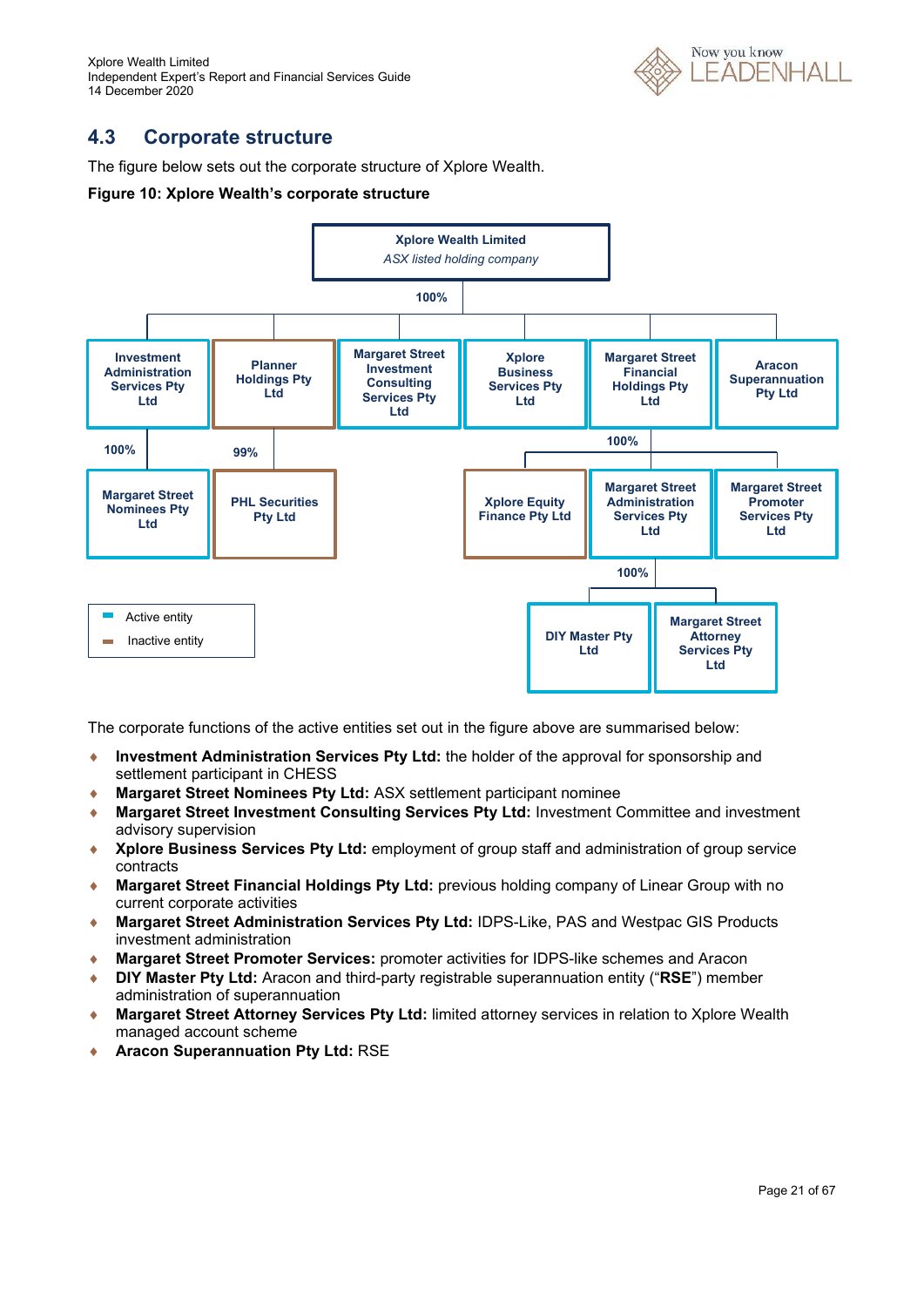## 4.3 Corporate structure

The figure below sets out the corporate structure of Xplore Wealth.

**Figure 10: Xplore Wealth's corporate structure**

**Xplore Wealth Limited**
*ASX listed holding company*

100%

- **Investment Administration Services Pty Ltd**
  - 100% — **Margaret Street Nominees Pty Ltd**
- **Planner Holdings Pty Ltd**
  - 99% — **PHL Securities Pty Ltd**
- **Margaret Street Investment Consulting Services Pty Ltd**
- **Xplore Business Services Pty Ltd**
- **Margaret Street Financial Holdings Pty Ltd**
  - 100%
    - **Xplore Equity Finance Pty Ltd**
    - **Margaret Street Administration Services Pty Ltd**
      - 100%
        - **DIY Master Pty Ltd**
        - **Margaret Street Attorney Services Pty Ltd**
    - **Margaret Street Promoter Services Pty Ltd**
- **Aracon Superannuation Pty Ltd**

Legend: Active entity / Inactive entity

The corporate functions of the active entities set out in the figure above are summarised below:

- **Investment Administration Services Pty Ltd:** the holder of the approval for sponsorship and settlement participant in CHESS
- **Margaret Street Nominees Pty Ltd:** ASX settlement participant nominee
- **Margaret Street Investment Consulting Services Pty Ltd:** Investment Committee and investment advisory supervision
- **Xplore Business Services Pty Ltd:** employment of group staff and administration of group service contracts
- **Margaret Street Financial Holdings Pty Ltd:** previous holding company of Linear Group with no current corporate activities
- **Margaret Street Administration Services Pty Ltd:** IDPS-Like, PAS and Westpac GIS Products investment administration
- **Margaret Street Promoter Services:** promoter activities for IDPS-like schemes and Aracon
- **DIY Master Pty Ltd:** Aracon and third-party registrable superannuation entity ("**RSE**") member administration of superannuation
- **Margaret Street Attorney Services Pty Ltd:** limited attorney services in relation to Xplore Wealth managed account scheme
- **Aracon Superannuation Pty Ltd:** RSE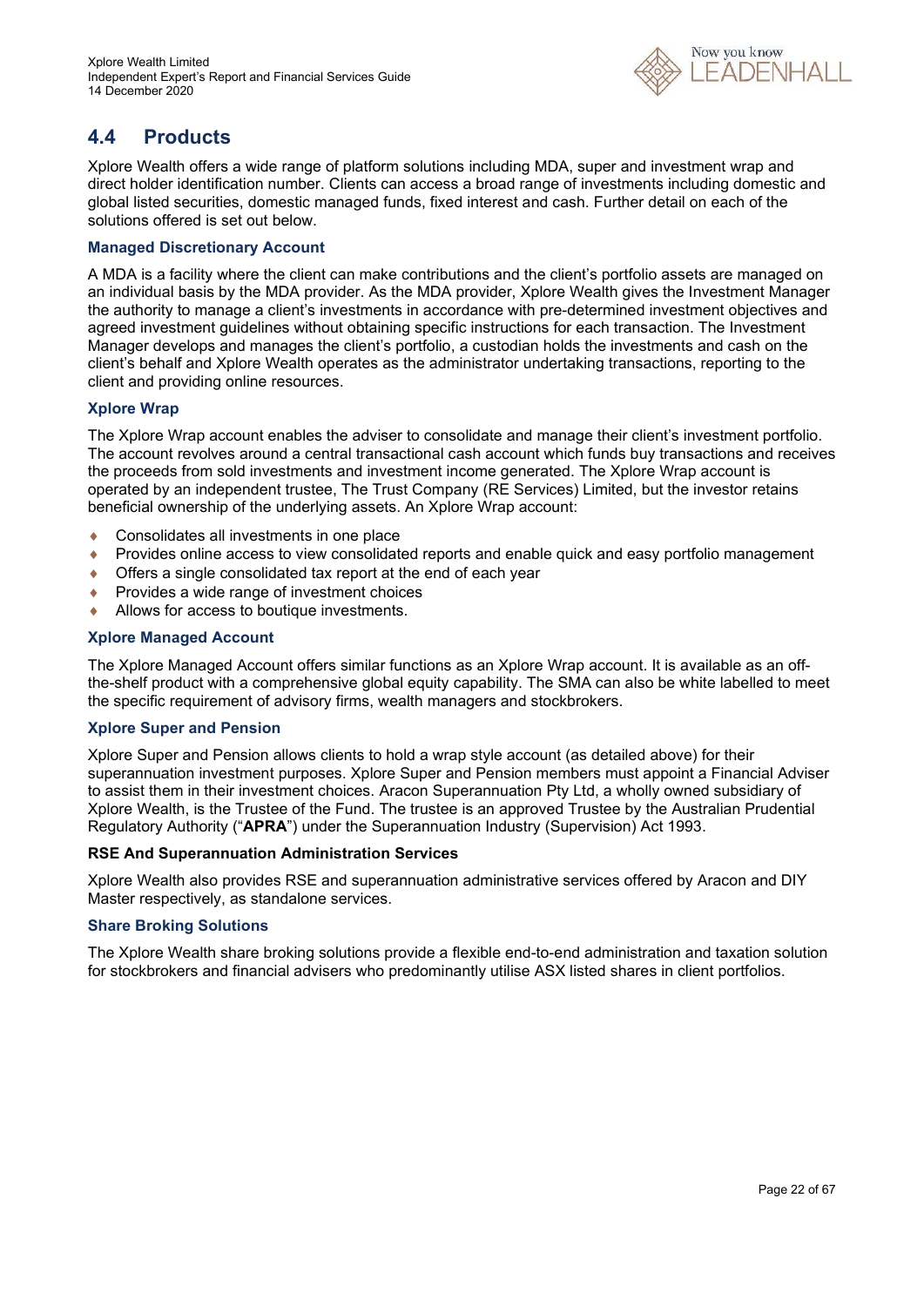## 4.4 Products

Xplore Wealth offers a wide range of platform solutions including MDA, super and investment wrap and direct holder identification number. Clients can access a broad range of investments including domestic and global listed securities, domestic managed funds, fixed interest and cash. Further detail on each of the solutions offered is set out below.

### Managed Discretionary Account

A MDA is a facility where the client can make contributions and the client's portfolio assets are managed on an individual basis by the MDA provider. As the MDA provider, Xplore Wealth gives the Investment Manager the authority to manage a client's investments in accordance with pre-determined investment objectives and agreed investment guidelines without obtaining specific instructions for each transaction. The Investment Manager develops and manages the client's portfolio, a custodian holds the investments and cash on the client's behalf and Xplore Wealth operates as the administrator undertaking transactions, reporting to the client and providing online resources.

### Xplore Wrap

The Xplore Wrap account enables the adviser to consolidate and manage their client's investment portfolio. The account revolves around a central transactional cash account which funds buy transactions and receives the proceeds from sold investments and investment income generated. The Xplore Wrap account is operated by an independent trustee, The Trust Company (RE Services) Limited, but the investor retains beneficial ownership of the underlying assets. An Xplore Wrap account:

- Consolidates all investments in one place
- Provides online access to view consolidated reports and enable quick and easy portfolio management
- Offers a single consolidated tax report at the end of each year
- Provides a wide range of investment choices
- Allows for access to boutique investments.

### Xplore Managed Account

The Xplore Managed Account offers similar functions as an Xplore Wrap account. It is available as an off-the-shelf product with a comprehensive global equity capability. The SMA can also be white labelled to meet the specific requirement of advisory firms, wealth managers and stockbrokers.

### Xplore Super and Pension

Xplore Super and Pension allows clients to hold a wrap style account (as detailed above) for their superannuation investment purposes. Xplore Super and Pension members must appoint a Financial Adviser to assist them in their investment choices. Aracon Superannuation Pty Ltd, a wholly owned subsidiary of Xplore Wealth, is the Trustee of the Fund. The trustee is an approved Trustee by the Australian Prudential Regulatory Authority ("**APRA**") under the Superannuation Industry (Supervision) Act 1993.

### RSE And Superannuation Administration Services

Xplore Wealth also provides RSE and superannuation administrative services offered by Aracon and DIY Master respectively, as standalone services.

### Share Broking Solutions

The Xplore Wealth share broking solutions provide a flexible end-to-end administration and taxation solution for stockbrokers and financial advisers who predominantly utilise ASX listed shares in client portfolios.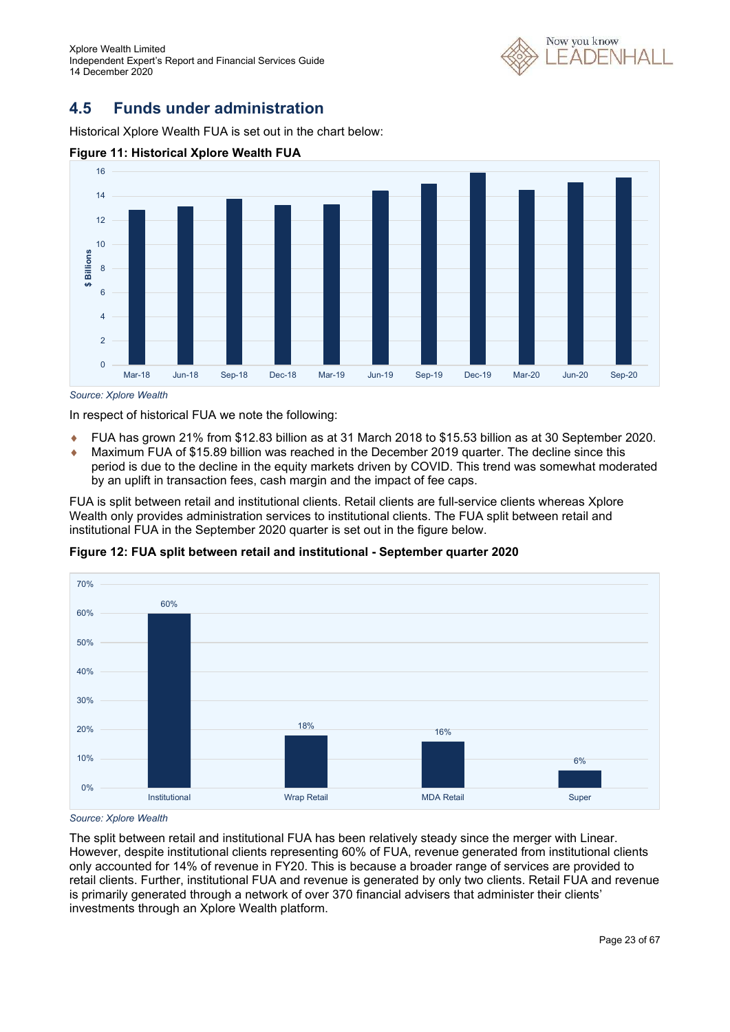## 4.5 Funds under administration

Historical Xplore Wealth FUA is set out in the chart below:

**Figure 11: Historical Xplore Wealth FUA**

*Source: Xplore Wealth*

In respect of historical FUA we note the following:

- FUA has grown 21% from $12.83 billion as at 31 March 2018 to $15.53 billion as at 30 September 2020.
- Maximum FUA of $15.89 billion was reached in the December 2019 quarter. The decline since this period is due to the decline in the equity markets driven by COVID. This trend was somewhat moderated by an uplift in transaction fees, cash margin and the impact of fee caps.

FUA is split between retail and institutional clients. Retail clients are full-service clients whereas Xplore Wealth only provides administration services to institutional clients. The FUA split between retail and institutional FUA in the September 2020 quarter is set out in the figure below.

**Figure 12: FUA split between retail and institutional - September quarter 2020**

| Institutional | Wrap Retail | MDA Retail | Super |
|---|---|---|---|
| 60% | 18% | 16% | 6% |

*Source: Xplore Wealth*

The split between retail and institutional FUA has been relatively steady since the merger with Linear. However, despite institutional clients representing 60% of FUA, revenue generated from institutional clients only accounted for 14% of revenue in FY20. This is because a broader range of services are provided to retail clients. Further, institutional FUA and revenue is generated by only two clients. Retail FUA and revenue is primarily generated through a network of over 370 financial advisers that administer their clients' investments through an Xplore Wealth platform.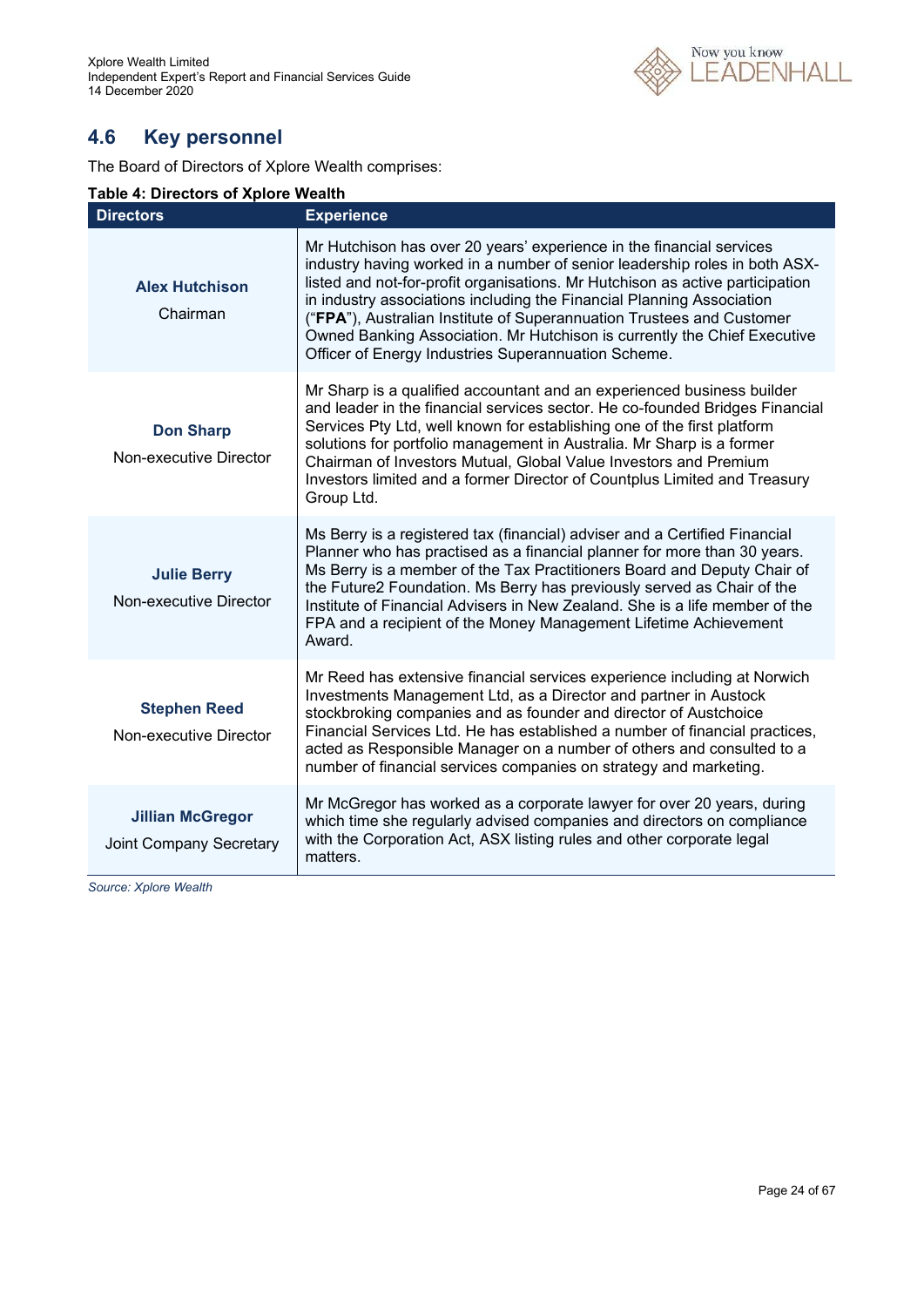## 4.6 Key personnel

The Board of Directors of Xplore Wealth comprises:

**Table 4: Directors of Xplore Wealth**

| Directors | Experience |
|---|---|
| **Alex Hutchison**<br>Chairman | Mr Hutchison has over 20 years' experience in the financial services industry having worked in a number of senior leadership roles in both ASX-listed and not-for-profit organisations. Mr Hutchison as active participation in industry associations including the Financial Planning Association ("**FPA**"), Australian Institute of Superannuation Trustees and Customer Owned Banking Association. Mr Hutchison is currently the Chief Executive Officer of Energy Industries Superannuation Scheme. |
| **Don Sharp**<br>Non-executive Director | Mr Sharp is a qualified accountant and an experienced business builder and leader in the financial services sector. He co-founded Bridges Financial Services Pty Ltd, well known for establishing one of the first platform solutions for portfolio management in Australia. Mr Sharp is a former Chairman of Investors Mutual, Global Value Investors and Premium Investors limited and a former Director of Countplus Limited and Treasury Group Ltd. |
| **Julie Berry**<br>Non-executive Director | Ms Berry is a registered tax (financial) adviser and a Certified Financial Planner who has practised as a financial planner for more than 30 years. Ms Berry is a member of the Tax Practitioners Board and Deputy Chair of the Future2 Foundation. Ms Berry has previously served as Chair of the Institute of Financial Advisers in New Zealand. She is a life member of the FPA and a recipient of the Money Management Lifetime Achievement Award. |
| **Stephen Reed**<br>Non-executive Director | Mr Reed has extensive financial services experience including at Norwich Investments Management Ltd, as a Director and partner in Austock stockbroking companies and as founder and director of Austchoice Financial Services Ltd. He has established a number of financial practices, acted as Responsible Manager on a number of others and consulted to a number of financial services companies on strategy and marketing. |
| **Jillian McGregor**<br>Joint Company Secretary | Mr McGregor has worked as a corporate lawyer for over 20 years, during which time she regularly advised companies and directors on compliance with the Corporation Act, ASX listing rules and other corporate legal matters. |

*Source: Xplore Wealth*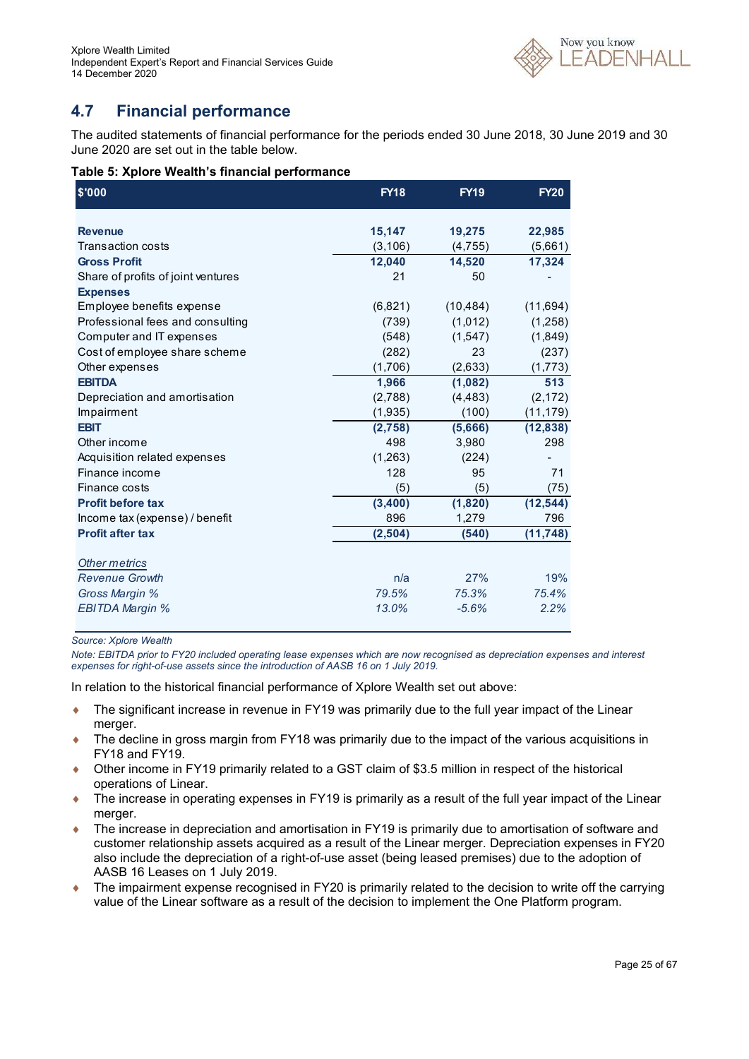## 4.7 Financial performance

The audited statements of financial performance for the periods ended 30 June 2018, 30 June 2019 and 30 June 2020 are set out in the table below.

**Table 5: Xplore Wealth's financial performance**

| $'000 | FY18 | FY19 | FY20 |
|---|---|---|---|
| **Revenue** | **15,147** | **19,275** | **22,985** |
| Transaction costs | (3,106) | (4,755) | (5,661) |
| **Gross Profit** | **12,040** | **14,520** | **17,324** |
| Share of profits of joint ventures | 21 | 50 | - |
| **Expenses** | | | |
| Employee benefits expense | (6,821) | (10,484) | (11,694) |
| Professional fees and consulting | (739) | (1,012) | (1,258) |
| Computer and IT expenses | (548) | (1,547) | (1,849) |
| Cost of employee share scheme | (282) | 23 | (237) |
| Other expenses | (1,706) | (2,633) | (1,773) |
| **EBITDA** | **1,966** | **(1,082)** | **513** |
| Depreciation and amortisation | (2,788) | (4,483) | (2,172) |
| Impairment | (1,935) | (100) | (11,179) |
| **EBIT** | **(2,758)** | **(5,666)** | **(12,838)** |
| Other income | 498 | 3,980 | 298 |
| Acquisition related expenses | (1,263) | (224) | - |
| Finance income | 128 | 95 | 71 |
| Finance costs | (5) | (5) | (75) |
| **Profit before tax** | **(3,400)** | **(1,820)** | **(12,544)** |
| Income tax (expense) / benefit | 896 | 1,279 | 796 |
| **Profit after tax** | **(2,504)** | **(540)** | **(11,748)** |
| *Other metrics* | | | |
| *Revenue Growth* | *n/a* | *27%* | *19%* |
| *Gross Margin %* | *79.5%* | *75.3%* | *75.4%* |
| *EBITDA Margin %* | *13.0%* | *-5.6%* | *2.2%* |

*Source: Xplore Wealth*

*Note: EBITDA prior to FY20 included operating lease expenses which are now recognised as depreciation expenses and interest expenses for right-of-use assets since the introduction of AASB 16 on 1 July 2019.*

In relation to the historical financial performance of Xplore Wealth set out above:

- The significant increase in revenue in FY19 was primarily due to the full year impact of the Linear merger.
- The decline in gross margin from FY18 was primarily due to the impact of the various acquisitions in FY18 and FY19.
- Other income in FY19 primarily related to a GST claim of $3.5 million in respect of the historical operations of Linear.
- The increase in operating expenses in FY19 is primarily as a result of the full year impact of the Linear merger.
- The increase in depreciation and amortisation in FY19 is primarily due to amortisation of software and customer relationship assets acquired as a result of the Linear merger. Depreciation expenses in FY20 also include the depreciation of a right-of-use asset (being leased premises) due to the adoption of AASB 16 Leases on 1 July 2019.
- The impairment expense recognised in FY20 is primarily related to the decision to write off the carrying value of the Linear software as a result of the decision to implement the One Platform program.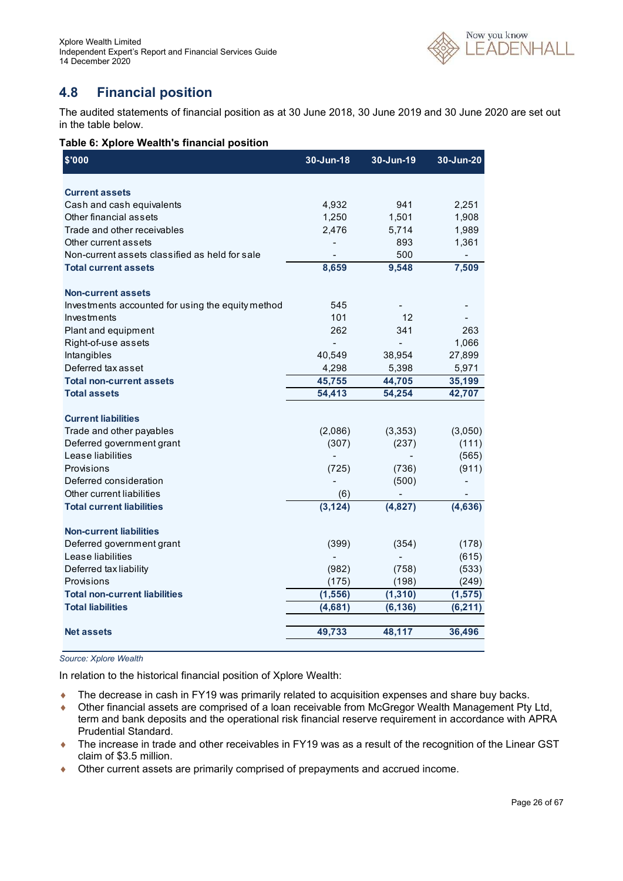## 4.8 Financial position

The audited statements of financial position as at 30 June 2018, 30 June 2019 and 30 June 2020 are set out in the table below.

**Table 6: Xplore Wealth's financial position**

| $'000 | 30-Jun-18 | 30-Jun-19 | 30-Jun-20 |
|---|---|---|---|
| **Current assets** | | | |
| Cash and cash equivalents | 4,932 | 941 | 2,251 |
| Other financial assets | 1,250 | 1,501 | 1,908 |
| Trade and other receivables | 2,476 | 5,714 | 1,989 |
| Other current assets | - | 893 | 1,361 |
| Non-current assets classified as held for sale | - | 500 | - |
| **Total current assets** | **8,659** | **9,548** | **7,509** |
| **Non-current assets** | | | |
| Investments accounted for using the equity method | 545 | - | - |
| Investments | 101 | 12 | - |
| Plant and equipment | 262 | 341 | 263 |
| Right-of-use assets | - | - | 1,066 |
| Intangibles | 40,549 | 38,954 | 27,899 |
| Deferred tax asset | 4,298 | 5,398 | 5,971 |
| **Total non-current assets** | **45,755** | **44,705** | **35,199** |
| **Total assets** | **54,413** | **54,254** | **42,707** |
| **Current liabilities** | | | |
| Trade and other payables | (2,086) | (3,353) | (3,050) |
| Deferred government grant | (307) | (237) | (111) |
| Lease liabilities | - | - | (565) |
| Provisions | (725) | (736) | (911) |
| Deferred consideration | - | (500) | - |
| Other current liabilities | (6) | - | - |
| **Total current liabilities** | **(3,124)** | **(4,827)** | **(4,636)** |
| **Non-current liabilities** | | | |
| Deferred government grant | (399) | (354) | (178) |
| Lease liabilities | - | - | (615) |
| Deferred tax liability | (982) | (758) | (533) |
| Provisions | (175) | (198) | (249) |
| **Total non-current liabilities** | **(1,556)** | **(1,310)** | **(1,575)** |
| **Total liabilities** | **(4,681)** | **(6,136)** | **(6,211)** |
| **Net assets** | **49,733** | **48,117** | **36,496** |

*Source: Xplore Wealth*

In relation to the historical financial position of Xplore Wealth:

- The decrease in cash in FY19 was primarily related to acquisition expenses and share buy backs.
- Other financial assets are comprised of a loan receivable from McGregor Wealth Management Pty Ltd, term and bank deposits and the operational risk financial reserve requirement in accordance with APRA Prudential Standard.
- The increase in trade and other receivables in FY19 was as a result of the recognition of the Linear GST claim of $3.5 million.
- Other current assets are primarily comprised of prepayments and accrued income.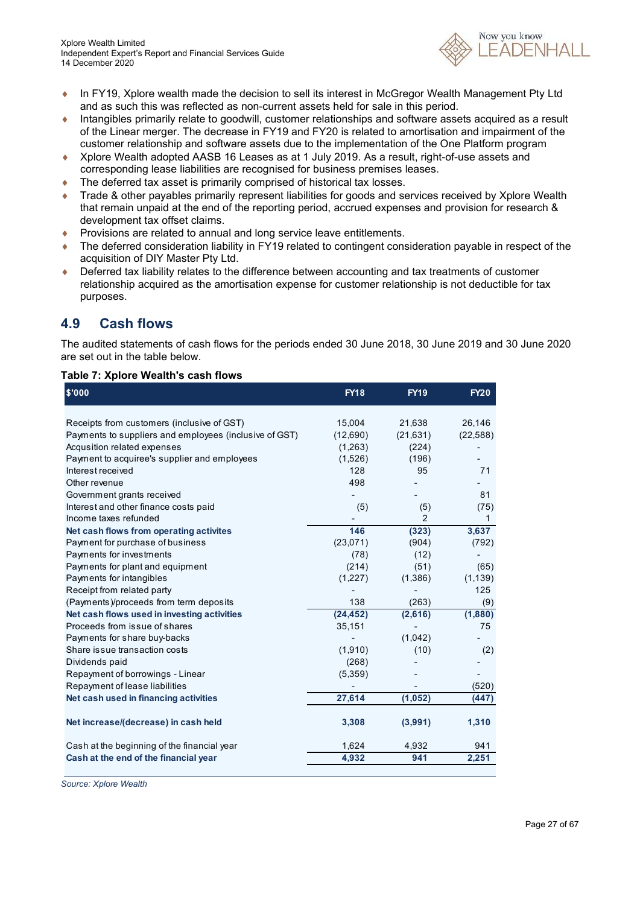- In FY19, Xplore wealth made the decision to sell its interest in McGregor Wealth Management Pty Ltd and as such this was reflected as non-current assets held for sale in this period.
- Intangibles primarily relate to goodwill, customer relationships and software assets acquired as a result of the Linear merger. The decrease in FY19 and FY20 is related to amortisation and impairment of the customer relationship and software assets due to the implementation of the One Platform program
- Xplore Wealth adopted AASB 16 Leases as at 1 July 2019. As a result, right-of-use assets and corresponding lease liabilities are recognised for business premises leases.
- The deferred tax asset is primarily comprised of historical tax losses.
- Trade & other payables primarily represent liabilities for goods and services received by Xplore Wealth that remain unpaid at the end of the reporting period, accrued expenses and provision for research & development tax offset claims.
- Provisions are related to annual and long service leave entitlements.
- The deferred consideration liability in FY19 related to contingent consideration payable in respect of the acquisition of DIY Master Pty Ltd.
- Deferred tax liability relates to the difference between accounting and tax treatments of customer relationship acquired as the amortisation expense for customer relationship is not deductible for tax purposes.

## 4.9 Cash flows

The audited statements of cash flows for the periods ended 30 June 2018, 30 June 2019 and 30 June 2020 are set out in the table below.

**Table 7: Xplore Wealth's cash flows**

| $'000 | FY18 | FY19 | FY20 |
|---|---|---|---|
| Receipts from customers (inclusive of GST) | 15,004 | 21,638 | 26,146 |
| Payments to suppliers and employees (inclusive of GST) | (12,690) | (21,631) | (22,588) |
| Acqusition related expenses | (1,263) | (224) | - |
| Payment to acquiree's supplier and employees | (1,526) | (196) | - |
| Interest received | 128 | 95 | 71 |
| Other revenue | 498 | - | - |
| Government grants received | - | - | 81 |
| Interest and other finance costs paid | (5) | (5) | (75) |
| Income taxes refunded | - | 2 | 1 |
| **Net cash flows from operating activites** | **146** | **(323)** | **3,637** |
| Payment for purchase of business | (23,071) | (904) | (792) |
| Payments for investments | (78) | (12) | - |
| Payments for plant and equipment | (214) | (51) | (65) |
| Payments for intangibles | (1,227) | (1,386) | (1,139) |
| Receipt from related party | - | - | 125 |
| (Payments)/proceeds from term deposits | 138 | (263) | (9) |
| **Net cash flows used in investing activities** | **(24,452)** | **(2,616)** | **(1,880)** |
| Proceeds from issue of shares | 35,151 | - | 75 |
| Payments for share buy-backs | - | (1,042) | - |
| Share issue transaction costs | (1,910) | (10) | (2) |
| Dividends paid | (268) | - | - |
| Repayment of borrowings - Linear | (5,359) | - | - |
| Repayment of lease liabilities | - | - | (520) |
| **Net cash used in financing activities** | **27,614** | **(1,052)** | **(447)** |
| **Net increase/(decrease) in cash held** | **3,308** | **(3,991)** | **1,310** |
| Cash at the beginning of the financial year | 1,624 | 4,932 | 941 |
| **Cash at the end of the financial year** | **4,932** | **941** | **2,251** |

*Source: Xplore Wealth*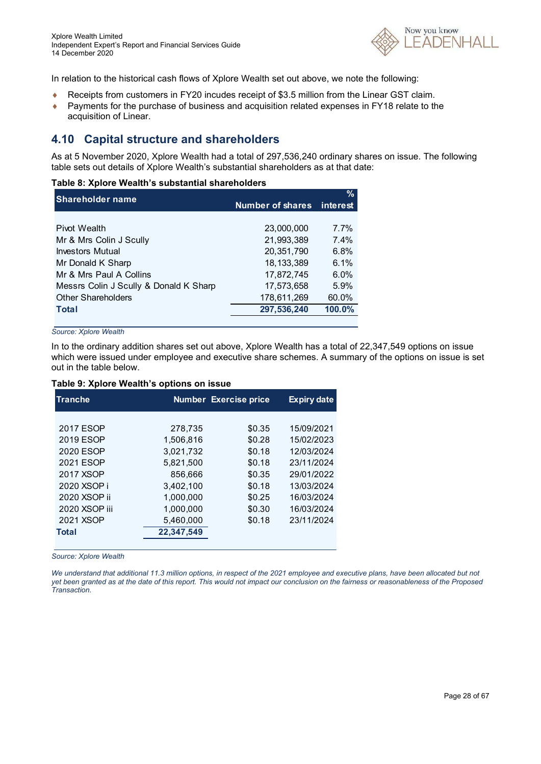In relation to the historical cash flows of Xplore Wealth set out above, we note the following:

- Receipts from customers in FY20 incudes receipt of $3.5 million from the Linear GST claim.
- Payments for the purchase of business and acquisition related expenses in FY18 relate to the acquisition of Linear.

## 4.10 Capital structure and shareholders

As at 5 November 2020, Xplore Wealth had a total of 297,536,240 ordinary shares on issue. The following table sets out details of Xplore Wealth's substantial shareholders as at that date:

**Table 8: Xplore Wealth's substantial shareholders**

| Shareholder name | Number of shares | % interest |
|---|---|---|
| Pivot Wealth | 23,000,000 | 7.7% |
| Mr & Mrs Colin J Scully | 21,993,389 | 7.4% |
| Investors Mutual | 20,351,790 | 6.8% |
| Mr Donald K Sharp | 18,133,389 | 6.1% |
| Mr & Mrs Paul A Collins | 17,872,745 | 6.0% |
| Messrs Colin J Scully & Donald K Sharp | 17,573,658 | 5.9% |
| Other Shareholders | 178,611,269 | 60.0% |
| **Total** | **297,536,240** | **100.0%** |

*Source: Xplore Wealth*

In to the ordinary addition shares set out above, Xplore Wealth has a total of 22,347,549 options on issue which were issued under employee and executive share schemes. A summary of the options on issue is set out in the table below.

**Table 9: Xplore Wealth's options on issue**

| Tranche | Number | Exercise price | Expiry date |
|---|---|---|---|
| 2017 ESOP | 278,735 | $0.35 | 15/09/2021 |
| 2019 ESOP | 1,506,816 | $0.28 | 15/02/2023 |
| 2020 ESOP | 3,021,732 | $0.18 | 12/03/2024 |
| 2021 ESOP | 5,821,500 | $0.18 | 23/11/2024 |
| 2017 XSOP | 856,666 | $0.35 | 29/01/2022 |
| 2020 XSOP i | 3,402,100 | $0.18 | 13/03/2024 |
| 2020 XSOP ii | 1,000,000 | $0.25 | 16/03/2024 |
| 2020 XSOP iii | 1,000,000 | $0.30 | 16/03/2024 |
| 2021 XSOP | 5,460,000 | $0.18 | 23/11/2024 |
| **Total** | **22,347,549** | | |

*Source: Xplore Wealth*

*We understand that additional 11.3 million options, in respect of the 2021 employee and executive plans, have been allocated but not yet been granted as at the date of this report. This would not impact our conclusion on the fairness or reasonableness of the Proposed Transaction.*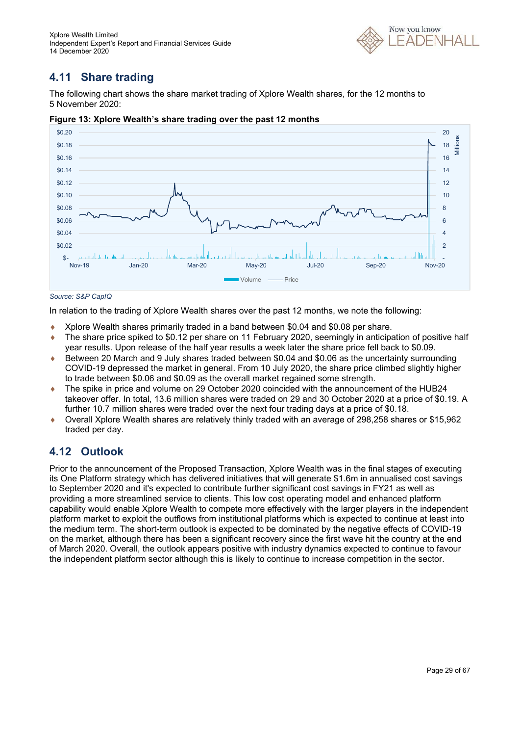## 4.11 Share trading

The following chart shows the share market trading of Xplore Wealth shares, for the 12 months to 5 November 2020:

**Figure 13: Xplore Wealth's share trading over the past 12 months**

*Source: S&P CapIQ*

In relation to the trading of Xplore Wealth shares over the past 12 months, we note the following:

- Xplore Wealth shares primarily traded in a band between $0.04 and $0.08 per share.
- The share price spiked to $0.12 per share on 11 February 2020, seemingly in anticipation of positive half year results. Upon release of the half year results a week later the share price fell back to $0.09.
- Between 20 March and 9 July shares traded between $0.04 and $0.06 as the uncertainty surrounding COVID-19 depressed the market in general. From 10 July 2020, the share price climbed slightly higher to trade between $0.06 and $0.09 as the overall market regained some strength.
- The spike in price and volume on 29 October 2020 coincided with the announcement of the HUB24 takeover offer. In total, 13.6 million shares were traded on 29 and 30 October 2020 at a price of $0.19. A further 10.7 million shares were traded over the next four trading days at a price of $0.18.
- Overall Xplore Wealth shares are relatively thinly traded with an average of 298,258 shares or $15,962 traded per day.

## 4.12 Outlook

Prior to the announcement of the Proposed Transaction, Xplore Wealth was in the final stages of executing its One Platform strategy which has delivered initiatives that will generate $1.6m in annualised cost savings to September 2020 and it's expected to contribute further significant cost savings in FY21 as well as providing a more streamlined service to clients. This low cost operating model and enhanced platform capability would enable Xplore Wealth to compete more effectively with the larger players in the independent platform market to exploit the outflows from institutional platforms which is expected to continue at least into the medium term. The short-term outlook is expected to be dominated by the negative effects of COVID-19 on the market, although there has been a significant recovery since the first wave hit the country at the end of March 2020. Overall, the outlook appears positive with industry dynamics expected to continue to favour the independent platform sector although this is likely to continue to increase competition in the sector.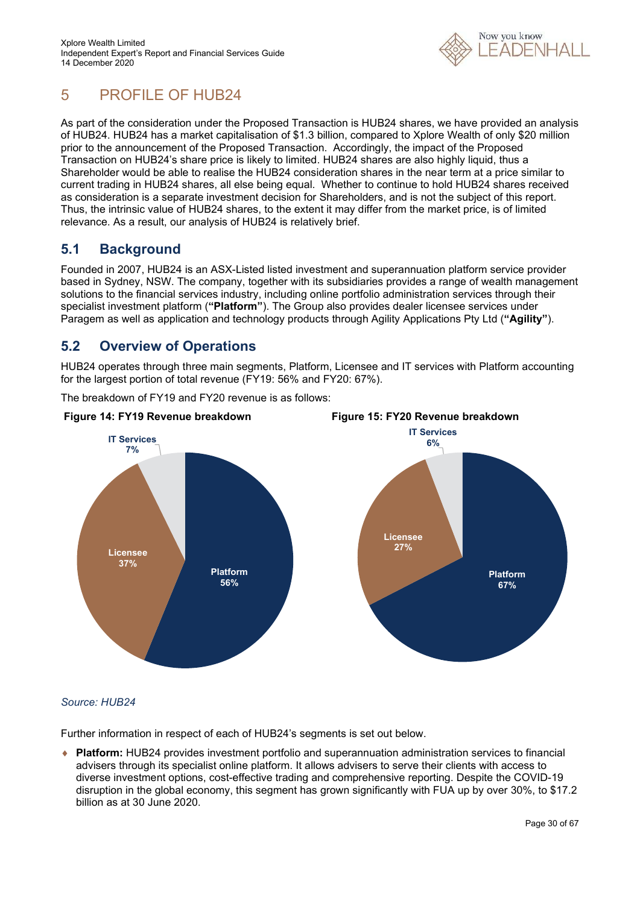# 5 PROFILE OF HUB24

As part of the consideration under the Proposed Transaction is HUB24 shares, we have provided an analysis of HUB24. HUB24 has a market capitalisation of $1.3 billion, compared to Xplore Wealth of only $20 million prior to the announcement of the Proposed Transaction. Accordingly, the impact of the Proposed Transaction on HUB24's share price is likely to limited. HUB24 shares are also highly liquid, thus a Shareholder would be able to realise the HUB24 consideration shares in the near term at a price similar to current trading in HUB24 shares, all else being equal. Whether to continue to hold HUB24 shares received as consideration is a separate investment decision for Shareholders, and is not the subject of this report. Thus, the intrinsic value of HUB24 shares, to the extent it may differ from the market price, is of limited relevance. As a result, our analysis of HUB24 is relatively brief.

## 5.1 Background

Founded in 2007, HUB24 is an ASX-Listed listed investment and superannuation platform service provider based in Sydney, NSW. The company, together with its subsidiaries provides a range of wealth management solutions to the financial services industry, including online portfolio administration services through their specialist investment platform (**"Platform"**). The Group also provides dealer licensee services under Paragem as well as application and technology products through Agility Applications Pty Ltd (**"Agility"**).

## 5.2 Overview of Operations

HUB24 operates through three main segments, Platform, Licensee and IT services with Platform accounting for the largest portion of total revenue (FY19: 56% and FY20: 67%).

The breakdown of FY19 and FY20 revenue is as follows:

**Figure 14: FY19 Revenue breakdown**

| Segment | Share |
|---|---|
| Platform | 56% |
| Licensee | 37% |
| IT Services | 7% |

**Figure 15: FY20 Revenue breakdown**

| Segment | Share |
|---|---|
| Platform | 67% |
| Licensee | 27% |
| IT Services | 6% |

*Source: HUB24*

Further information in respect of each of HUB24's segments is set out below.

- **Platform:** HUB24 provides investment portfolio and superannuation administration services to financial advisers through its specialist online platform. It allows advisers to serve their clients with access to diverse investment options, cost-effective trading and comprehensive reporting. Despite the COVID-19 disruption in the global economy, this segment has grown significantly with FUA up by over 30%, to $17.2 billion as at 30 June 2020.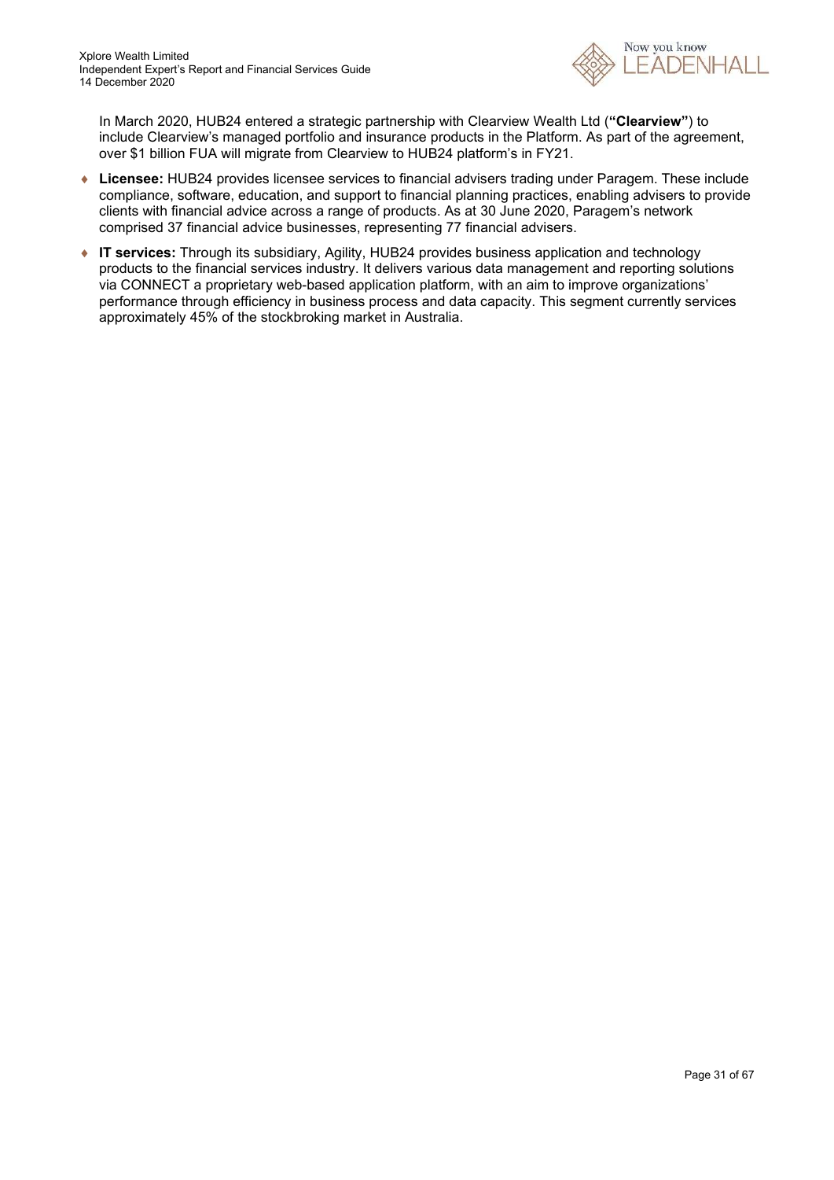In March 2020, HUB24 entered a strategic partnership with Clearview Wealth Ltd (**"Clearview"**) to include Clearview's managed portfolio and insurance products in the Platform. As part of the agreement, over $1 billion FUA will migrate from Clearview to HUB24 platform's in FY21.

- **Licensee:** HUB24 provides licensee services to financial advisers trading under Paragem. These include compliance, software, education, and support to financial planning practices, enabling advisers to provide clients with financial advice across a range of products. As at 30 June 2020, Paragem's network comprised 37 financial advice businesses, representing 77 financial advisers.
- **IT services:** Through its subsidiary, Agility, HUB24 provides business application and technology products to the financial services industry. It delivers various data management and reporting solutions via CONNECT a proprietary web-based application platform, with an aim to improve organizations' performance through efficiency in business process and data capacity. This segment currently services approximately 45% of the stockbroking market in Australia.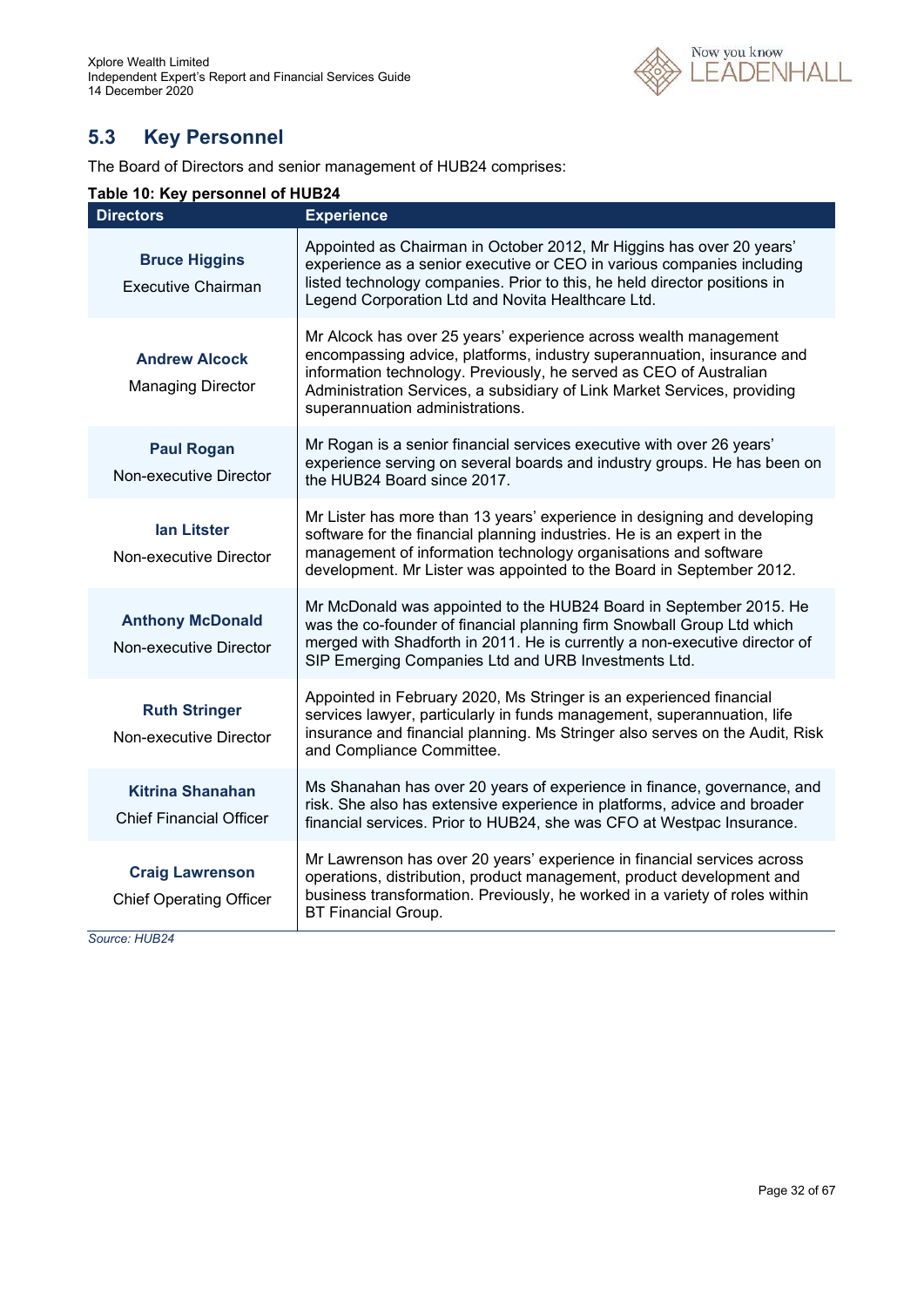## 5.3 Key Personnel

The Board of Directors and senior management of HUB24 comprises:

**Table 10: Key personnel of HUB24**

| Directors | Experience |
|---|---|
| **Bruce Higgins**<br>Executive Chairman | Appointed as Chairman in October 2012, Mr Higgins has over 20 years' experience as a senior executive or CEO in various companies including listed technology companies. Prior to this, he held director positions in Legend Corporation Ltd and Novita Healthcare Ltd. |
| **Andrew Alcock**<br>Managing Director | Mr Alcock has over 25 years' experience across wealth management encompassing advice, platforms, industry superannuation, insurance and information technology. Previously, he served as CEO of Australian Administration Services, a subsidiary of Link Market Services, providing superannuation administrations. |
| **Paul Rogan**<br>Non-executive Director | Mr Rogan is a senior financial services executive with over 26 years' experience serving on several boards and industry groups. He has been on the HUB24 Board since 2017. |
| **Ian Litster**<br>Non-executive Director | Mr Lister has more than 13 years' experience in designing and developing software for the financial planning industries. He is an expert in the management of information technology organisations and software development. Mr Lister was appointed to the Board in September 2012. |
| **Anthony McDonald**<br>Non-executive Director | Mr McDonald was appointed to the HUB24 Board in September 2015. He was the co-founder of financial planning firm Snowball Group Ltd which merged with Shadforth in 2011. He is currently a non-executive director of SIP Emerging Companies Ltd and URB Investments Ltd. |
| **Ruth Stringer**<br>Non-executive Director | Appointed in February 2020, Ms Stringer is an experienced financial services lawyer, particularly in funds management, superannuation, life insurance and financial planning. Ms Stringer also serves on the Audit, Risk and Compliance Committee. |
| **Kitrina Shanahan**<br>Chief Financial Officer | Ms Shanahan has over 20 years of experience in finance, governance, and risk. She also has extensive experience in platforms, advice and broader financial services. Prior to HUB24, she was CFO at Westpac Insurance. |
| **Craig Lawrenson**<br>Chief Operating Officer | Mr Lawrenson has over 20 years' experience in financial services across operations, distribution, product management, product development and business transformation. Previously, he worked in a variety of roles within BT Financial Group. |

*Source: HUB24*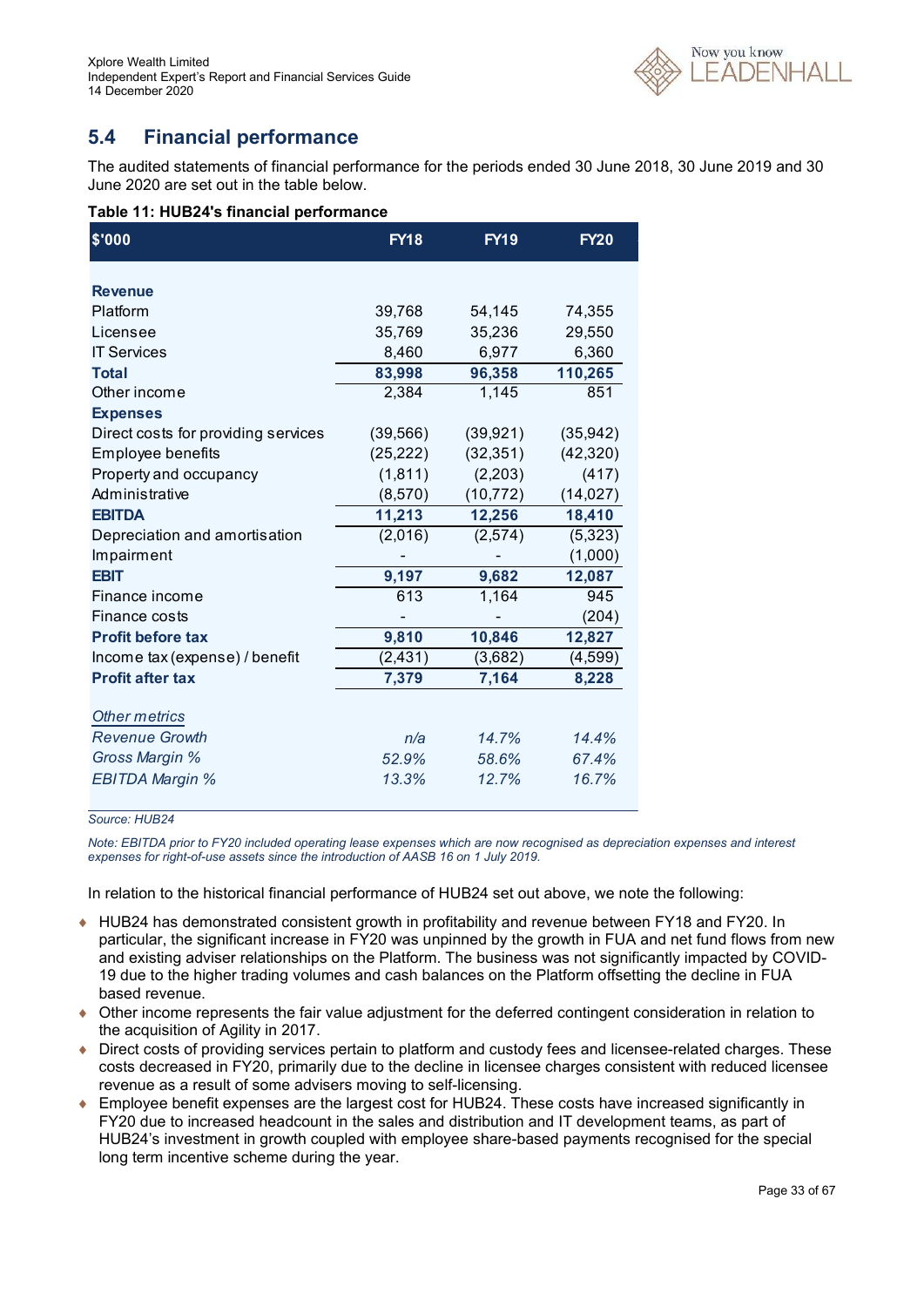## 5.4 Financial performance

The audited statements of financial performance for the periods ended 30 June 2018, 30 June 2019 and 30 June 2020 are set out in the table below.

**Table 11: HUB24's financial performance**

| $'000 | FY18 | FY19 | FY20 |
|---|---|---|---|
| **Revenue** | | | |
| Platform | 39,768 | 54,145 | 74,355 |
| Licensee | 35,769 | 35,236 | 29,550 |
| IT Services | 8,460 | 6,977 | 6,360 |
| **Total** | **83,998** | **96,358** | **110,265** |
| Other income | 2,384 | 1,145 | 851 |
| **Expenses** | | | |
| Direct costs for providing services | (39,566) | (39,921) | (35,942) |
| Employee benefits | (25,222) | (32,351) | (42,320) |
| Property and occupancy | (1,811) | (2,203) | (417) |
| Administrative | (8,570) | (10,772) | (14,027) |
| **EBITDA** | **11,213** | **12,256** | **18,410** |
| Depreciation and amortisation | (2,016) | (2,574) | (5,323) |
| Impairment | - | - | (1,000) |
| **EBIT** | **9,197** | **9,682** | **12,087** |
| Finance income | 613 | 1,164 | 945 |
| Finance costs | - | - | (204) |
| **Profit before tax** | **9,810** | **10,846** | **12,827** |
| Income tax (expense) / benefit | (2,431) | (3,682) | (4,599) |
| **Profit after tax** | **7,379** | **7,164** | **8,228** |
| *Other metrics* | | | |
| *Revenue Growth* | *n/a* | *14.7%* | *14.4%* |
| *Gross Margin %* | *52.9%* | *58.6%* | *67.4%* |
| *EBITDA Margin %* | *13.3%* | *12.7%* | *16.7%* |

*Source: HUB24*

*Note: EBITDA prior to FY20 included operating lease expenses which are now recognised as depreciation expenses and interest expenses for right-of-use assets since the introduction of AASB 16 on 1 July 2019.*

In relation to the historical financial performance of HUB24 set out above, we note the following:

- HUB24 has demonstrated consistent growth in profitability and revenue between FY18 and FY20. In particular, the significant increase in FY20 was unpinned by the growth in FUA and net fund flows from new and existing adviser relationships on the Platform. The business was not significantly impacted by COVID-19 due to the higher trading volumes and cash balances on the Platform offsetting the decline in FUA based revenue.
- Other income represents the fair value adjustment for the deferred contingent consideration in relation to the acquisition of Agility in 2017.
- Direct costs of providing services pertain to platform and custody fees and licensee-related charges. These costs decreased in FY20, primarily due to the decline in licensee charges consistent with reduced licensee revenue as a result of some advisers moving to self-licensing.
- Employee benefit expenses are the largest cost for HUB24. These costs have increased significantly in FY20 due to increased headcount in the sales and distribution and IT development teams, as part of HUB24's investment in growth coupled with employee share-based payments recognised for the special long term incentive scheme during the year.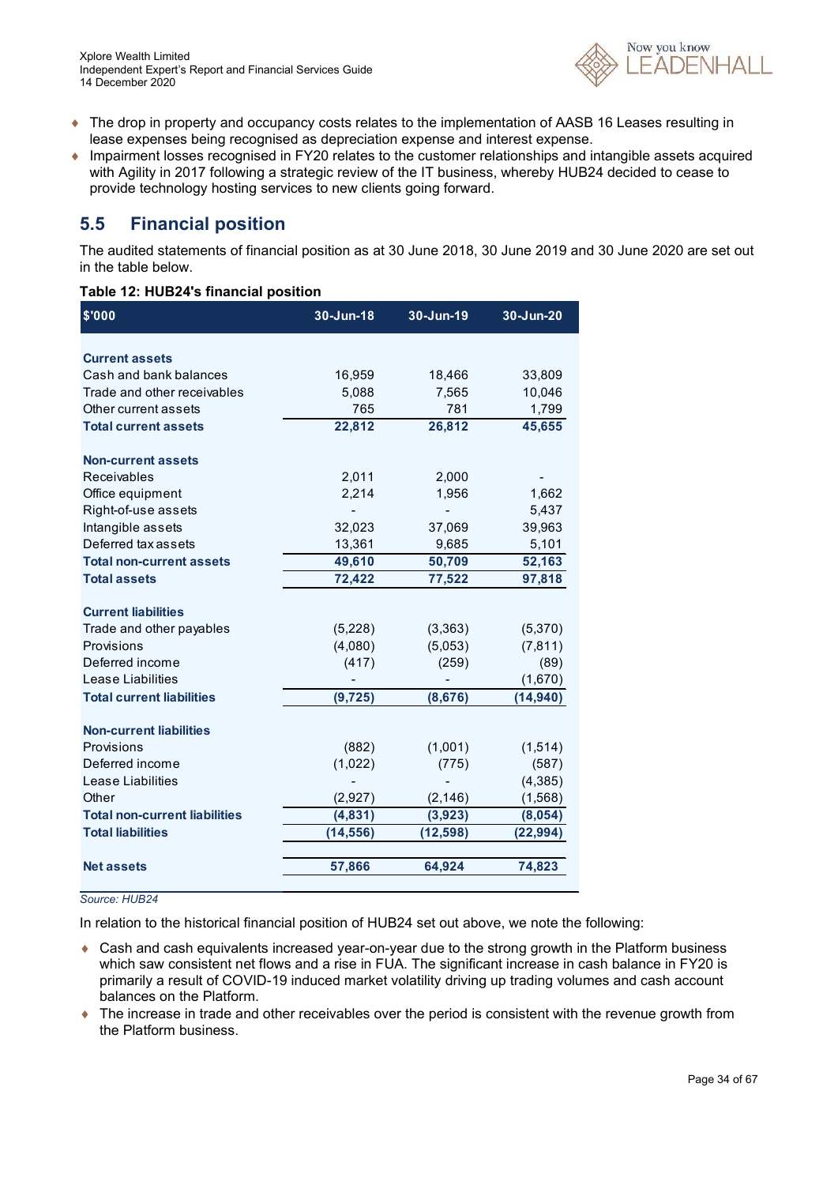- The drop in property and occupancy costs relates to the implementation of AASB 16 Leases resulting in lease expenses being recognised as depreciation expense and interest expense.
- Impairment losses recognised in FY20 relates to the customer relationships and intangible assets acquired with Agility in 2017 following a strategic review of the IT business, whereby HUB24 decided to cease to provide technology hosting services to new clients going forward.

## 5.5 Financial position

The audited statements of financial position as at 30 June 2018, 30 June 2019 and 30 June 2020 are set out in the table below.

**Table 12: HUB24's financial position**

| $'000 | 30-Jun-18 | 30-Jun-19 | 30-Jun-20 |
|---|---|---|---|
| **Current assets** | | | |
| Cash and bank balances | 16,959 | 18,466 | 33,809 |
| Trade and other receivables | 5,088 | 7,565 | 10,046 |
| Other current assets | 765 | 781 | 1,799 |
| **Total current assets** | **22,812** | **26,812** | **45,655** |
| **Non-current assets** | | | |
| Receivables | 2,011 | 2,000 | - |
| Office equipment | 2,214 | 1,956 | 1,662 |
| Right-of-use assets | - | - | 5,437 |
| Intangible assets | 32,023 | 37,069 | 39,963 |
| Deferred tax assets | 13,361 | 9,685 | 5,101 |
| **Total non-current assets** | **49,610** | **50,709** | **52,163** |
| **Total assets** | **72,422** | **77,522** | **97,818** |
| **Current liabilities** | | | |
| Trade and other payables | (5,228) | (3,363) | (5,370) |
| Provisions | (4,080) | (5,053) | (7,811) |
| Deferred income | (417) | (259) | (89) |
| Lease Liabilities | - | - | (1,670) |
| **Total current liabilities** | **(9,725)** | **(8,676)** | **(14,940)** |
| **Non-current liabilities** | | | |
| Provisions | (882) | (1,001) | (1,514) |
| Deferred income | (1,022) | (775) | (587) |
| Lease Liabilities | - | - | (4,385) |
| Other | (2,927) | (2,146) | (1,568) |
| **Total non-current liabilities** | **(4,831)** | **(3,923)** | **(8,054)** |
| **Total liabilities** | **(14,556)** | **(12,598)** | **(22,994)** |
| **Net assets** | **57,866** | **64,924** | **74,823** |

*Source: HUB24*

In relation to the historical financial position of HUB24 set out above, we note the following:

- Cash and cash equivalents increased year-on-year due to the strong growth in the Platform business which saw consistent net flows and a rise in FUA. The significant increase in cash balance in FY20 is primarily a result of COVID-19 induced market volatility driving up trading volumes and cash account balances on the Platform.
- The increase in trade and other receivables over the period is consistent with the revenue growth from the Platform business.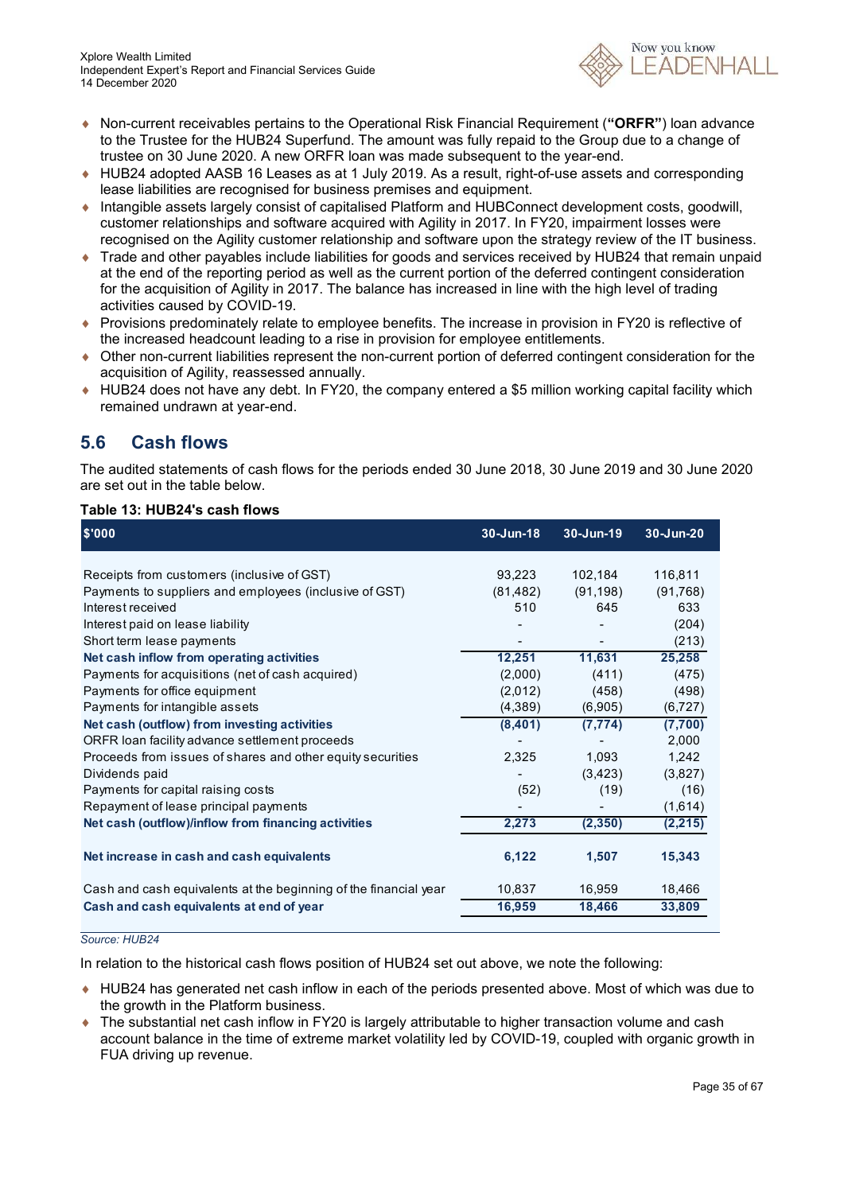- Non-current receivables pertains to the Operational Risk Financial Requirement (**"ORFR"**) loan advance to the Trustee for the HUB24 Superfund. The amount was fully repaid to the Group due to a change of trustee on 30 June 2020. A new ORFR loan was made subsequent to the year-end.
- HUB24 adopted AASB 16 Leases as at 1 July 2019. As a result, right-of-use assets and corresponding lease liabilities are recognised for business premises and equipment.
- Intangible assets largely consist of capitalised Platform and HUBConnect development costs, goodwill, customer relationships and software acquired with Agility in 2017. In FY20, impairment losses were recognised on the Agility customer relationship and software upon the strategy review of the IT business.
- Trade and other payables include liabilities for goods and services received by HUB24 that remain unpaid at the end of the reporting period as well as the current portion of the deferred contingent consideration for the acquisition of Agility in 2017. The balance has increased in line with the high level of trading activities caused by COVID-19.
- Provisions predominately relate to employee benefits. The increase in provision in FY20 is reflective of the increased headcount leading to a rise in provision for employee entitlements.
- Other non-current liabilities represent the non-current portion of deferred contingent consideration for the acquisition of Agility, reassessed annually.
- HUB24 does not have any debt. In FY20, the company entered a $5 million working capital facility which remained undrawn at year-end.

## 5.6 Cash flows

The audited statements of cash flows for the periods ended 30 June 2018, 30 June 2019 and 30 June 2020 are set out in the table below.

**Table 13: HUB24's cash flows**

| $'000 | 30-Jun-18 | 30-Jun-19 | 30-Jun-20 |
|---|---|---|---|
| Receipts from customers (inclusive of GST) | 93,223 | 102,184 | 116,811 |
| Payments to suppliers and employees (inclusive of GST) | (81,482) | (91,198) | (91,768) |
| Interest received | 510 | 645 | 633 |
| Interest paid on lease liability | - | - | (204) |
| Short term lease payments | - | - | (213) |
| **Net cash inflow from operating activities** | **12,251** | **11,631** | **25,258** |
| Payments for acquisitions (net of cash acquired) | (2,000) | (411) | (475) |
| Payments for office equipment | (2,012) | (458) | (498) |
| Payments for intangible assets | (4,389) | (6,905) | (6,727) |
| **Net cash (outflow) from investing activities** | **(8,401)** | **(7,774)** | **(7,700)** |
| ORFR loan facility advance settlement proceeds | - | - | 2,000 |
| Proceeds from issues of shares and other equity securities | 2,325 | 1,093 | 1,242 |
| Dividends paid | - | (3,423) | (3,827) |
| Payments for capital raising costs | (52) | (19) | (16) |
| Repayment of lease principal payments | - | - | (1,614) |
| **Net cash (outflow)/inflow from financing activities** | **2,273** | **(2,350)** | **(2,215)** |
| **Net increase in cash and cash equivalents** | **6,122** | **1,507** | **15,343** |
| Cash and cash equivalents at the beginning of the financial year | 10,837 | 16,959 | 18,466 |
| **Cash and cash equivalents at end of year** | **16,959** | **18,466** | **33,809** |

*Source: HUB24*

In relation to the historical cash flows position of HUB24 set out above, we note the following:

- HUB24 has generated net cash inflow in each of the periods presented above. Most of which was due to the growth in the Platform business.
- The substantial net cash inflow in FY20 is largely attributable to higher transaction volume and cash account balance in the time of extreme market volatility led by COVID-19, coupled with organic growth in FUA driving up revenue.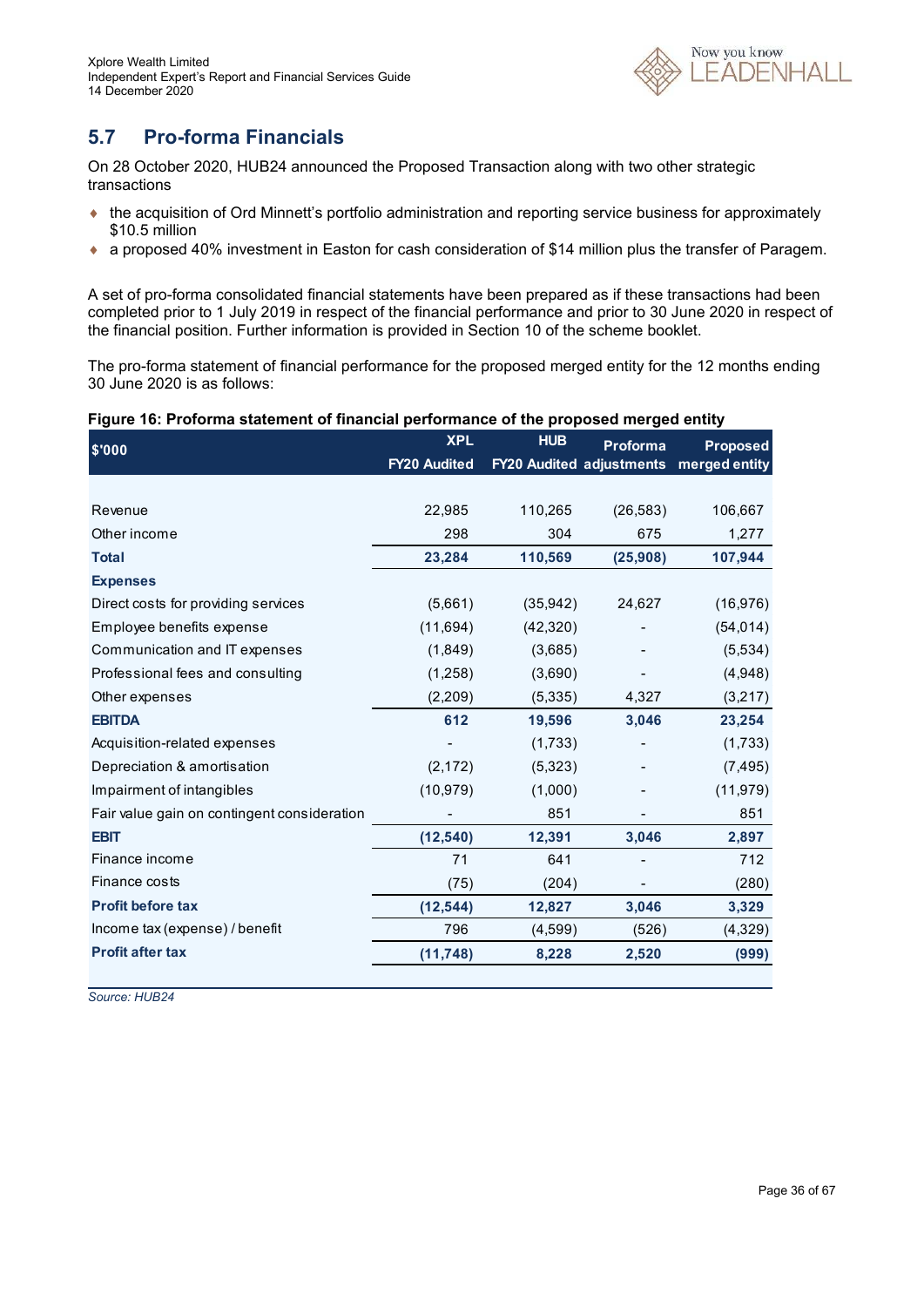## 5.7 Pro-forma Financials

On 28 October 2020, HUB24 announced the Proposed Transaction along with two other strategic transactions

- the acquisition of Ord Minnett's portfolio administration and reporting service business for approximately $10.5 million
- a proposed 40% investment in Easton for cash consideration of $14 million plus the transfer of Paragem.

A set of pro-forma consolidated financial statements have been prepared as if these transactions had been completed prior to 1 July 2019 in respect of the financial performance and prior to 30 June 2020 in respect of the financial position. Further information is provided in Section 10 of the scheme booklet.

The pro-forma statement of financial performance for the proposed merged entity for the 12 months ending 30 June 2020 is as follows:

**Figure 16: Proforma statement of financial performance of the proposed merged entity**

| $'000 | XPL FY20 Audited | HUB FY20 Audited | Proforma adjustments | Proposed merged entity |
|---|---|---|---|---|
| Revenue | 22,985 | 110,265 | (26,583) | 106,667 |
| Other income | 298 | 304 | 675 | 1,277 |
| **Total** | **23,284** | **110,569** | **(25,908)** | **107,944** |
| **Expenses** | | | | |
| Direct costs for providing services | (5,661) | (35,942) | 24,627 | (16,976) |
| Employee benefits expense | (11,694) | (42,320) | - | (54,014) |
| Communication and IT expenses | (1,849) | (3,685) | - | (5,534) |
| Professional fees and consulting | (1,258) | (3,690) | - | (4,948) |
| Other expenses | (2,209) | (5,335) | 4,327 | (3,217) |
| **EBITDA** | **612** | **19,596** | **3,046** | **23,254** |
| Acquisition-related expenses | - | (1,733) | - | (1,733) |
| Depreciation & amortisation | (2,172) | (5,323) | - | (7,495) |
| Impairment of intangibles | (10,979) | (1,000) | - | (11,979) |
| Fair value gain on contingent consideration | - | 851 | - | 851 |
| **EBIT** | **(12,540)** | **12,391** | **3,046** | **2,897** |
| Finance income | 71 | 641 | - | 712 |
| Finance costs | (75) | (204) | - | (280) |
| **Profit before tax** | **(12,544)** | **12,827** | **3,046** | **3,329** |
| Income tax (expense) / benefit | 796 | (4,599) | (526) | (4,329) |
| **Profit after tax** | **(11,748)** | **8,228** | **2,520** | **(999)** |

*Source: HUB24*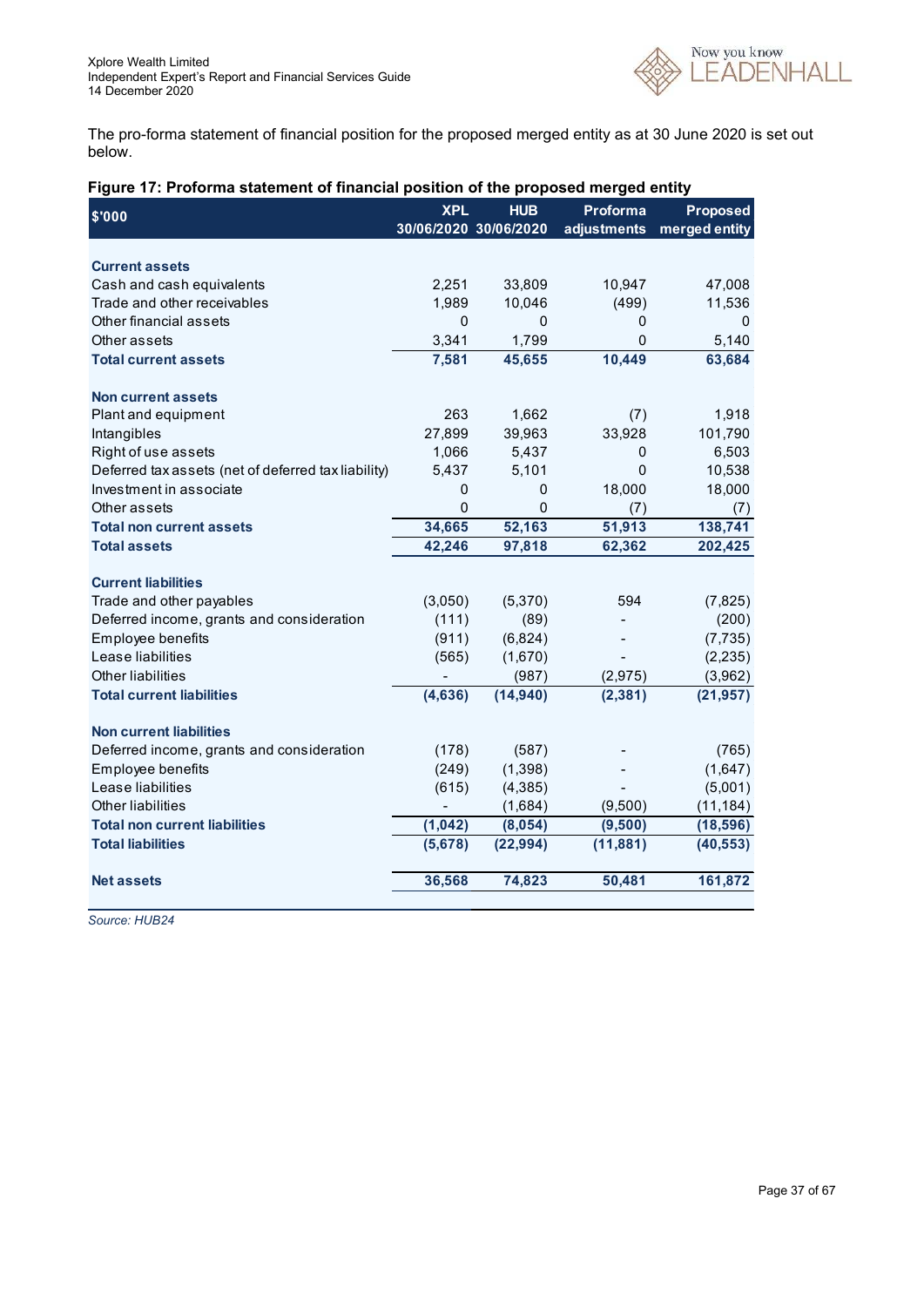The pro-forma statement of financial position for the proposed merged entity as at 30 June 2020 is set out below.

**Figure 17: Proforma statement of financial position of the proposed merged entity**

| $'000 | XPL 30/06/2020 | HUB 30/06/2020 | Proforma adjustments | Proposed merged entity |
|---|---|---|---|---|
| **Current assets** | | | | |
| Cash and cash equivalents | 2,251 | 33,809 | 10,947 | 47,008 |
| Trade and other receivables | 1,989 | 10,046 | (499) | 11,536 |
| Other financial assets | 0 | 0 | 0 | 0 |
| Other assets | 3,341 | 1,799 | 0 | 5,140 |
| **Total current assets** | **7,581** | **45,655** | **10,449** | **63,684** |
| **Non current assets** | | | | |
| Plant and equipment | 263 | 1,662 | (7) | 1,918 |
| Intangibles | 27,899 | 39,963 | 33,928 | 101,790 |
| Right of use assets | 1,066 | 5,437 | 0 | 6,503 |
| Deferred tax assets (net of deferred tax liability) | 5,437 | 5,101 | 0 | 10,538 |
| Investment in associate | 0 | 0 | 18,000 | 18,000 |
| Other assets | 0 | 0 | (7) | (7) |
| **Total non current assets** | **34,665** | **52,163** | **51,913** | **138,741** |
| **Total assets** | **42,246** | **97,818** | **62,362** | **202,425** |
| **Current liabilities** | | | | |
| Trade and other payables | (3,050) | (5,370) | 594 | (7,825) |
| Deferred income, grants and consideration | (111) | (89) | - | (200) |
| Employee benefits | (911) | (6,824) | - | (7,735) |
| Lease liabilities | (565) | (1,670) | - | (2,235) |
| Other liabilities | - | (987) | (2,975) | (3,962) |
| **Total current liabilities** | **(4,636)** | **(14,940)** | **(2,381)** | **(21,957)** |
| **Non current liabilities** | | | | |
| Deferred income, grants and consideration | (178) | (587) | - | (765) |
| Employee benefits | (249) | (1,398) | - | (1,647) |
| Lease liabilities | (615) | (4,385) | - | (5,001) |
| Other liabilities | - | (1,684) | (9,500) | (11,184) |
| **Total non current liabilities** | **(1,042)** | **(8,054)** | **(9,500)** | **(18,596)** |
| **Total liabilities** | **(5,678)** | **(22,994)** | **(11,881)** | **(40,553)** |
| **Net assets** | **36,568** | **74,823** | **50,481** | **161,872** |

*Source: HUB24*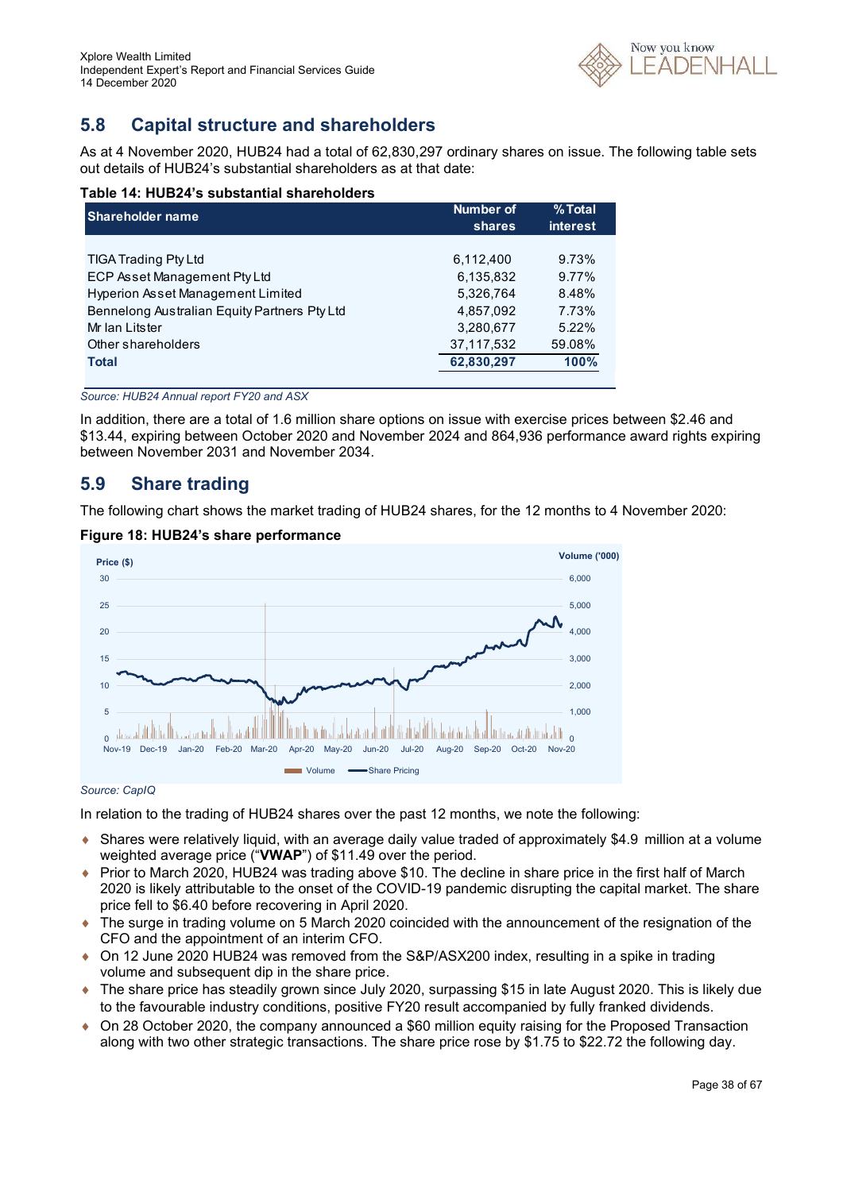## 5.8 Capital structure and shareholders

As at 4 November 2020, HUB24 had a total of 62,830,297 ordinary shares on issue. The following table sets out details of HUB24's substantial shareholders as at that date:

**Table 14: HUB24's substantial shareholders**

| Shareholder name | Number of shares | % Total interest |
|---|---|---|
| TIGA Trading Pty Ltd | 6,112,400 | 9.73% |
| ECP Asset Management Pty Ltd | 6,135,832 | 9.77% |
| Hyperion Asset Management Limited | 5,326,764 | 8.48% |
| Bennelong Australian Equity Partners Pty Ltd | 4,857,092 | 7.73% |
| Mr Ian Litster | 3,280,677 | 5.22% |
| Other shareholders | 37,117,532 | 59.08% |
| **Total** | **62,830,297** | **100%** |

*Source: HUB24 Annual report FY20 and ASX*

In addition, there are a total of 1.6 million share options on issue with exercise prices between $2.46 and $13.44, expiring between October 2020 and November 2024 and 864,936 performance award rights expiring between November 2031 and November 2034.

## 5.9 Share trading

The following chart shows the market trading of HUB24 shares, for the 12 months to 4 November 2020:

**Figure 18: HUB24's share performance**

*Source: CapIQ*

In relation to the trading of HUB24 shares over the past 12 months, we note the following:

- Shares were relatively liquid, with an average daily value traded of approximately $4.9 million at a volume weighted average price ("**VWAP**") of $11.49 over the period.
- Prior to March 2020, HUB24 was trading above $10. The decline in share price in the first half of March 2020 is likely attributable to the onset of the COVID-19 pandemic disrupting the capital market. The share price fell to $6.40 before recovering in April 2020.
- The surge in trading volume on 5 March 2020 coincided with the announcement of the resignation of the CFO and the appointment of an interim CFO.
- On 12 June 2020 HUB24 was removed from the S&P/ASX200 index, resulting in a spike in trading volume and subsequent dip in the share price.
- The share price has steadily grown since July 2020, surpassing $15 in late August 2020. This is likely due to the favourable industry conditions, positive FY20 result accompanied by fully franked dividends.
- On 28 October 2020, the company announced a $60 million equity raising for the Proposed Transaction along with two other strategic transactions. The share price rose by $1.75 to $22.72 the following day.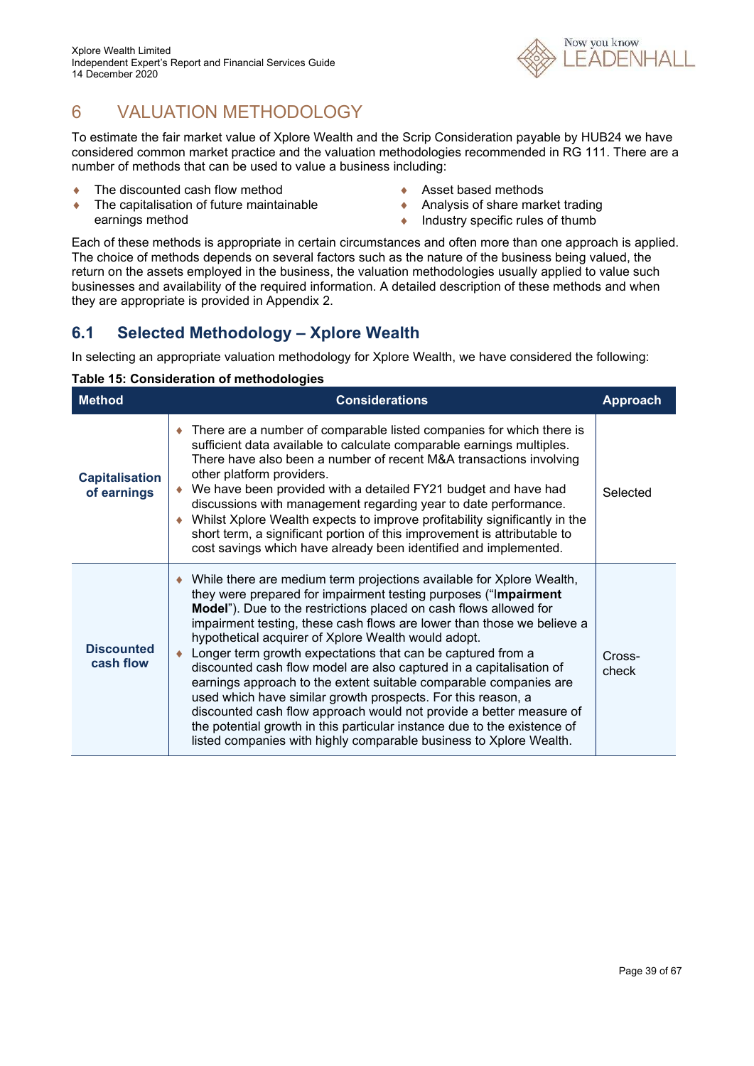# 6 VALUATION METHODOLOGY

To estimate the fair market value of Xplore Wealth and the Scrip Consideration payable by HUB24 we have considered common market practice and the valuation methodologies recommended in RG 111. There are a number of methods that can be used to value a business including:

- The discounted cash flow method
- The capitalisation of future maintainable earnings method
- Asset based methods
- Analysis of share market trading
- Industry specific rules of thumb

Each of these methods is appropriate in certain circumstances and often more than one approach is applied. The choice of methods depends on several factors such as the nature of the business being valued, the return on the assets employed in the business, the valuation methodologies usually applied to value such businesses and availability of the required information. A detailed description of these methods and when they are appropriate is provided in Appendix 2.

## 6.1 Selected Methodology – Xplore Wealth

In selecting an appropriate valuation methodology for Xplore Wealth, we have considered the following:

**Table 15: Consideration of methodologies**

| Method | Considerations | Approach |
|---|---|---|
| **Capitalisation of earnings** | ♦ There are a number of comparable listed companies for which there is sufficient data available to calculate comparable earnings multiples. There have also been a number of recent M&A transactions involving other platform providers.<br>♦ We have been provided with a detailed FY21 budget and have had discussions with management regarding year to date performance.<br>♦ Whilst Xplore Wealth expects to improve profitability significantly in the short term, a significant portion of this improvement is attributable to cost savings which have already been identified and implemented. | Selected |
| **Discounted cash flow** | ♦ While there are medium term projections available for Xplore Wealth, they were prepared for impairment testing purposes ("**Impairment Model**"). Due to the restrictions placed on cash flows allowed for impairment testing, these cash flows are lower than those we believe a hypothetical acquirer of Xplore Wealth would adopt.<br>♦ Longer term growth expectations that can be captured from a discounted cash flow model are also captured in a capitalisation of earnings approach to the extent suitable comparable companies are used which have similar growth prospects. For this reason, a discounted cash flow approach would not provide a better measure of the potential growth in this particular instance due to the existence of listed companies with highly comparable business to Xplore Wealth. | Cross-check |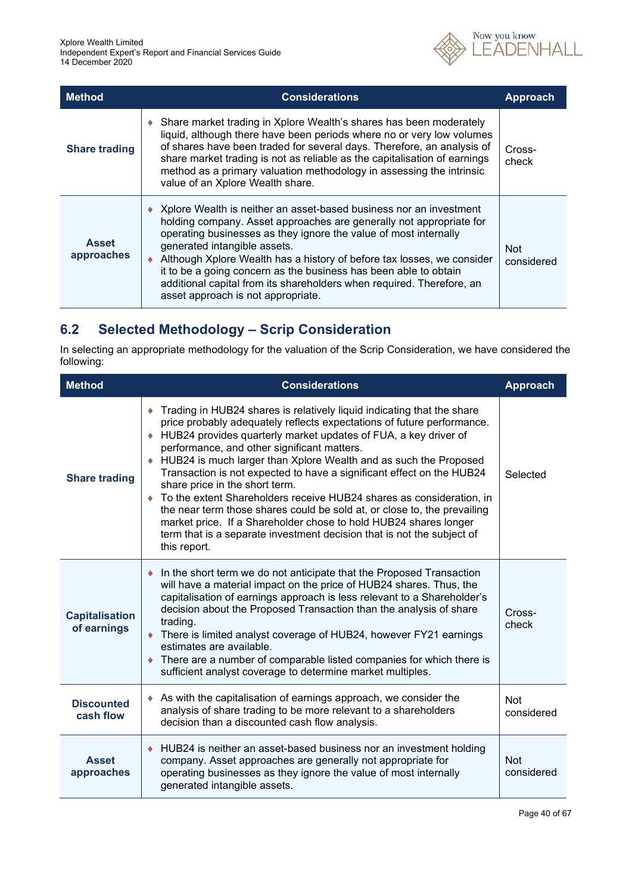| Method | Considerations | Approach |
| --- | --- | --- |
| **Share trading** | ♦ Share market trading in Xplore Wealth's shares has been moderately liquid, although there have been periods where no or very low volumes of shares have been traded for several days. Therefore, an analysis of share market trading is not as reliable as the capitalisation of earnings method as a primary valuation methodology in assessing the intrinsic value of an Xplore Wealth share. | Cross-check |
| **Asset approaches** | ♦ Xplore Wealth is neither an asset-based business nor an investment holding company. Asset approaches are generally not appropriate for operating businesses as they ignore the value of most internally generated intangible assets. <br> ♦ Although Xplore Wealth has a history of before tax losses, we consider it to be a going concern as the business has been able to obtain additional capital from its shareholders when required. Therefore, an asset approach is not appropriate. | Not considered |

## 6.2 Selected Methodology – Scrip Consideration

In selecting an appropriate methodology for the valuation of the Scrip Consideration, we have considered the following:

| Method | Considerations | Approach |
| --- | --- | --- |
| **Share trading** | ♦ Trading in HUB24 shares is relatively liquid indicating that the share price probably adequately reflects expectations of future performance. <br> ♦ HUB24 provides quarterly market updates of FUA, a key driver of performance, and other significant matters. <br> ♦ HUB24 is much larger than Xplore Wealth and as such the Proposed Transaction is not expected to have a significant effect on the HUB24 share price in the short term. <br> ♦ To the extent Shareholders receive HUB24 shares as consideration, in the near term those shares could be sold at, or close to, the prevailing market price. If a Shareholder chose to hold HUB24 shares longer term that is a separate investment decision that is not the subject of this report. | Selected |
| **Capitalisation of earnings** | ♦ In the short term we do not anticipate that the Proposed Transaction will have a material impact on the price of HUB24 shares. Thus, the capitalisation of earnings approach is less relevant to a Shareholder's decision about the Proposed Transaction than the analysis of share trading. <br> ♦ There is limited analyst coverage of HUB24, however FY21 earnings estimates are available. <br> ♦ There are a number of comparable listed companies for which there is sufficient analyst coverage to determine market multiples. | Cross-check |
| **Discounted cash flow** | ♦ As with the capitalisation of earnings approach, we consider the analysis of share trading to be more relevant to a shareholders decision than a discounted cash flow analysis. | Not considered |
| **Asset approaches** | ♦ HUB24 is neither an asset-based business nor an investment holding company. Asset approaches are generally not appropriate for operating businesses as they ignore the value of most internally generated intangible assets. | Not considered |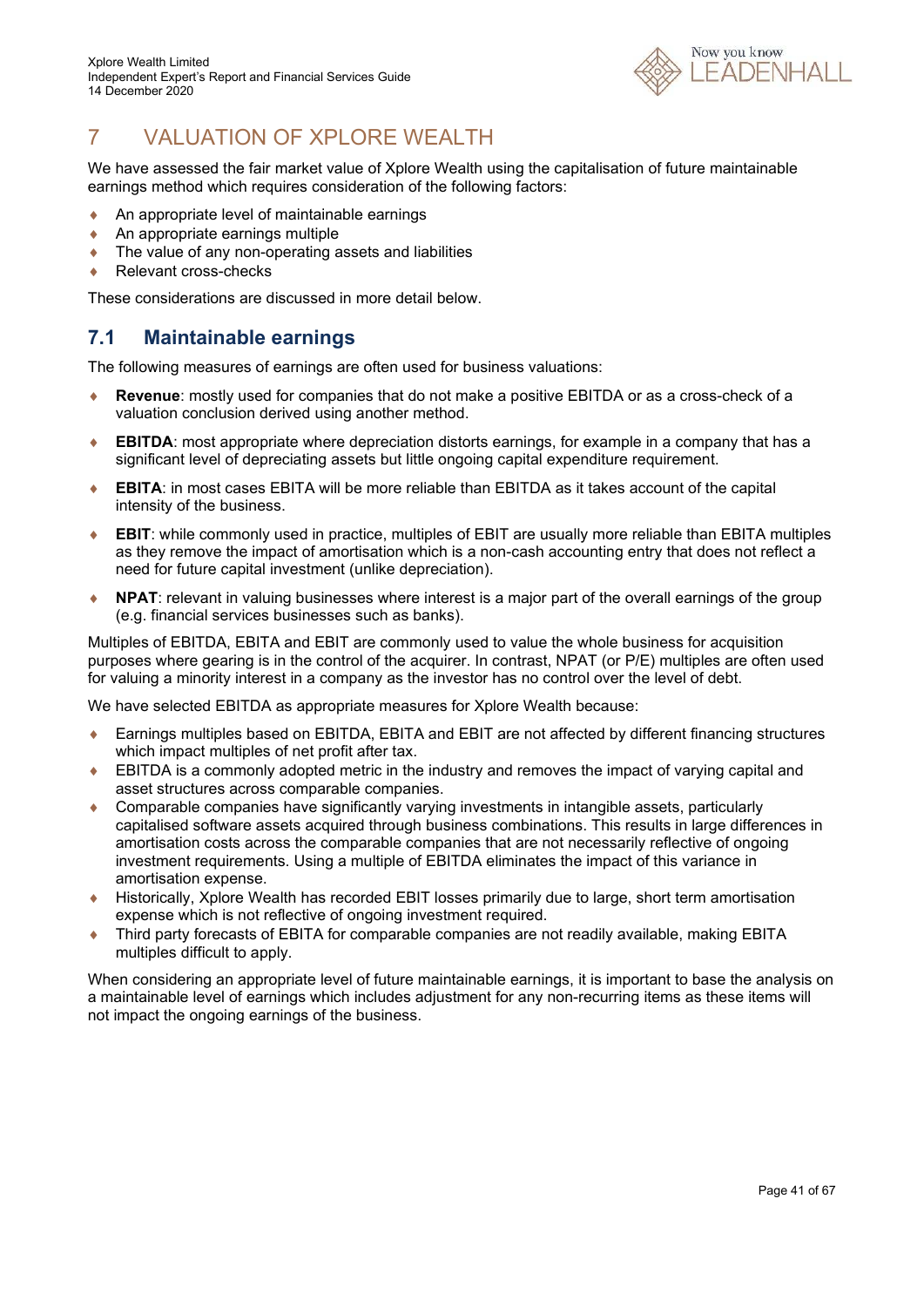# 7 VALUATION OF XPLORE WEALTH

We have assessed the fair market value of Xplore Wealth using the capitalisation of future maintainable earnings method which requires consideration of the following factors:

- An appropriate level of maintainable earnings
- An appropriate earnings multiple
- The value of any non-operating assets and liabilities
- Relevant cross-checks

These considerations are discussed in more detail below.

## 7.1 Maintainable earnings

The following measures of earnings are often used for business valuations:

- **Revenue**: mostly used for companies that do not make a positive EBITDA or as a cross-check of a valuation conclusion derived using another method.
- **EBITDA**: most appropriate where depreciation distorts earnings, for example in a company that has a significant level of depreciating assets but little ongoing capital expenditure requirement.
- **EBITA**: in most cases EBITA will be more reliable than EBITDA as it takes account of the capital intensity of the business.
- **EBIT**: while commonly used in practice, multiples of EBIT are usually more reliable than EBITA multiples as they remove the impact of amortisation which is a non-cash accounting entry that does not reflect a need for future capital investment (unlike depreciation).
- **NPAT**: relevant in valuing businesses where interest is a major part of the overall earnings of the group (e.g. financial services businesses such as banks).

Multiples of EBITDA, EBITA and EBIT are commonly used to value the whole business for acquisition purposes where gearing is in the control of the acquirer. In contrast, NPAT (or P/E) multiples are often used for valuing a minority interest in a company as the investor has no control over the level of debt.

We have selected EBITDA as appropriate measures for Xplore Wealth because:

- Earnings multiples based on EBITDA, EBITA and EBIT are not affected by different financing structures which impact multiples of net profit after tax.
- EBITDA is a commonly adopted metric in the industry and removes the impact of varying capital and asset structures across comparable companies.
- Comparable companies have significantly varying investments in intangible assets, particularly capitalised software assets acquired through business combinations. This results in large differences in amortisation costs across the comparable companies that are not necessarily reflective of ongoing investment requirements. Using a multiple of EBITDA eliminates the impact of this variance in amortisation expense.
- Historically, Xplore Wealth has recorded EBIT losses primarily due to large, short term amortisation expense which is not reflective of ongoing investment required.
- Third party forecasts of EBITA for comparable companies are not readily available, making EBITA multiples difficult to apply.

When considering an appropriate level of future maintainable earnings, it is important to base the analysis on a maintainable level of earnings which includes adjustment for any non-recurring items as these items will not impact the ongoing earnings of the business.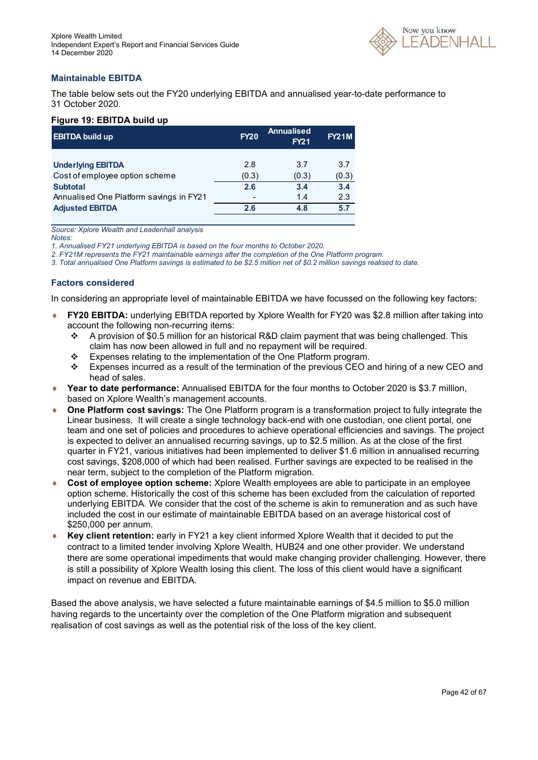## Maintainable EBITDA

The table below sets out the FY20 underlying EBITDA and annualised year-to-date performance to 31 October 2020.

**Figure 19: EBITDA build up**

| EBITDA build up | FY20 | Annualised FY21 | FY21M |
|---|---|---|---|
| **Underlying EBITDA** | 2.8 | 3.7 | 3.7 |
| Cost of employee option scheme | (0.3) | (0.3) | (0.3) |
| **Subtotal** | **2.6** | **3.4** | **3.4** |
| Annualised One Platform savings in FY21 | - | 1.4 | 2.3 |
| **Adjusted EBITDA** | **2.6** | **4.8** | **5.7** |

*Source: Xplore Wealth and Leadenhall analysis*
*Notes:*
*1. Annualised FY21 underlying EBITDA is based on the four months to October 2020.*
*2. FY21M represents the FY21 maintainable earnings after the completion of the One Platform program.*
*3. Total annualised One Platform savings is estimated to be $2.5 million net of $0.2 million savings realised to date.*

### Factors considered

In considering an appropriate level of maintainable EBITDA we have focussed on the following key factors:

- **FY20 EBITDA:** underlying EBITDA reported by Xplore Wealth for FY20 was $2.8 million after taking into account the following non-recurring items:
  - A provision of $0.5 million for an historical R&D claim payment that was being challenged. This claim has now been allowed in full and no repayment will be required.
  - Expenses relating to the implementation of the One Platform program.
  - Expenses incurred as a result of the termination of the previous CEO and hiring of a new CEO and head of sales.
- **Year to date performance:** Annualised EBITDA for the four months to October 2020 is $3.7 million, based on Xplore Wealth's management accounts.
- **One Platform cost savings:** The One Platform program is a transformation project to fully integrate the Linear business. It will create a single technology back-end with one custodian, one client portal, one team and one set of policies and procedures to achieve operational efficiencies and savings. The project is expected to deliver an annualised recurring savings, up to $2.5 million. As at the close of the first quarter in FY21, various initiatives had been implemented to deliver $1.6 million in annualised recurring cost savings, $208,000 of which had been realised. Further savings are expected to be realised in the near term, subject to the completion of the Platform migration.
- **Cost of employee option scheme:** Xplore Wealth employees are able to participate in an employee option scheme. Historically the cost of this scheme has been excluded from the calculation of reported underlying EBITDA. We consider that the cost of the scheme is akin to remuneration and as such have included the cost in our estimate of maintainable EBITDA based on an average historical cost of $250,000 per annum.
- **Key client retention:** early in FY21 a key client informed Xplore Wealth that it decided to put the contract to a limited tender involving Xplore Wealth, HUB24 and one other provider. We understand there are some operational impediments that would make changing provider challenging. However, there is still a possibility of Xplore Wealth losing this client. The loss of this client would have a significant impact on revenue and EBITDA.

Based the above analysis, we have selected a future maintainable earnings of $4.5 million to $5.0 million having regards to the uncertainty over the completion of the One Platform migration and subsequent realisation of cost savings as well as the potential risk of the loss of the key client.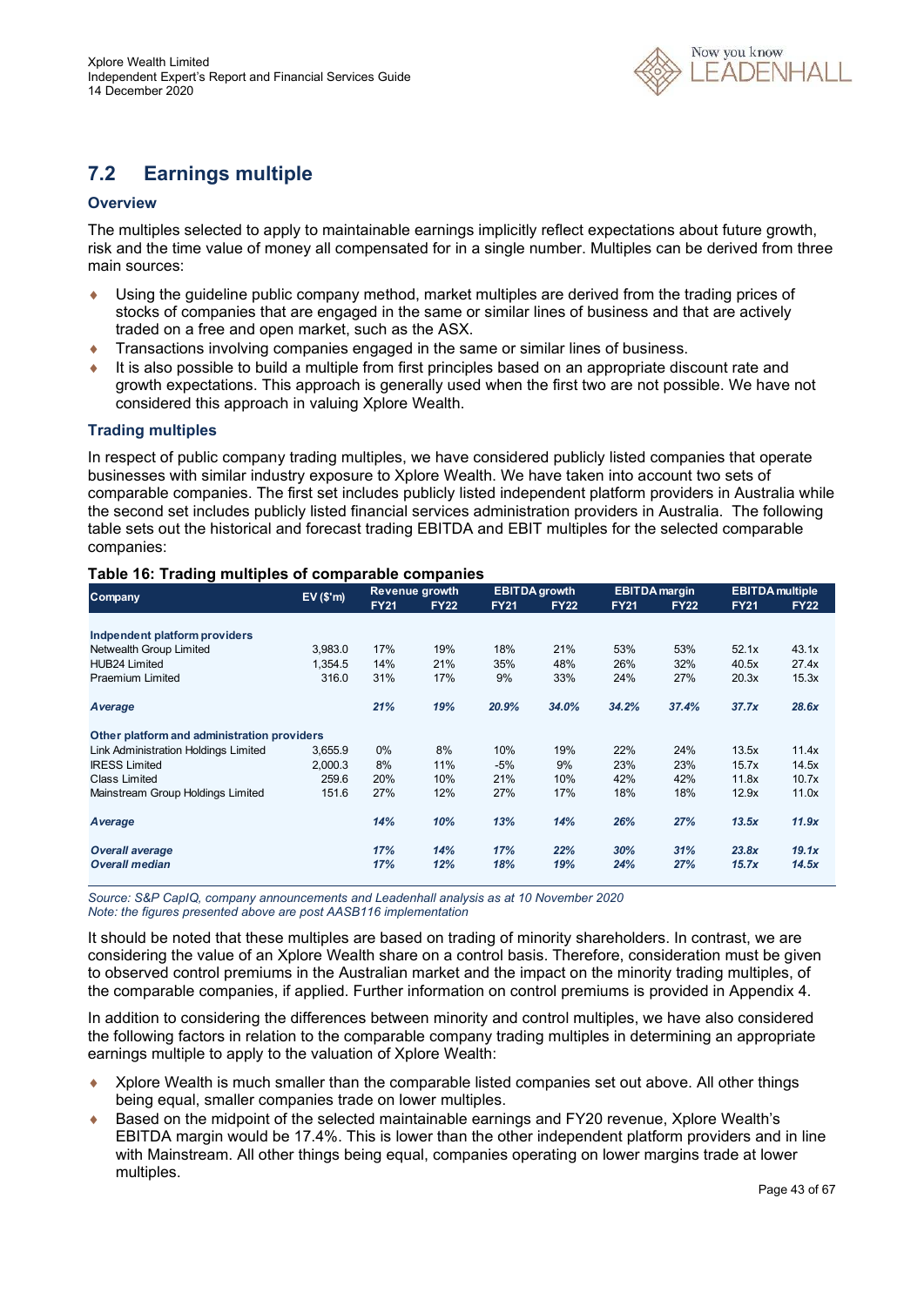## 7.2 Earnings multiple

### Overview

The multiples selected to apply to maintainable earnings implicitly reflect expectations about future growth, risk and the time value of money all compensated for in a single number. Multiples can be derived from three main sources:

- Using the guideline public company method, market multiples are derived from the trading prices of stocks of companies that are engaged in the same or similar lines of business and that are actively traded on a free and open market, such as the ASX.
- Transactions involving companies engaged in the same or similar lines of business.
- It is also possible to build a multiple from first principles based on an appropriate discount rate and growth expectations. This approach is generally used when the first two are not possible. We have not considered this approach in valuing Xplore Wealth.

### Trading multiples

In respect of public company trading multiples, we have considered publicly listed companies that operate businesses with similar industry exposure to Xplore Wealth. We have taken into account two sets of comparable companies. The first set includes publicly listed independent platform providers in Australia while the second set includes publicly listed financial services administration providers in Australia. The following table sets out the historical and forecast trading EBITDA and EBIT multiples for the selected comparable companies:

**Table 16: Trading multiples of comparable companies**

| Company | EV ($'m) | Revenue growth | | EBITDA growth | | EBITDA margin | | EBITDA multiple | |
|---|---|---|---|---|---|---|---|---|---|
| | | FY21 | FY22 | FY21 | FY22 | FY21 | FY22 | FY21 | FY22 |
| **Indpendent platform providers** | | | | | | | | | |
| Netwealth Group Limited | 3,983.0 | 17% | 19% | 18% | 21% | 53% | 53% | 52.1x | 43.1x |
| HUB24 Limited | 1,354.5 | 14% | 21% | 35% | 48% | 26% | 32% | 40.5x | 27.4x |
| Praemium Limited | 316.0 | 31% | 17% | 9% | 33% | 24% | 27% | 20.3x | 15.3x |
| ***Average*** | | ***21%*** | ***19%*** | ***20.9%*** | ***34.0%*** | ***34.2%*** | ***37.4%*** | ***37.7x*** | ***28.6x*** |
| **Other platform and administration providers** | | | | | | | | | |
| Link Administration Holdings Limited | 3,655.9 | 0% | 8% | 10% | 19% | 22% | 24% | 13.5x | 11.4x |
| IRESS Limited | 2,000.3 | 8% | 11% | -5% | 9% | 23% | 23% | 15.7x | 14.5x |
| Class Limited | 259.6 | 20% | 10% | 21% | 10% | 42% | 42% | 11.8x | 10.7x |
| Mainstream Group Holdings Limited | 151.6 | 27% | 12% | 27% | 17% | 18% | 18% | 12.9x | 11.0x |
| ***Average*** | | ***14%*** | ***10%*** | ***13%*** | ***14%*** | ***26%*** | ***27%*** | ***13.5x*** | ***11.9x*** |
| ***Overall average*** | | ***17%*** | ***14%*** | ***17%*** | ***22%*** | ***30%*** | ***31%*** | ***23.8x*** | ***19.1x*** |
| ***Overall median*** | | ***17%*** | ***12%*** | ***18%*** | ***19%*** | ***24%*** | ***27%*** | ***15.7x*** | ***14.5x*** |

*Source: S&P CapIQ, company announcements and Leadenhall analysis as at 10 November 2020*
*Note: the figures presented above are post AASB116 implementation*

It should be noted that these multiples are based on trading of minority shareholders. In contrast, we are considering the value of an Xplore Wealth share on a control basis. Therefore, consideration must be given to observed control premiums in the Australian market and the impact on the minority trading multiples, of the comparable companies, if applied. Further information on control premiums is provided in Appendix 4.

In addition to considering the differences between minority and control multiples, we have also considered the following factors in relation to the comparable company trading multiples in determining an appropriate earnings multiple to apply to the valuation of Xplore Wealth:

- Xplore Wealth is much smaller than the comparable listed companies set out above. All other things being equal, smaller companies trade on lower multiples.
- Based on the midpoint of the selected maintainable earnings and FY20 revenue, Xplore Wealth's EBITDA margin would be 17.4%. This is lower than the other independent platform providers and in line with Mainstream. All other things being equal, companies operating on lower margins trade at lower multiples.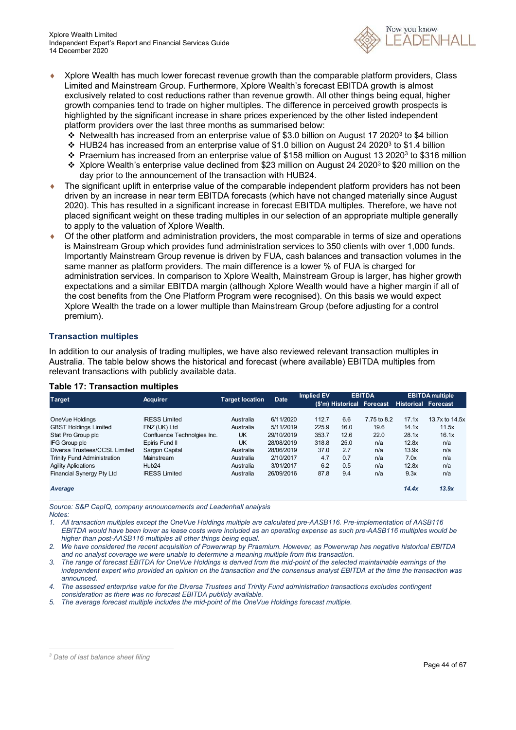- Xplore Wealth has much lower forecast revenue growth than the comparable platform providers, Class Limited and Mainstream Group. Furthermore, Xplore Wealth's forecast EBITDA growth is almost exclusively related to cost reductions rather than revenue growth. All other things being equal, higher growth companies tend to trade on higher multiples. The difference in perceived growth prospects is highlighted by the significant increase in share prices experienced by the other listed independent platform providers over the last three months as summarised below:
  - Netwealth has increased from an enterprise value of $3.0 billion on August 17 2020[3] to $4 billion
  - HUB24 has increased from an enterprise value of $1.0 billion on August 24 2020[3] to $1.4 billion
  - Praemium has increased from an enterprise value of $158 million on August 13 2020[3] to $316 million
  - Xplore Wealth's enterprise value declined from $23 million on August 24 2020[3] to $20 million on the day prior to the announcement of the transaction with HUB24.
- The significant uplift in enterprise value of the comparable independent platform providers has not been driven by an increase in near term EBITDA forecasts (which have not changed materially since August 2020). This has resulted in a significant increase in forecast EBITDA multiples. Therefore, we have not placed significant weight on these trading multiples in our selection of an appropriate multiple generally to apply to the valuation of Xplore Wealth.
- Of the other platform and administration providers, the most comparable in terms of size and operations is Mainstream Group which provides fund administration services to 350 clients with over 1,000 funds. Importantly Mainstream Group revenue is driven by FUA, cash balances and transaction volumes in the same manner as platform providers. The main difference is a lower % of FUA is charged for administration services. In comparison to Xplore Wealth, Mainstream Group is larger, has higher growth expectations and a similar EBITDA margin (although Xplore Wealth would have a higher margin if all of the cost benefits from the One Platform Program were recognised). On this basis we would expect Xplore Wealth the trade on a lower multiple than Mainstream Group (before adjusting for a control premium).

### Transaction multiples

In addition to our analysis of trading multiples, we have also reviewed relevant transaction multiples in Australia. The table below shows the historical and forecast (where available) EBITDA multiples from relevant transactions with publicly available data.

**Table 17: Transaction multiples**

| Target | Acquirer | Target location | Date | Implied EV ($'m) | EBITDA Historical | EBITDA Forecast | EBITDA multiple Historical | EBITDA multiple Forecast |
|---|---|---|---|---|---|---|---|---|
| OneVue Holdings | IRESS Limited | Australia | 6/11/2020 | 112.7 | 6.6 | 7.75 to 8.2 | 17.1x | 13.7x to 14.5x |
| GBST Holdings Limited | FNZ (UK) Ltd | Australia | 5/11/2019 | 225.9 | 16.0 | 19.6 | 14.1x | 11.5x |
| Stat Pro Group plc | Confluence Technolgies Inc. | UK | 29/10/2019 | 353.7 | 12.6 | 22.0 | 28.1x | 16.1x |
| IFG Group plc | Epiris Fund II | UK | 28/08/2019 | 318.8 | 25.0 | n/a | 12.8x | n/a |
| Diversa Trustees/CCSL Limited | Sargon Capital | Australia | 28/06/2019 | 37.0 | 2.7 | n/a | 13.9x | n/a |
| Trinity Fund Administration | Mainstream | Australia | 2/10/2017 | 4.7 | 0.7 | n/a | 7.0x | n/a |
| Agility Aplications | Hub24 | Australia | 3/01/2017 | 6.2 | 0.5 | n/a | 12.8x | n/a |
| Financial Synergy Pty Ltd | IRESS Limited | Australia | 26/09/2016 | 87.8 | 9.4 | n/a | 9.3x | n/a |
| ***Average*** | | | | | | | ***14.4x*** | ***13.9x*** |

*Source: S&P CapIQ, company announcements and Leadenhall analysis*

*Notes:*

1. *All transaction multiples except the OneVue Holdings multiple are calculated pre-AASB116. Pre-implementation of AASB116 EBITDA would have been lower as lease costs were included as an operating expense as such pre-AASB116 multiples would be higher than post-AASB116 multiples all other things being equal.*
2. *We have considered the recent acquisition of Powerwrap by Praemium. However, as Powerwrap has negative historical EBITDA and no analyst coverage we were unable to determine a meaning multiple from this transaction.*
3. *The range of forecast EBITDA for OneVue Holdings is derived from the mid-point of the selected maintainable earnings of the independent expert who provided an opinion on the transaction and the consensus analyst EBITDA at the time the transaction was announced.*
4. *The assessed enterprise value for the Diversa Trustees and Trinity Fund administration transactions excludes contingent consideration as there was no forecast EBITDA publicly available.*
5. *The average forecast multiple includes the mid-point of the OneVue Holdings forecast multiple.*

---

[3] *Date of last balance sheet filing*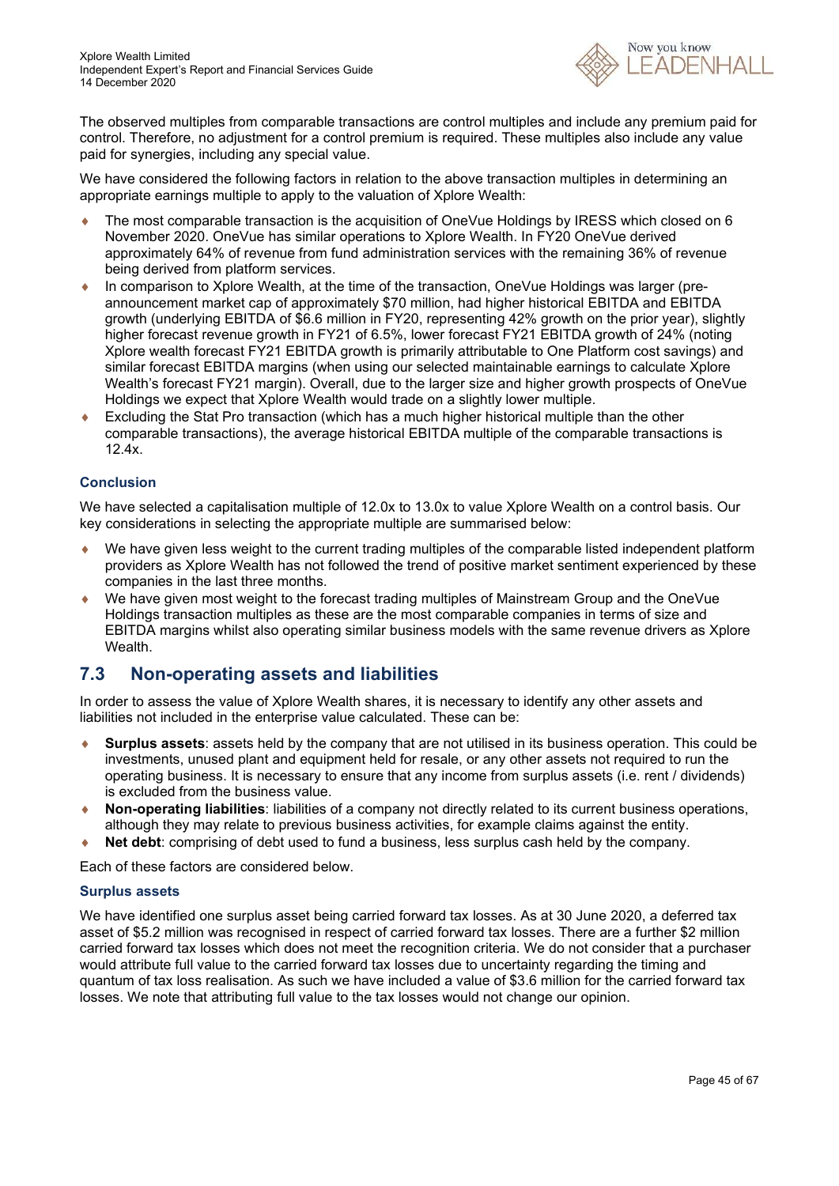The observed multiples from comparable transactions are control multiples and include any premium paid for control. Therefore, no adjustment for a control premium is required. These multiples also include any value paid for synergies, including any special value.

We have considered the following factors in relation to the above transaction multiples in determining an appropriate earnings multiple to apply to the valuation of Xplore Wealth:

- The most comparable transaction is the acquisition of OneVue Holdings by IRESS which closed on 6 November 2020. OneVue has similar operations to Xplore Wealth. In FY20 OneVue derived approximately 64% of revenue from fund administration services with the remaining 36% of revenue being derived from platform services.
- In comparison to Xplore Wealth, at the time of the transaction, OneVue Holdings was larger (pre-announcement market cap of approximately $70 million, had higher historical EBITDA and EBITDA growth (underlying EBITDA of $6.6 million in FY20, representing 42% growth on the prior year), slightly higher forecast revenue growth in FY21 of 6.5%, lower forecast FY21 EBITDA growth of 24% (noting Xplore wealth forecast FY21 EBITDA growth is primarily attributable to One Platform cost savings) and similar forecast EBITDA margins (when using our selected maintainable earnings to calculate Xplore Wealth's forecast FY21 margin). Overall, due to the larger size and higher growth prospects of OneVue Holdings we expect that Xplore Wealth would trade on a slightly lower multiple.
- Excluding the Stat Pro transaction (which has a much higher historical multiple than the other comparable transactions), the average historical EBITDA multiple of the comparable transactions is 12.4x.

### Conclusion

We have selected a capitalisation multiple of 12.0x to 13.0x to value Xplore Wealth on a control basis. Our key considerations in selecting the appropriate multiple are summarised below:

- We have given less weight to the current trading multiples of the comparable listed independent platform providers as Xplore Wealth has not followed the trend of positive market sentiment experienced by these companies in the last three months.
- We have given most weight to the forecast trading multiples of Mainstream Group and the OneVue Holdings transaction multiples as these are the most comparable companies in terms of size and EBITDA margins whilst also operating similar business models with the same revenue drivers as Xplore Wealth.

## 7.3 Non-operating assets and liabilities

In order to assess the value of Xplore Wealth shares, it is necessary to identify any other assets and liabilities not included in the enterprise value calculated. These can be:

- **Surplus assets**: assets held by the company that are not utilised in its business operation. This could be investments, unused plant and equipment held for resale, or any other assets not required to run the operating business. It is necessary to ensure that any income from surplus assets (i.e. rent / dividends) is excluded from the business value.
- **Non-operating liabilities**: liabilities of a company not directly related to its current business operations, although they may relate to previous business activities, for example claims against the entity.
- **Net debt**: comprising of debt used to fund a business, less surplus cash held by the company.

Each of these factors are considered below.

### Surplus assets

We have identified one surplus asset being carried forward tax losses. As at 30 June 2020, a deferred tax asset of $5.2 million was recognised in respect of carried forward tax losses. There are a further $2 million carried forward tax losses which does not meet the recognition criteria. We do not consider that a purchaser would attribute full value to the carried forward tax losses due to uncertainty regarding the timing and quantum of tax loss realisation. As such we have included a value of $3.6 million for the carried forward tax losses. We note that attributing full value to the tax losses would not change our opinion.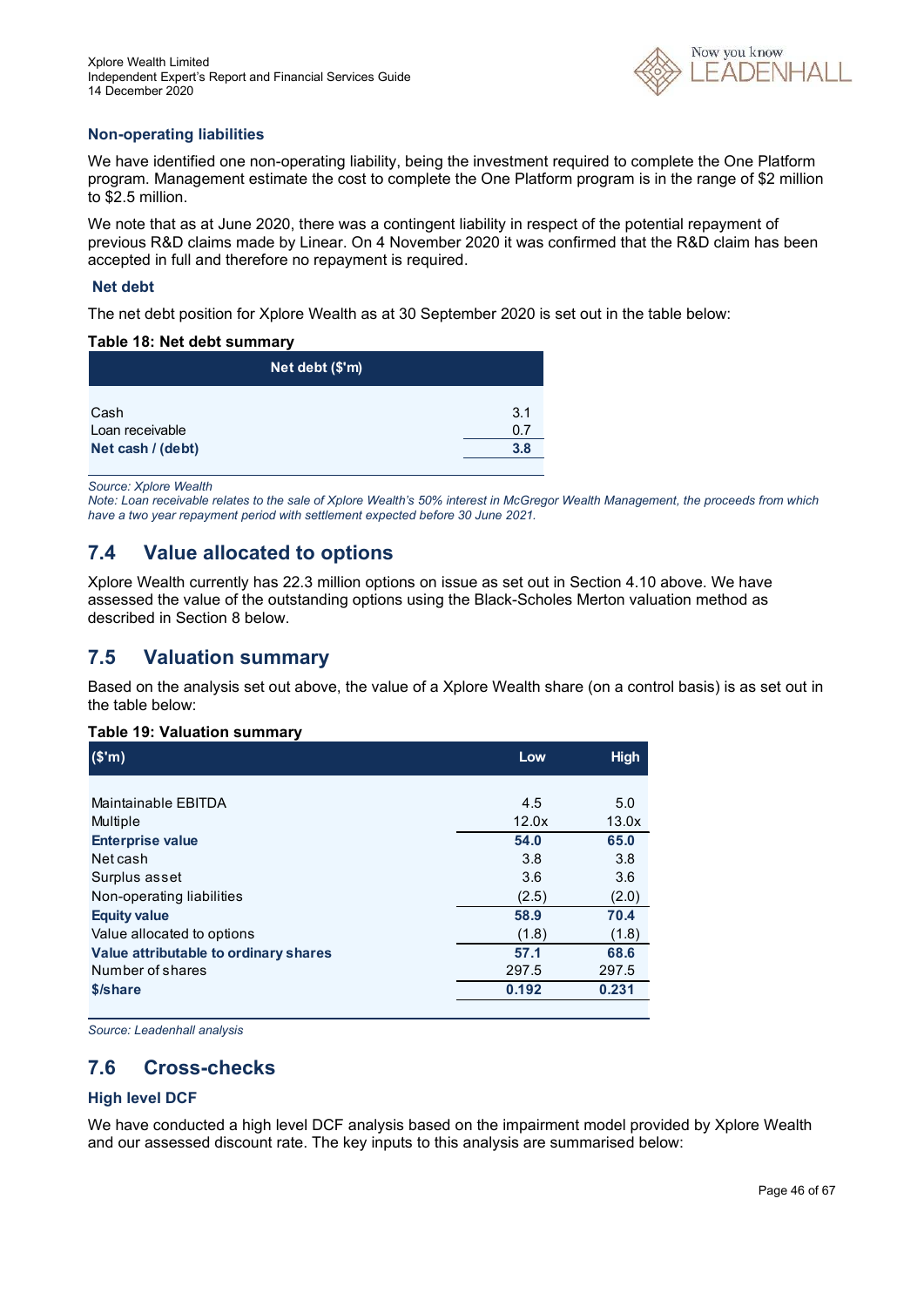### Non-operating liabilities

We have identified one non-operating liability, being the investment required to complete the One Platform program. Management estimate the cost to complete the One Platform program is in the range of $2 million to $2.5 million.

We note that as at June 2020, there was a contingent liability in respect of the potential repayment of previous R&D claims made by Linear. On 4 November 2020 it was confirmed that the R&D claim has been accepted in full and therefore no repayment is required.

### Net debt

The net debt position for Xplore Wealth as at 30 September 2020 is set out in the table below:

**Table 18: Net debt summary**

| Net debt ($'m) | |
|---|---|
| Cash | 3.1 |
| Loan receivable | 0.7 |
| **Net cash / (debt)** | **3.8** |

*Source: Xplore Wealth*
*Note: Loan receivable relates to the sale of Xplore Wealth's 50% interest in McGregor Wealth Management, the proceeds from which have a two year repayment period with settlement expected before 30 June 2021.*

## 7.4 Value allocated to options

Xplore Wealth currently has 22.3 million options on issue as set out in Section 4.10 above. We have assessed the value of the outstanding options using the Black-Scholes Merton valuation method as described in Section 8 below.

## 7.5 Valuation summary

Based on the analysis set out above, the value of a Xplore Wealth share (on a control basis) is as set out in the table below:

**Table 19: Valuation summary**

| ($'m) | Low | High |
|---|---|---|
| Maintainable EBITDA | 4.5 | 5.0 |
| Multiple | 12.0x | 13.0x |
| **Enterprise value** | **54.0** | **65.0** |
| Net cash | 3.8 | 3.8 |
| Surplus asset | 3.6 | 3.6 |
| Non-operating liabilities | (2.5) | (2.0) |
| **Equity value** | **58.9** | **70.4** |
| Value allocated to options | (1.8) | (1.8) |
| **Value attributable to ordinary shares** | **57.1** | **68.6** |
| Number of shares | 297.5 | 297.5 |
| **$/share** | **0.192** | **0.231** |

*Source: Leadenhall analysis*

## 7.6 Cross-checks

### High level DCF

We have conducted a high level DCF analysis based on the impairment model provided by Xplore Wealth and our assessed discount rate. The key inputs to this analysis are summarised below: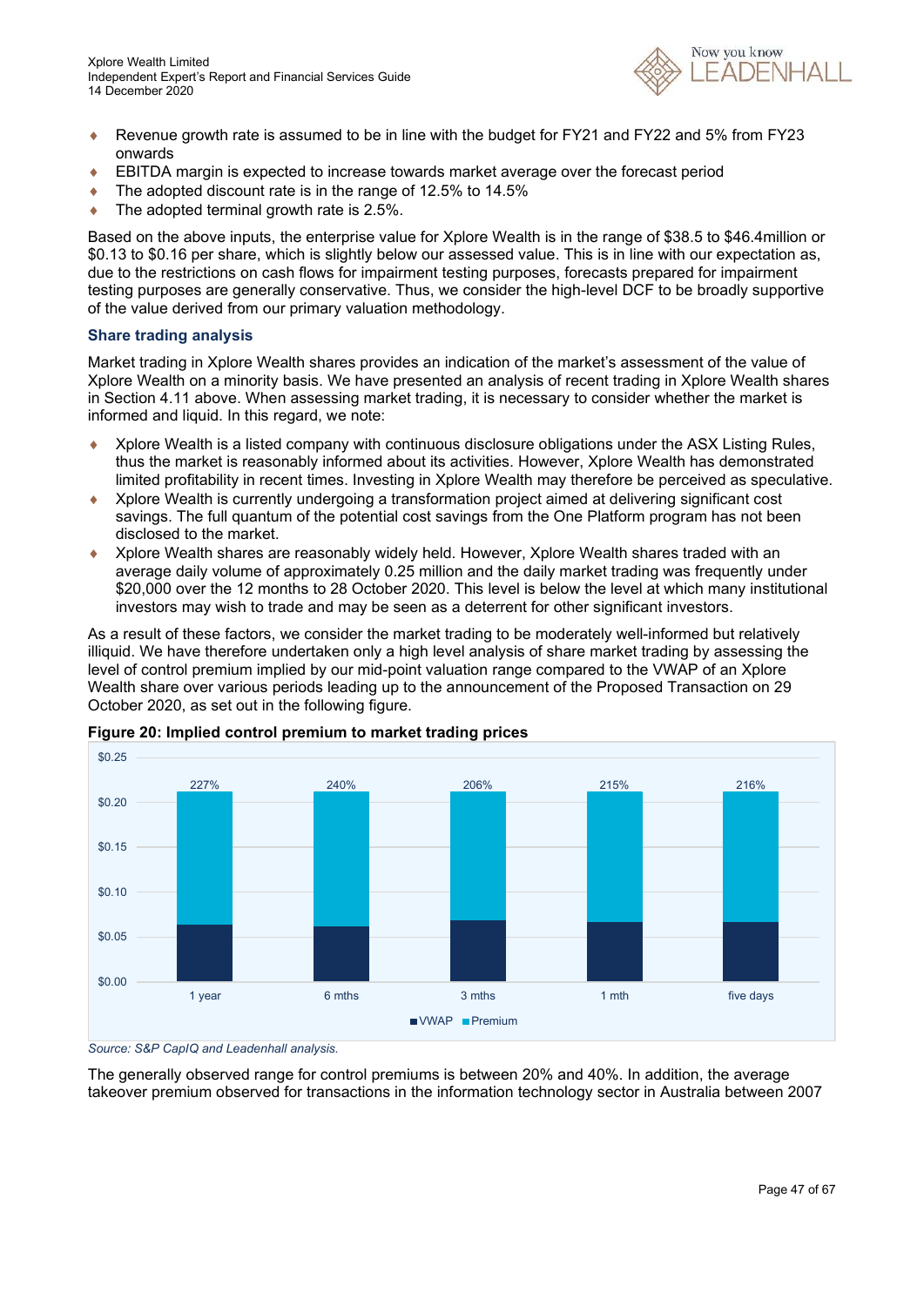- Revenue growth rate is assumed to be in line with the budget for FY21 and FY22 and 5% from FY23 onwards
- EBITDA margin is expected to increase towards market average over the forecast period
- The adopted discount rate is in the range of 12.5% to 14.5%
- The adopted terminal growth rate is 2.5%.

Based on the above inputs, the enterprise value for Xplore Wealth is in the range of $38.5 to $46.4million or $0.13 to $0.16 per share, which is slightly below our assessed value. This is in line with our expectation as, due to the restrictions on cash flows for impairment testing purposes, forecasts prepared for impairment testing purposes are generally conservative. Thus, we consider the high-level DCF to be broadly supportive of the value derived from our primary valuation methodology.

### Share trading analysis

Market trading in Xplore Wealth shares provides an indication of the market's assessment of the value of Xplore Wealth on a minority basis. We have presented an analysis of recent trading in Xplore Wealth shares in Section 4.11 above. When assessing market trading, it is necessary to consider whether the market is informed and liquid. In this regard, we note:

- Xplore Wealth is a listed company with continuous disclosure obligations under the ASX Listing Rules, thus the market is reasonably informed about its activities. However, Xplore Wealth has demonstrated limited profitability in recent times. Investing in Xplore Wealth may therefore be perceived as speculative.
- Xplore Wealth is currently undergoing a transformation project aimed at delivering significant cost savings. The full quantum of the potential cost savings from the One Platform program has not been disclosed to the market.
- Xplore Wealth shares are reasonably widely held. However, Xplore Wealth shares traded with an average daily volume of approximately 0.25 million and the daily market trading was frequently under $20,000 over the 12 months to 28 October 2020. This level is below the level at which many institutional investors may wish to trade and may be seen as a deterrent for other significant investors.

As a result of these factors, we consider the market trading to be moderately well-informed but relatively illiquid. We have therefore undertaken only a high level analysis of share market trading by assessing the level of control premium implied by our mid-point valuation range compared to the VWAP of an Xplore Wealth share over various periods leading up to the announcement of the Proposed Transaction on 29 October 2020, as set out in the following figure.

**Figure 20: Implied control premium to market trading prices**

| Period | Implied control premium |
|---|---|
| 1 year | 227% |
| 6 mths | 240% |
| 3 mths | 206% |
| 1 mth | 215% |
| five days | 216% |

*Source: S&P CapIQ and Leadenhall analysis.*

The generally observed range for control premiums is between 20% and 40%. In addition, the average takeover premium observed for transactions in the information technology sector in Australia between 2007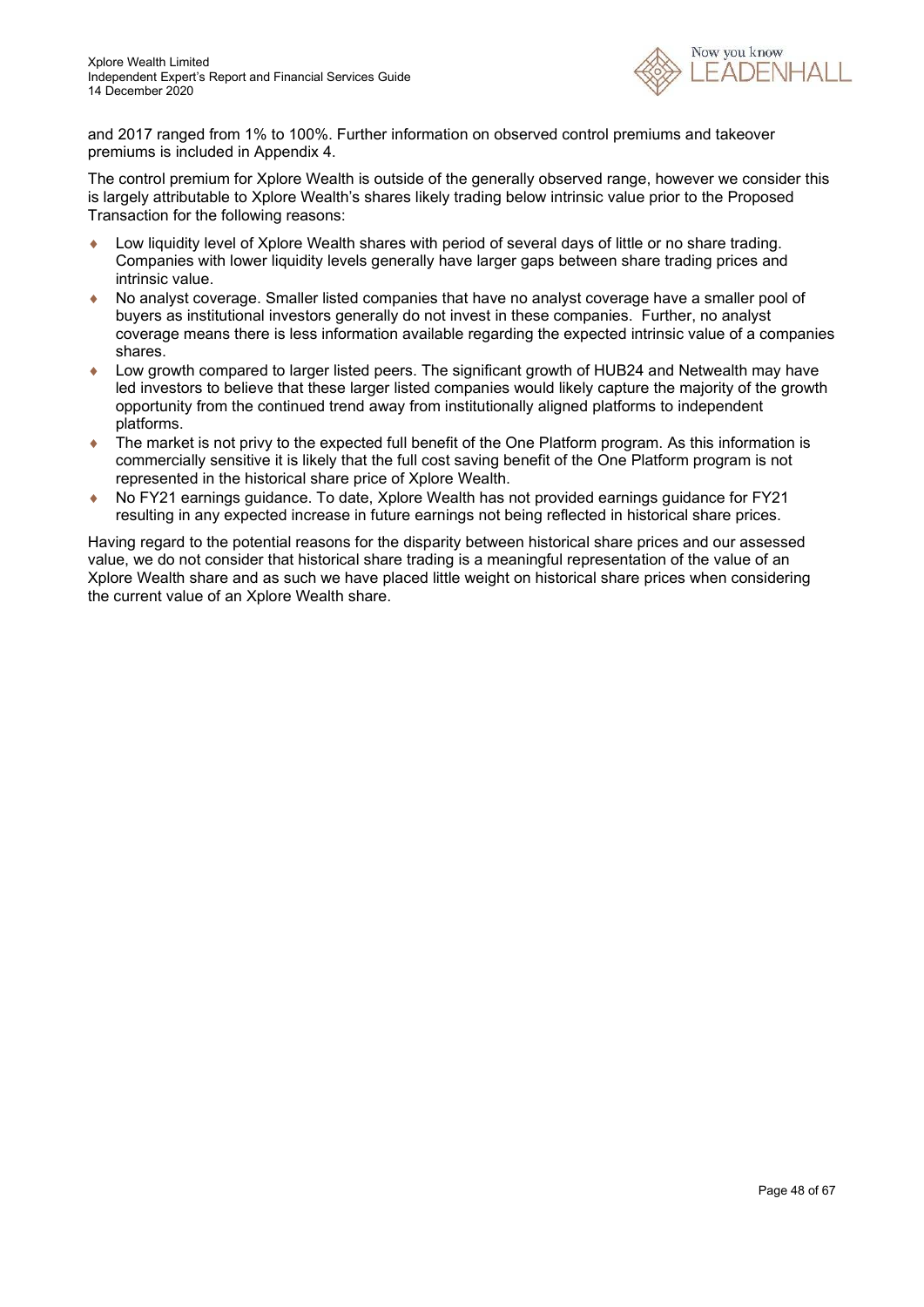and 2017 ranged from 1% to 100%. Further information on observed control premiums and takeover premiums is included in Appendix 4.

The control premium for Xplore Wealth is outside of the generally observed range, however we consider this is largely attributable to Xplore Wealth's shares likely trading below intrinsic value prior to the Proposed Transaction for the following reasons:

- Low liquidity level of Xplore Wealth shares with period of several days of little or no share trading. Companies with lower liquidity levels generally have larger gaps between share trading prices and intrinsic value.
- No analyst coverage. Smaller listed companies that have no analyst coverage have a smaller pool of buyers as institutional investors generally do not invest in these companies. Further, no analyst coverage means there is less information available regarding the expected intrinsic value of a companies shares.
- Low growth compared to larger listed peers. The significant growth of HUB24 and Netwealth may have led investors to believe that these larger listed companies would likely capture the majority of the growth opportunity from the continued trend away from institutionally aligned platforms to independent platforms.
- The market is not privy to the expected full benefit of the One Platform program. As this information is commercially sensitive it is likely that the full cost saving benefit of the One Platform program is not represented in the historical share price of Xplore Wealth.
- No FY21 earnings guidance. To date, Xplore Wealth has not provided earnings guidance for FY21 resulting in any expected increase in future earnings not being reflected in historical share prices.

Having regard to the potential reasons for the disparity between historical share prices and our assessed value, we do not consider that historical share trading is a meaningful representation of the value of an Xplore Wealth share and as such we have placed little weight on historical share prices when considering the current value of an Xplore Wealth share.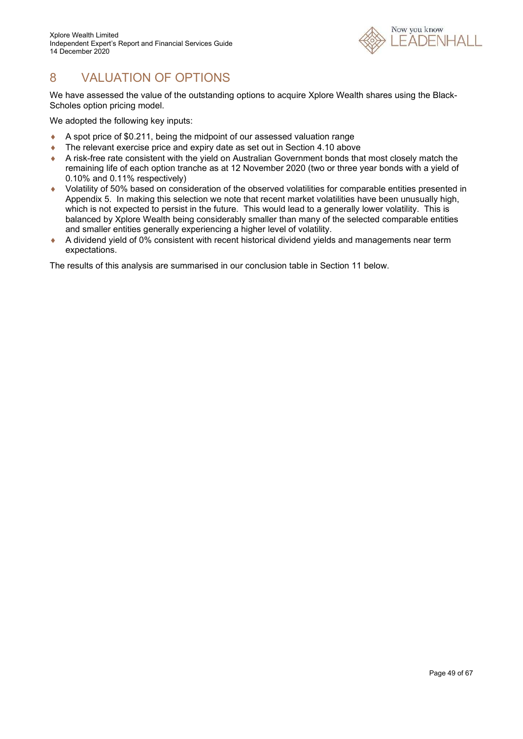# 8 VALUATION OF OPTIONS

We have assessed the value of the outstanding options to acquire Xplore Wealth shares using the Black-Scholes option pricing model.

We adopted the following key inputs:

- A spot price of $0.211, being the midpoint of our assessed valuation range
- The relevant exercise price and expiry date as set out in Section 4.10 above
- A risk-free rate consistent with the yield on Australian Government bonds that most closely match the remaining life of each option tranche as at 12 November 2020 (two or three year bonds with a yield of 0.10% and 0.11% respectively)
- Volatility of 50% based on consideration of the observed volatilities for comparable entities presented in Appendix 5. In making this selection we note that recent market volatilities have been unusually high, which is not expected to persist in the future. This would lead to a generally lower volatility. This is balanced by Xplore Wealth being considerably smaller than many of the selected comparable entities and smaller entities generally experiencing a higher level of volatility.
- A dividend yield of 0% consistent with recent historical dividend yields and managements near term expectations.

The results of this analysis are summarised in our conclusion table in Section 11 below.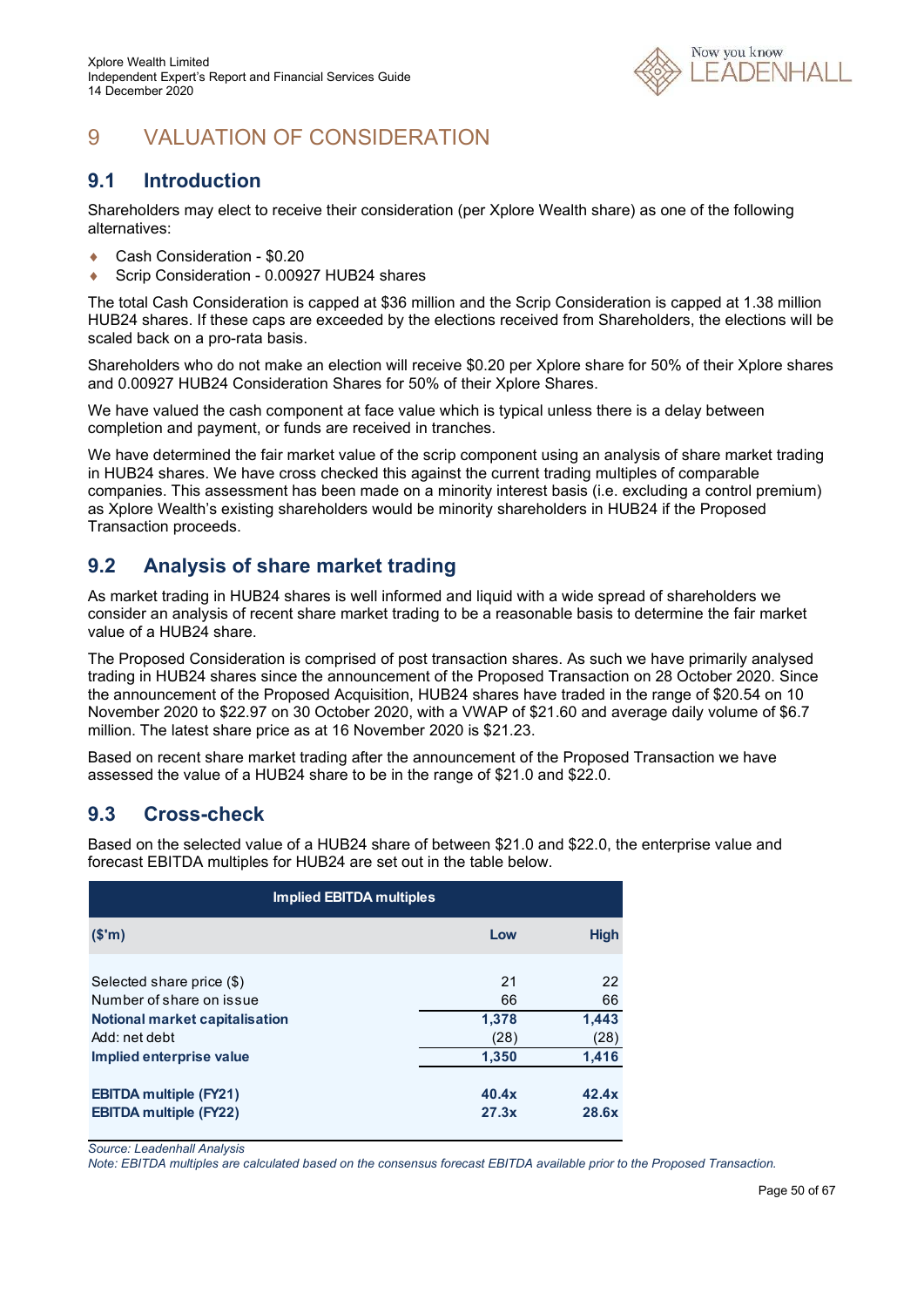# 9 VALUATION OF CONSIDERATION

## 9.1 Introduction

Shareholders may elect to receive their consideration (per Xplore Wealth share) as one of the following alternatives:

- Cash Consideration - $0.20
- Scrip Consideration - 0.00927 HUB24 shares

The total Cash Consideration is capped at $36 million and the Scrip Consideration is capped at 1.38 million HUB24 shares. If these caps are exceeded by the elections received from Shareholders, the elections will be scaled back on a pro-rata basis.

Shareholders who do not make an election will receive $0.20 per Xplore share for 50% of their Xplore shares and 0.00927 HUB24 Consideration Shares for 50% of their Xplore Shares.

We have valued the cash component at face value which is typical unless there is a delay between completion and payment, or funds are received in tranches.

We have determined the fair market value of the scrip component using an analysis of share market trading in HUB24 shares. We have cross checked this against the current trading multiples of comparable companies. This assessment has been made on a minority interest basis (i.e. excluding a control premium) as Xplore Wealth's existing shareholders would be minority shareholders in HUB24 if the Proposed Transaction proceeds.

## 9.2 Analysis of share market trading

As market trading in HUB24 shares is well informed and liquid with a wide spread of shareholders we consider an analysis of recent share market trading to be a reasonable basis to determine the fair market value of a HUB24 share.

The Proposed Consideration is comprised of post transaction shares. As such we have primarily analysed trading in HUB24 shares since the announcement of the Proposed Transaction on 28 October 2020. Since the announcement of the Proposed Acquisition, HUB24 shares have traded in the range of $20.54 on 10 November 2020 to $22.97 on 30 October 2020, with a VWAP of $21.60 and average daily volume of $6.7 million. The latest share price as at 16 November 2020 is $21.23.

Based on recent share market trading after the announcement of the Proposed Transaction we have assessed the value of a HUB24 share to be in the range of $21.0 and $22.0.

## 9.3 Cross-check

Based on the selected value of a HUB24 share of between $21.0 and $22.0, the enterprise value and forecast EBITDA multiples for HUB24 are set out in the table below.

| Implied EBITDA multiples | | |
|---|---|---|
| **($'m)** | **Low** | **High** |
| Selected share price ($) | 21 | 22 |
| Number of share on issue | 66 | 66 |
| **Notional market capitalisation** | **1,378** | **1,443** |
| Add: net debt | (28) | (28) |
| **Implied enterprise value** | **1,350** | **1,416** |
| **EBITDA multiple (FY21)** | **40.4x** | **42.4x** |
| **EBITDA multiple (FY22)** | **27.3x** | **28.6x** |

*Source: Leadenhall Analysis*

*Note: EBITDA multiples are calculated based on the consensus forecast EBITDA available prior to the Proposed Transaction.*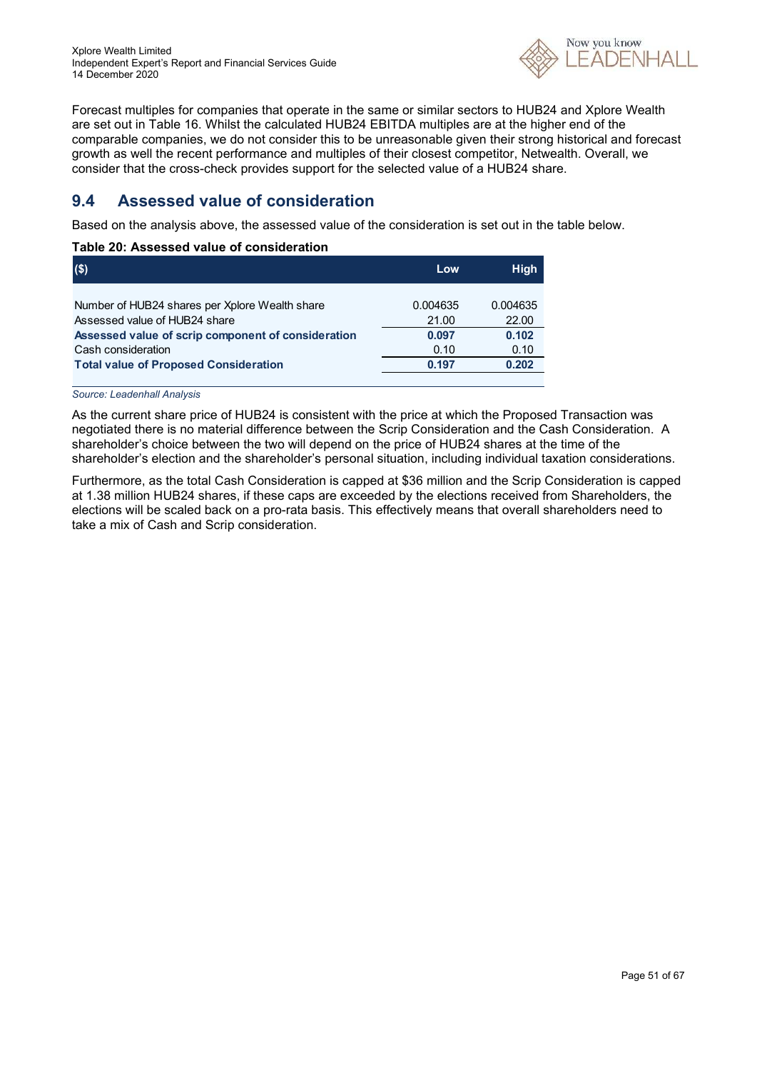Forecast multiples for companies that operate in the same or similar sectors to HUB24 and Xplore Wealth are set out in Table 16. Whilst the calculated HUB24 EBITDA multiples are at the higher end of the comparable companies, we do not consider this to be unreasonable given their strong historical and forecast growth as well the recent performance and multiples of their closest competitor, Netwealth. Overall, we consider that the cross-check provides support for the selected value of a HUB24 share.

## 9.4 Assessed value of consideration

Based on the analysis above, the assessed value of the consideration is set out in the table below.

**Table 20: Assessed value of consideration**

| ($) | Low | High |
|---|---|---|
| Number of HUB24 shares per Xplore Wealth share | 0.004635 | 0.004635 |
| Assessed value of HUB24 share | 21.00 | 22.00 |
| **Assessed value of scrip component of consideration** | **0.097** | **0.102** |
| Cash consideration | 0.10 | 0.10 |
| **Total value of Proposed Consideration** | **0.197** | **0.202** |

*Source: Leadenhall Analysis*

As the current share price of HUB24 is consistent with the price at which the Proposed Transaction was negotiated there is no material difference between the Scrip Consideration and the Cash Consideration. A shareholder's choice between the two will depend on the price of HUB24 shares at the time of the shareholder's election and the shareholder's personal situation, including individual taxation considerations.

Furthermore, as the total Cash Consideration is capped at $36 million and the Scrip Consideration is capped at 1.38 million HUB24 shares, if these caps are exceeded by the elections received from Shareholders, the elections will be scaled back on a pro-rata basis. This effectively means that overall shareholders need to take a mix of Cash and Scrip consideration.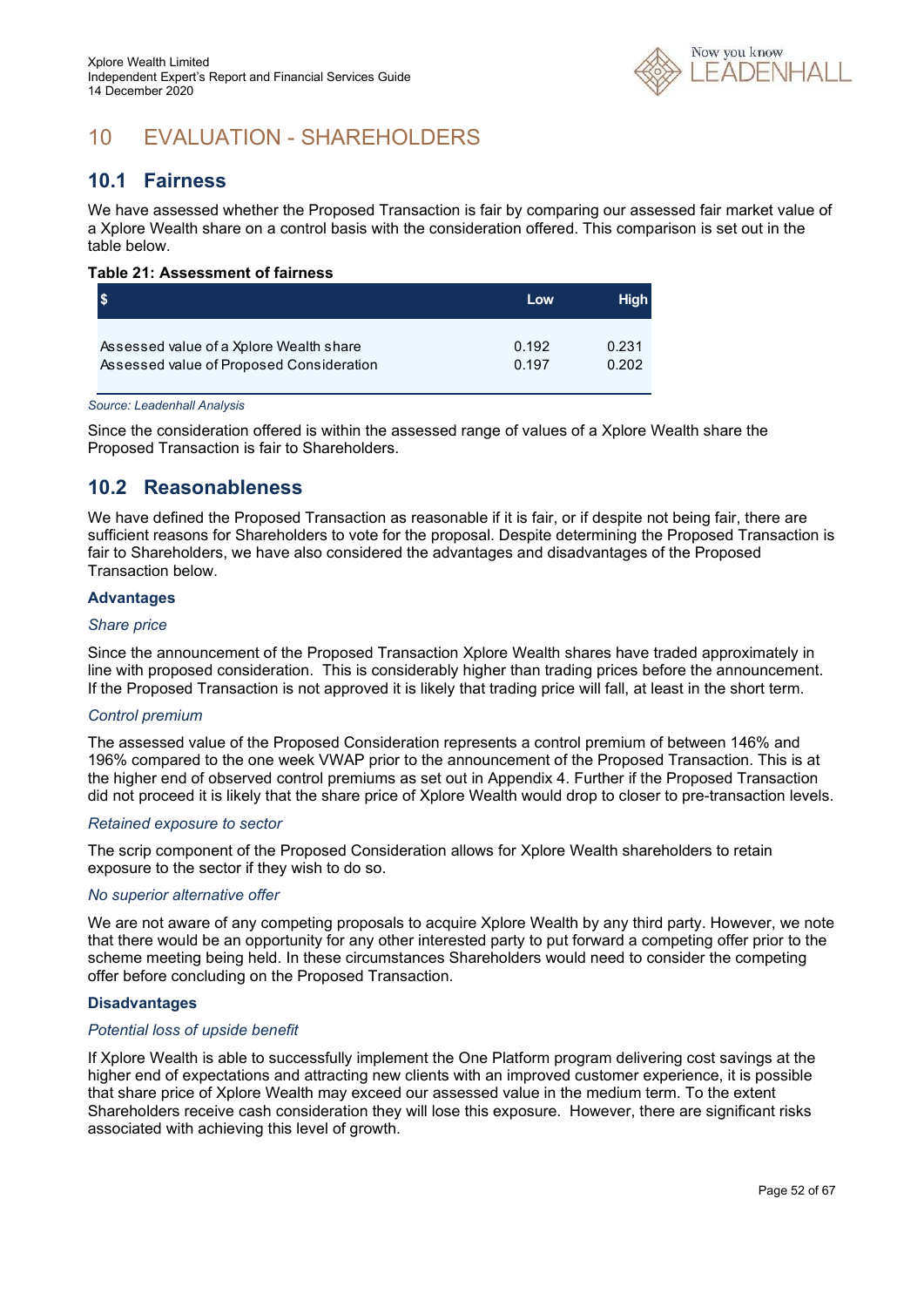# 10 EVALUATION - SHAREHOLDERS

## 10.1 Fairness

We have assessed whether the Proposed Transaction is fair by comparing our assessed fair market value of a Xplore Wealth share on a control basis with the consideration offered. This comparison is set out in the table below.

**Table 21: Assessment of fairness**

| $ | Low | High |
|---|---|---|
| Assessed value of a Xplore Wealth share | 0.192 | 0.231 |
| Assessed value of Proposed Consideration | 0.197 | 0.202 |

*Source: Leadenhall Analysis*

Since the consideration offered is within the assessed range of values of a Xplore Wealth share the Proposed Transaction is fair to Shareholders.

## 10.2 Reasonableness

We have defined the Proposed Transaction as reasonable if it is fair, or if despite not being fair, there are sufficient reasons for Shareholders to vote for the proposal. Despite determining the Proposed Transaction is fair to Shareholders, we have also considered the advantages and disadvantages of the Proposed Transaction below.

### Advantages

*Share price*

Since the announcement of the Proposed Transaction Xplore Wealth shares have traded approximately in line with proposed consideration. This is considerably higher than trading prices before the announcement. If the Proposed Transaction is not approved it is likely that trading price will fall, at least in the short term.

*Control premium*

The assessed value of the Proposed Consideration represents a control premium of between 146% and 196% compared to the one week VWAP prior to the announcement of the Proposed Transaction. This is at the higher end of observed control premiums as set out in Appendix 4. Further if the Proposed Transaction did not proceed it is likely that the share price of Xplore Wealth would drop to closer to pre-transaction levels.

*Retained exposure to sector*

The scrip component of the Proposed Consideration allows for Xplore Wealth shareholders to retain exposure to the sector if they wish to do so.

*No superior alternative offer*

We are not aware of any competing proposals to acquire Xplore Wealth by any third party. However, we note that there would be an opportunity for any other interested party to put forward a competing offer prior to the scheme meeting being held. In these circumstances Shareholders would need to consider the competing offer before concluding on the Proposed Transaction.

### Disadvantages

*Potential loss of upside benefit*

If Xplore Wealth is able to successfully implement the One Platform program delivering cost savings at the higher end of expectations and attracting new clients with an improved customer experience, it is possible that share price of Xplore Wealth may exceed our assessed value in the medium term. To the extent Shareholders receive cash consideration they will lose this exposure. However, there are significant risks associated with achieving this level of growth.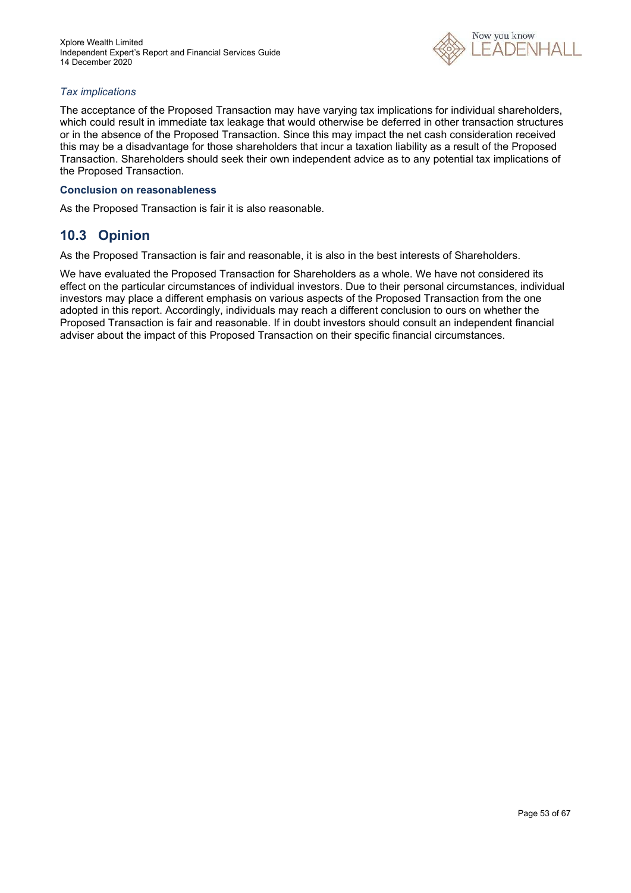*Tax implications*

The acceptance of the Proposed Transaction may have varying tax implications for individual shareholders, which could result in immediate tax leakage that would otherwise be deferred in other transaction structures or in the absence of the Proposed Transaction. Since this may impact the net cash consideration received this may be a disadvantage for those shareholders that incur a taxation liability as a result of the Proposed Transaction. Shareholders should seek their own independent advice as to any potential tax implications of the Proposed Transaction.

**Conclusion on reasonableness**

As the Proposed Transaction is fair it is also reasonable.

## 10.3 Opinion

As the Proposed Transaction is fair and reasonable, it is also in the best interests of Shareholders.

We have evaluated the Proposed Transaction for Shareholders as a whole. We have not considered its effect on the particular circumstances of individual investors. Due to their personal circumstances, individual investors may place a different emphasis on various aspects of the Proposed Transaction from the one adopted in this report. Accordingly, individuals may reach a different conclusion to ours on whether the Proposed Transaction is fair and reasonable. If in doubt investors should consult an independent financial adviser about the impact of this Proposed Transaction on their specific financial circumstances.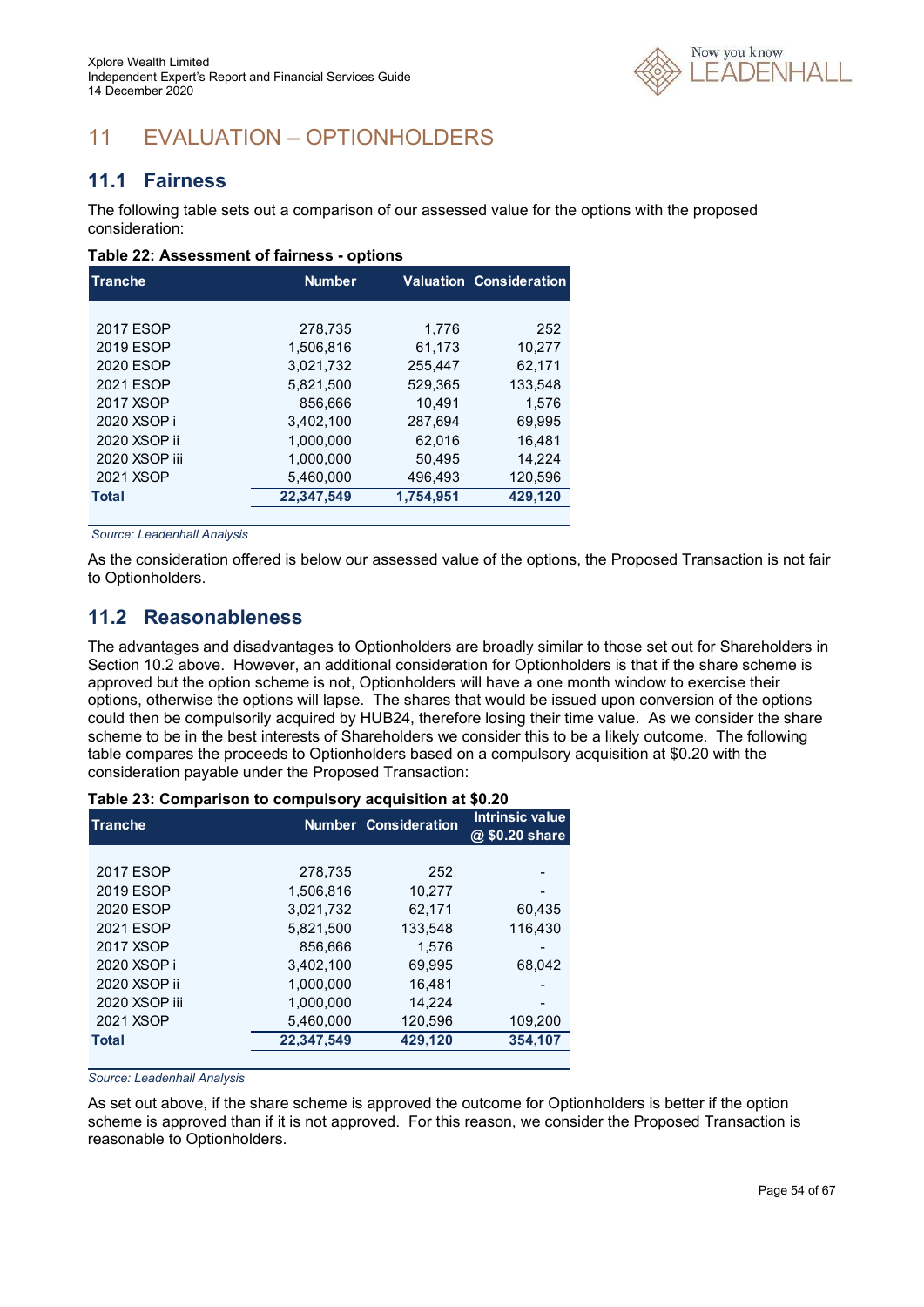# 11 EVALUATION – OPTIONHOLDERS

## 11.1 Fairness

The following table sets out a comparison of our assessed value for the options with the proposed consideration:

**Table 22: Assessment of fairness - options**

| Tranche | Number | Valuation | Consideration |
|---|---|---|---|
| 2017 ESOP | 278,735 | 1,776 | 252 |
| 2019 ESOP | 1,506,816 | 61,173 | 10,277 |
| 2020 ESOP | 3,021,732 | 255,447 | 62,171 |
| 2021 ESOP | 5,821,500 | 529,365 | 133,548 |
| 2017 XSOP | 856,666 | 10,491 | 1,576 |
| 2020 XSOP i | 3,402,100 | 287,694 | 69,995 |
| 2020 XSOP ii | 1,000,000 | 62,016 | 16,481 |
| 2020 XSOP iii | 1,000,000 | 50,495 | 14,224 |
| 2021 XSOP | 5,460,000 | 496,493 | 120,596 |
| **Total** | **22,347,549** | **1,754,951** | **429,120** |

*Source: Leadenhall Analysis*

As the consideration offered is below our assessed value of the options, the Proposed Transaction is not fair to Optionholders.

## 11.2 Reasonableness

The advantages and disadvantages to Optionholders are broadly similar to those set out for Shareholders in Section 10.2 above. However, an additional consideration for Optionholders is that if the share scheme is approved but the option scheme is not, Optionholders will have a one month window to exercise their options, otherwise the options will lapse. The shares that would be issued upon conversion of the options could then be compulsorily acquired by HUB24, therefore losing their time value. As we consider the share scheme to be in the best interests of Shareholders we consider this to be a likely outcome. The following table compares the proceeds to Optionholders based on a compulsory acquisition at $0.20 with the consideration payable under the Proposed Transaction:

**Table 23: Comparison to compulsory acquisition at $0.20**

| Tranche | Number | Consideration | Intrinsic value @ $0.20 share |
|---|---|---|---|
| 2017 ESOP | 278,735 | 252 | - |
| 2019 ESOP | 1,506,816 | 10,277 | - |
| 2020 ESOP | 3,021,732 | 62,171 | 60,435 |
| 2021 ESOP | 5,821,500 | 133,548 | 116,430 |
| 2017 XSOP | 856,666 | 1,576 | - |
| 2020 XSOP i | 3,402,100 | 69,995 | 68,042 |
| 2020 XSOP ii | 1,000,000 | 16,481 | - |
| 2020 XSOP iii | 1,000,000 | 14,224 | - |
| 2021 XSOP | 5,460,000 | 120,596 | 109,200 |
| **Total** | **22,347,549** | **429,120** | **354,107** |

*Source: Leadenhall Analysis*

As set out above, if the share scheme is approved the outcome for Optionholders is better if the option scheme is approved than if it is not approved. For this reason, we consider the Proposed Transaction is reasonable to Optionholders.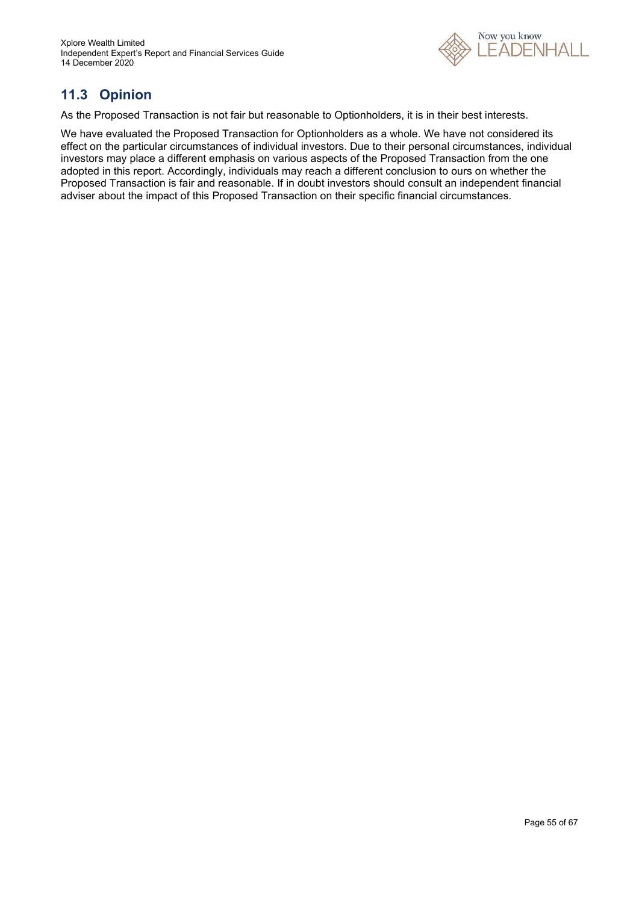## 11.3 Opinion

As the Proposed Transaction is not fair but reasonable to Optionholders, it is in their best interests.

We have evaluated the Proposed Transaction for Optionholders as a whole. We have not considered its effect on the particular circumstances of individual investors. Due to their personal circumstances, individual investors may place a different emphasis on various aspects of the Proposed Transaction from the one adopted in this report. Accordingly, individuals may reach a different conclusion to ours on whether the Proposed Transaction is fair and reasonable. If in doubt investors should consult an independent financial adviser about the impact of this Proposed Transaction on their specific financial circumstances.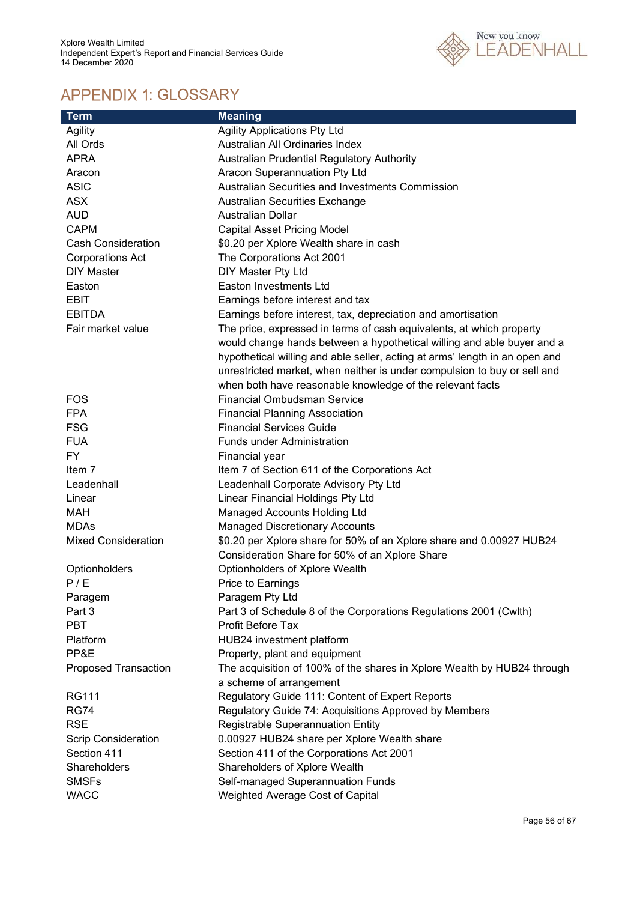# APPENDIX 1: GLOSSARY

| Term | Meaning |
|---|---|
| Agility | Agility Applications Pty Ltd |
| All Ords | Australian All Ordinaries Index |
| APRA | Australian Prudential Regulatory Authority |
| Aracon | Aracon Superannuation Pty Ltd |
| ASIC | Australian Securities and Investments Commission |
| ASX | Australian Securities Exchange |
| AUD | Australian Dollar |
| CAPM | Capital Asset Pricing Model |
| Cash Consideration | $0.20 per Xplore Wealth share in cash |
| Corporations Act | The Corporations Act 2001 |
| DIY Master | DIY Master Pty Ltd |
| Easton | Easton Investments Ltd |
| EBIT | Earnings before interest and tax |
| EBITDA | Earnings before interest, tax, depreciation and amortisation |
| Fair market value | The price, expressed in terms of cash equivalents, at which property would change hands between a hypothetical willing and able buyer and a hypothetical willing and able seller, acting at arms' length in an open and unrestricted market, when neither is under compulsion to buy or sell and when both have reasonable knowledge of the relevant facts |
| FOS | Financial Ombudsman Service |
| FPA | Financial Planning Association |
| FSG | Financial Services Guide |
| FUA | Funds under Administration |
| FY | Financial year |
| Item 7 | Item 7 of Section 611 of the Corporations Act |
| Leadenhall | Leadenhall Corporate Advisory Pty Ltd |
| Linear | Linear Financial Holdings Pty Ltd |
| MAH | Managed Accounts Holding Ltd |
| MDAs | Managed Discretionary Accounts |
| Mixed Consideration | $0.20 per Xplore share for 50% of an Xplore share and 0.00927 HUB24 Consideration Share for 50% of an Xplore Share |
| Optionholders | Optionholders of Xplore Wealth |
| P / E | Price to Earnings |
| Paragem | Paragem Pty Ltd |
| Part 3 | Part 3 of Schedule 8 of the Corporations Regulations 2001 (Cwlth) |
| PBT | Profit Before Tax |
| Platform | HUB24 investment platform |
| PP&E | Property, plant and equipment |
| Proposed Transaction | The acquisition of 100% of the shares in Xplore Wealth by HUB24 through a scheme of arrangement |
| RG111 | Regulatory Guide 111: Content of Expert Reports |
| RG74 | Regulatory Guide 74: Acquisitions Approved by Members |
| RSE | Registrable Superannuation Entity |
| Scrip Consideration | 0.00927 HUB24 share per Xplore Wealth share |
| Section 411 | Section 411 of the Corporations Act 2001 |
| Shareholders | Shareholders of Xplore Wealth |
| SMSFs | Self-managed Superannuation Funds |
| WACC | Weighted Average Cost of Capital |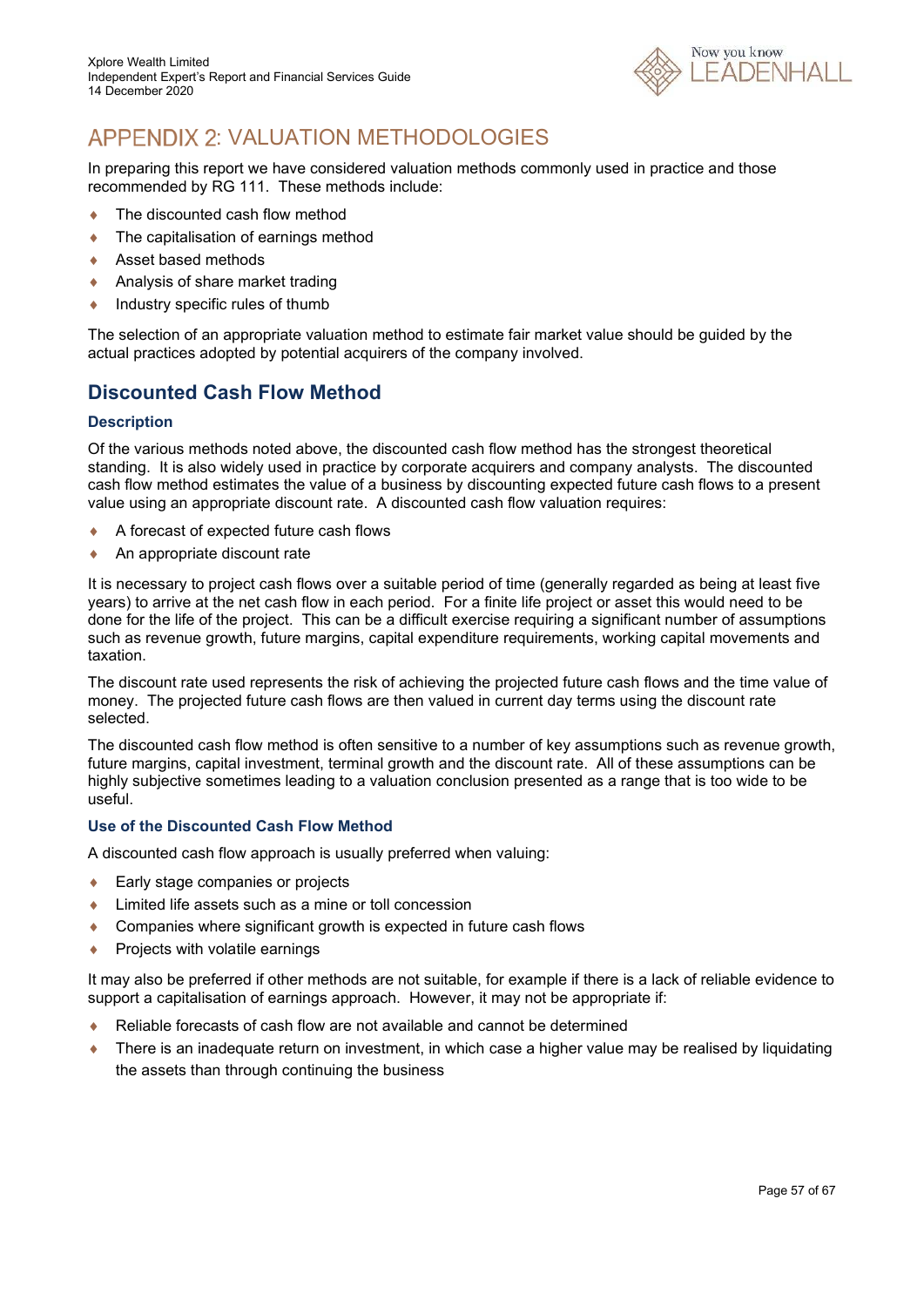# APPENDIX 2: VALUATION METHODOLOGIES

In preparing this report we have considered valuation methods commonly used in practice and those recommended by RG 111. These methods include:

- The discounted cash flow method
- The capitalisation of earnings method
- Asset based methods
- Analysis of share market trading
- Industry specific rules of thumb

The selection of an appropriate valuation method to estimate fair market value should be guided by the actual practices adopted by potential acquirers of the company involved.

## Discounted Cash Flow Method

### Description

Of the various methods noted above, the discounted cash flow method has the strongest theoretical standing. It is also widely used in practice by corporate acquirers and company analysts. The discounted cash flow method estimates the value of a business by discounting expected future cash flows to a present value using an appropriate discount rate. A discounted cash flow valuation requires:

- A forecast of expected future cash flows
- An appropriate discount rate

It is necessary to project cash flows over a suitable period of time (generally regarded as being at least five years) to arrive at the net cash flow in each period. For a finite life project or asset this would need to be done for the life of the project. This can be a difficult exercise requiring a significant number of assumptions such as revenue growth, future margins, capital expenditure requirements, working capital movements and taxation.

The discount rate used represents the risk of achieving the projected future cash flows and the time value of money. The projected future cash flows are then valued in current day terms using the discount rate selected.

The discounted cash flow method is often sensitive to a number of key assumptions such as revenue growth, future margins, capital investment, terminal growth and the discount rate. All of these assumptions can be highly subjective sometimes leading to a valuation conclusion presented as a range that is too wide to be useful.

### Use of the Discounted Cash Flow Method

A discounted cash flow approach is usually preferred when valuing:

- Early stage companies or projects
- Limited life assets such as a mine or toll concession
- Companies where significant growth is expected in future cash flows
- Projects with volatile earnings

It may also be preferred if other methods are not suitable, for example if there is a lack of reliable evidence to support a capitalisation of earnings approach. However, it may not be appropriate if:

- Reliable forecasts of cash flow are not available and cannot be determined
- There is an inadequate return on investment, in which case a higher value may be realised by liquidating the assets than through continuing the business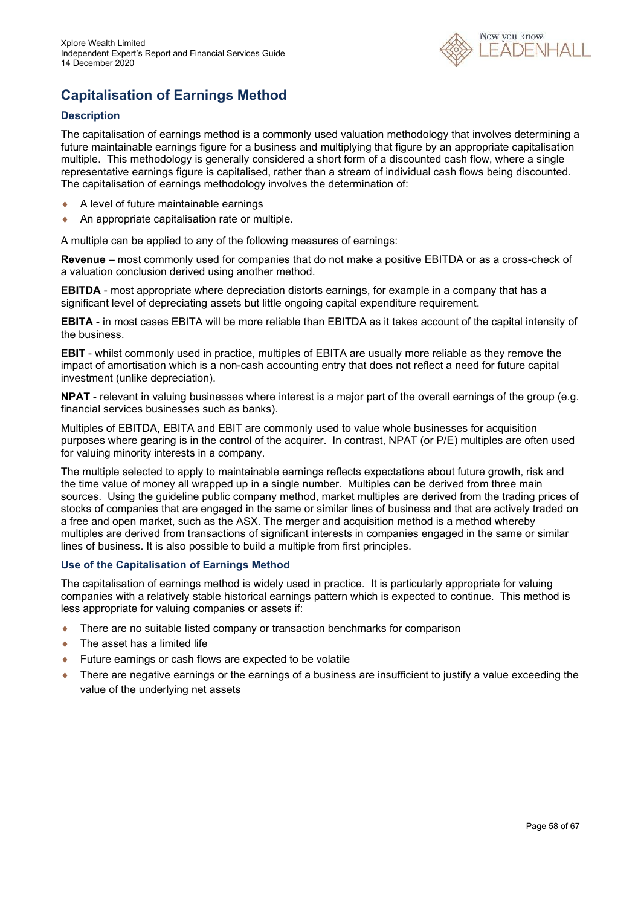## Capitalisation of Earnings Method

### Description

The capitalisation of earnings method is a commonly used valuation methodology that involves determining a future maintainable earnings figure for a business and multiplying that figure by an appropriate capitalisation multiple. This methodology is generally considered a short form of a discounted cash flow, where a single representative earnings figure is capitalised, rather than a stream of individual cash flows being discounted. The capitalisation of earnings methodology involves the determination of:

- A level of future maintainable earnings
- An appropriate capitalisation rate or multiple.

A multiple can be applied to any of the following measures of earnings:

**Revenue** – most commonly used for companies that do not make a positive EBITDA or as a cross-check of a valuation conclusion derived using another method.

**EBITDA** - most appropriate where depreciation distorts earnings, for example in a company that has a significant level of depreciating assets but little ongoing capital expenditure requirement.

**EBITA** - in most cases EBITA will be more reliable than EBITDA as it takes account of the capital intensity of the business.

**EBIT** - whilst commonly used in practice, multiples of EBITA are usually more reliable as they remove the impact of amortisation which is a non-cash accounting entry that does not reflect a need for future capital investment (unlike depreciation).

**NPAT** - relevant in valuing businesses where interest is a major part of the overall earnings of the group (e.g. financial services businesses such as banks).

Multiples of EBITDA, EBITA and EBIT are commonly used to value whole businesses for acquisition purposes where gearing is in the control of the acquirer. In contrast, NPAT (or P/E) multiples are often used for valuing minority interests in a company.

The multiple selected to apply to maintainable earnings reflects expectations about future growth, risk and the time value of money all wrapped up in a single number. Multiples can be derived from three main sources. Using the guideline public company method, market multiples are derived from the trading prices of stocks of companies that are engaged in the same or similar lines of business and that are actively traded on a free and open market, such as the ASX. The merger and acquisition method is a method whereby multiples are derived from transactions of significant interests in companies engaged in the same or similar lines of business. It is also possible to build a multiple from first principles.

### Use of the Capitalisation of Earnings Method

The capitalisation of earnings method is widely used in practice. It is particularly appropriate for valuing companies with a relatively stable historical earnings pattern which is expected to continue. This method is less appropriate for valuing companies or assets if:

- There are no suitable listed company or transaction benchmarks for comparison
- The asset has a limited life
- Future earnings or cash flows are expected to be volatile
- There are negative earnings or the earnings of a business are insufficient to justify a value exceeding the value of the underlying net assets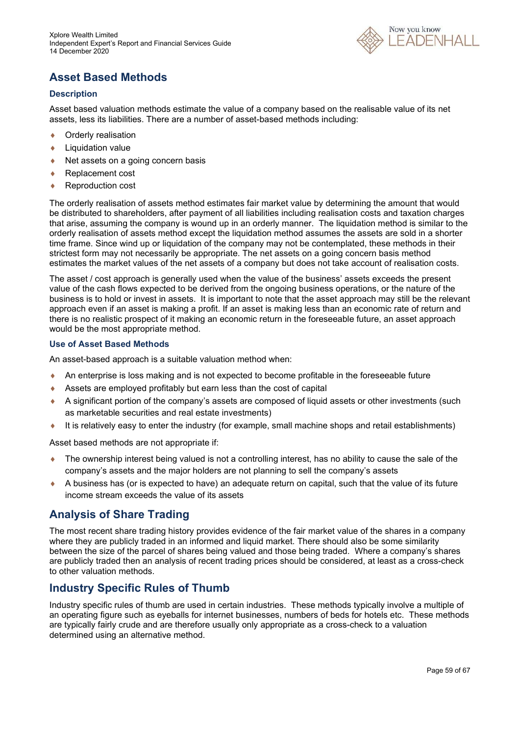## Asset Based Methods

### Description

Asset based valuation methods estimate the value of a company based on the realisable value of its net assets, less its liabilities. There are a number of asset-based methods including:

- Orderly realisation
- Liquidation value
- Net assets on a going concern basis
- Replacement cost
- Reproduction cost

The orderly realisation of assets method estimates fair market value by determining the amount that would be distributed to shareholders, after payment of all liabilities including realisation costs and taxation charges that arise, assuming the company is wound up in an orderly manner. The liquidation method is similar to the orderly realisation of assets method except the liquidation method assumes the assets are sold in a shorter time frame. Since wind up or liquidation of the company may not be contemplated, these methods in their strictest form may not necessarily be appropriate. The net assets on a going concern basis method estimates the market values of the net assets of a company but does not take account of realisation costs.

The asset / cost approach is generally used when the value of the business' assets exceeds the present value of the cash flows expected to be derived from the ongoing business operations, or the nature of the business is to hold or invest in assets. It is important to note that the asset approach may still be the relevant approach even if an asset is making a profit. If an asset is making less than an economic rate of return and there is no realistic prospect of it making an economic return in the foreseeable future, an asset approach would be the most appropriate method.

### Use of Asset Based Methods

An asset-based approach is a suitable valuation method when:

- An enterprise is loss making and is not expected to become profitable in the foreseeable future
- Assets are employed profitably but earn less than the cost of capital
- A significant portion of the company's assets are composed of liquid assets or other investments (such as marketable securities and real estate investments)
- It is relatively easy to enter the industry (for example, small machine shops and retail establishments)

Asset based methods are not appropriate if:

- The ownership interest being valued is not a controlling interest, has no ability to cause the sale of the company's assets and the major holders are not planning to sell the company's assets
- A business has (or is expected to have) an adequate return on capital, such that the value of its future income stream exceeds the value of its assets

## Analysis of Share Trading

The most recent share trading history provides evidence of the fair market value of the shares in a company where they are publicly traded in an informed and liquid market. There should also be some similarity between the size of the parcel of shares being valued and those being traded. Where a company's shares are publicly traded then an analysis of recent trading prices should be considered, at least as a cross-check to other valuation methods.

## Industry Specific Rules of Thumb

Industry specific rules of thumb are used in certain industries. These methods typically involve a multiple of an operating figure such as eyeballs for internet businesses, numbers of beds for hotels etc. These methods are typically fairly crude and are therefore usually only appropriate as a cross-check to a valuation determined using an alternative method.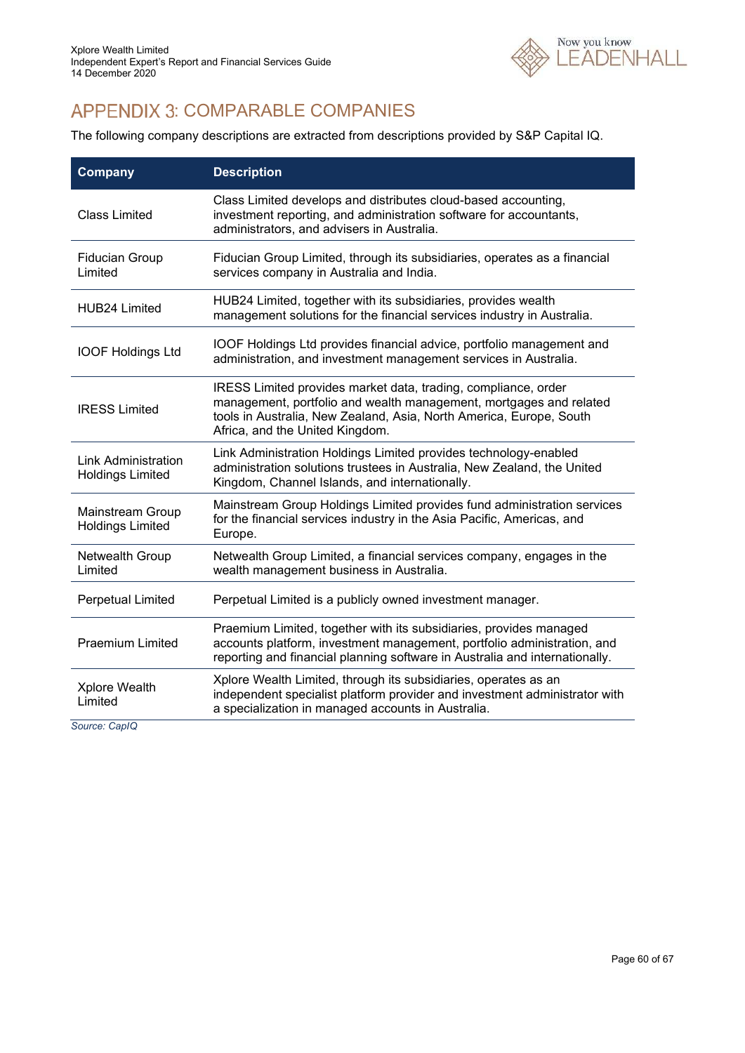# APPENDIX 3: COMPARABLE COMPANIES

The following company descriptions are extracted from descriptions provided by S&P Capital IQ.

| Company | Description |
|---|---|
| Class Limited | Class Limited develops and distributes cloud-based accounting, investment reporting, and administration software for accountants, administrators, and advisers in Australia. |
| Fiducian Group Limited | Fiducian Group Limited, through its subsidiaries, operates as a financial services company in Australia and India. |
| HUB24 Limited | HUB24 Limited, together with its subsidiaries, provides wealth management solutions for the financial services industry in Australia. |
| IOOF Holdings Ltd | IOOF Holdings Ltd provides financial advice, portfolio management and administration, and investment management services in Australia. |
| IRESS Limited | IRESS Limited provides market data, trading, compliance, order management, portfolio and wealth management, mortgages and related tools in Australia, New Zealand, Asia, North America, Europe, South Africa, and the United Kingdom. |
| Link Administration Holdings Limited | Link Administration Holdings Limited provides technology-enabled administration solutions trustees in Australia, New Zealand, the United Kingdom, Channel Islands, and internationally. |
| Mainstream Group Holdings Limited | Mainstream Group Holdings Limited provides fund administration services for the financial services industry in the Asia Pacific, Americas, and Europe. |
| Netwealth Group Limited | Netwealth Group Limited, a financial services company, engages in the wealth management business in Australia. |
| Perpetual Limited | Perpetual Limited is a publicly owned investment manager. |
| Praemium Limited | Praemium Limited, together with its subsidiaries, provides managed accounts platform, investment management, portfolio administration, and reporting and financial planning software in Australia and internationally. |
| Xplore Wealth Limited | Xplore Wealth Limited, through its subsidiaries, operates as an independent specialist platform provider and investment administrator with a specialization in managed accounts in Australia. |

*Source: CapIQ*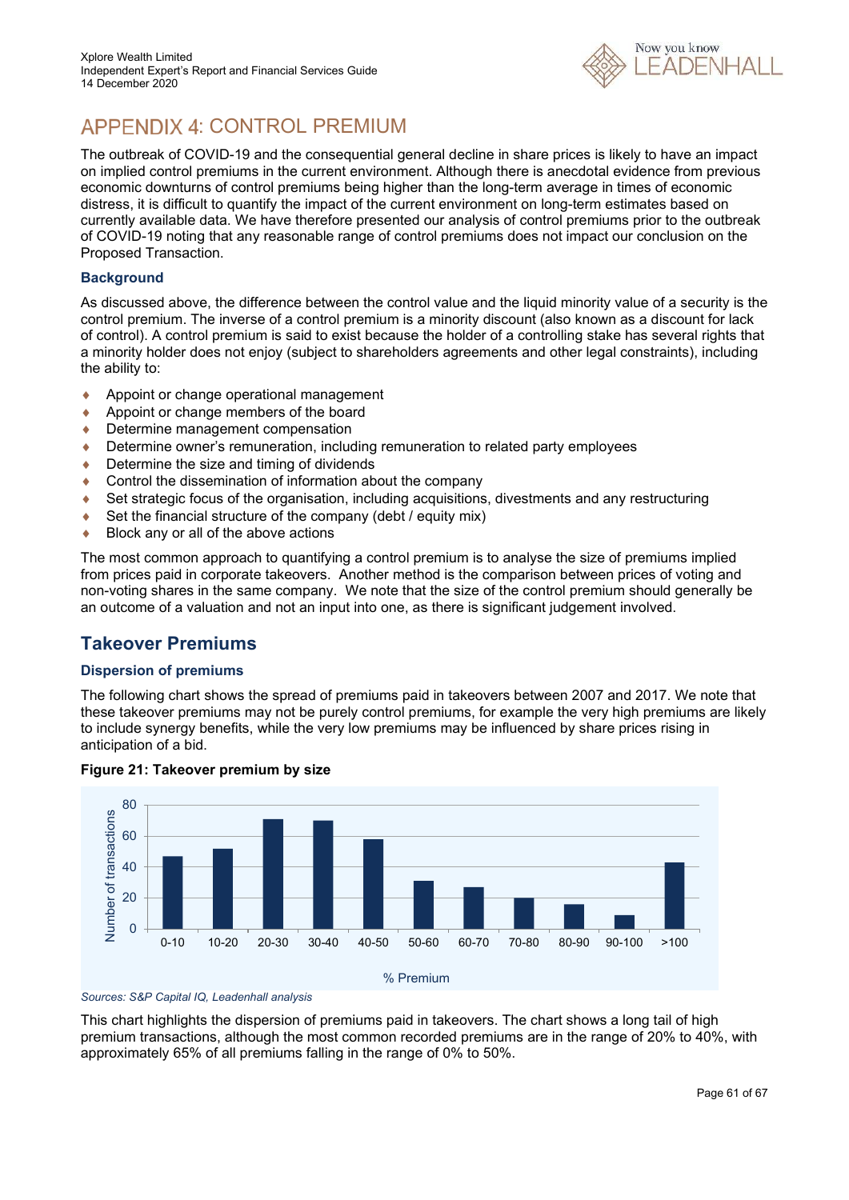# APPENDIX 4: CONTROL PREMIUM

The outbreak of COVID-19 and the consequential general decline in share prices is likely to have an impact on implied control premiums in the current environment. Although there is anecdotal evidence from previous economic downturns of control premiums being higher than the long-term average in times of economic distress, it is difficult to quantify the impact of the current environment on long-term estimates based on currently available data. We have therefore presented our analysis of control premiums prior to the outbreak of COVID-19 noting that any reasonable range of control premiums does not impact our conclusion on the Proposed Transaction.

### Background

As discussed above, the difference between the control value and the liquid minority value of a security is the control premium. The inverse of a control premium is a minority discount (also known as a discount for lack of control). A control premium is said to exist because the holder of a controlling stake has several rights that a minority holder does not enjoy (subject to shareholders agreements and other legal constraints), including the ability to:

- Appoint or change operational management
- Appoint or change members of the board
- Determine management compensation
- Determine owner's remuneration, including remuneration to related party employees
- Determine the size and timing of dividends
- Control the dissemination of information about the company
- Set strategic focus of the organisation, including acquisitions, divestments and any restructuring
- Set the financial structure of the company (debt / equity mix)
- Block any or all of the above actions

The most common approach to quantifying a control premium is to analyse the size of premiums implied from prices paid in corporate takeovers. Another method is the comparison between prices of voting and non-voting shares in the same company. We note that the size of the control premium should generally be an outcome of a valuation and not an input into one, as there is significant judgement involved.

## Takeover Premiums

### Dispersion of premiums

The following chart shows the spread of premiums paid in takeovers between 2007 and 2017. We note that these takeover premiums may not be purely control premiums, for example the very high premiums are likely to include synergy benefits, while the very low premiums may be influenced by share prices rising in anticipation of a bid.

**Figure 21: Takeover premium by size**

| % Premium | Number of transactions (approx.) |
|---|---|
| 0-10 | 47 |
| 10-20 | 52 |
| 20-30 | 71 |
| 30-40 | 70 |
| 40-50 | 58 |
| 50-60 | 31 |
| 60-70 | 27 |
| 70-80 | 20 |
| 80-90 | 16 |
| 90-100 | 9 |
| >100 | 43 |

*Sources: S&P Capital IQ, Leadenhall analysis*

This chart highlights the dispersion of premiums paid in takeovers. The chart shows a long tail of high premium transactions, although the most common recorded premiums are in the range of 20% to 40%, with approximately 65% of all premiums falling in the range of 0% to 50%.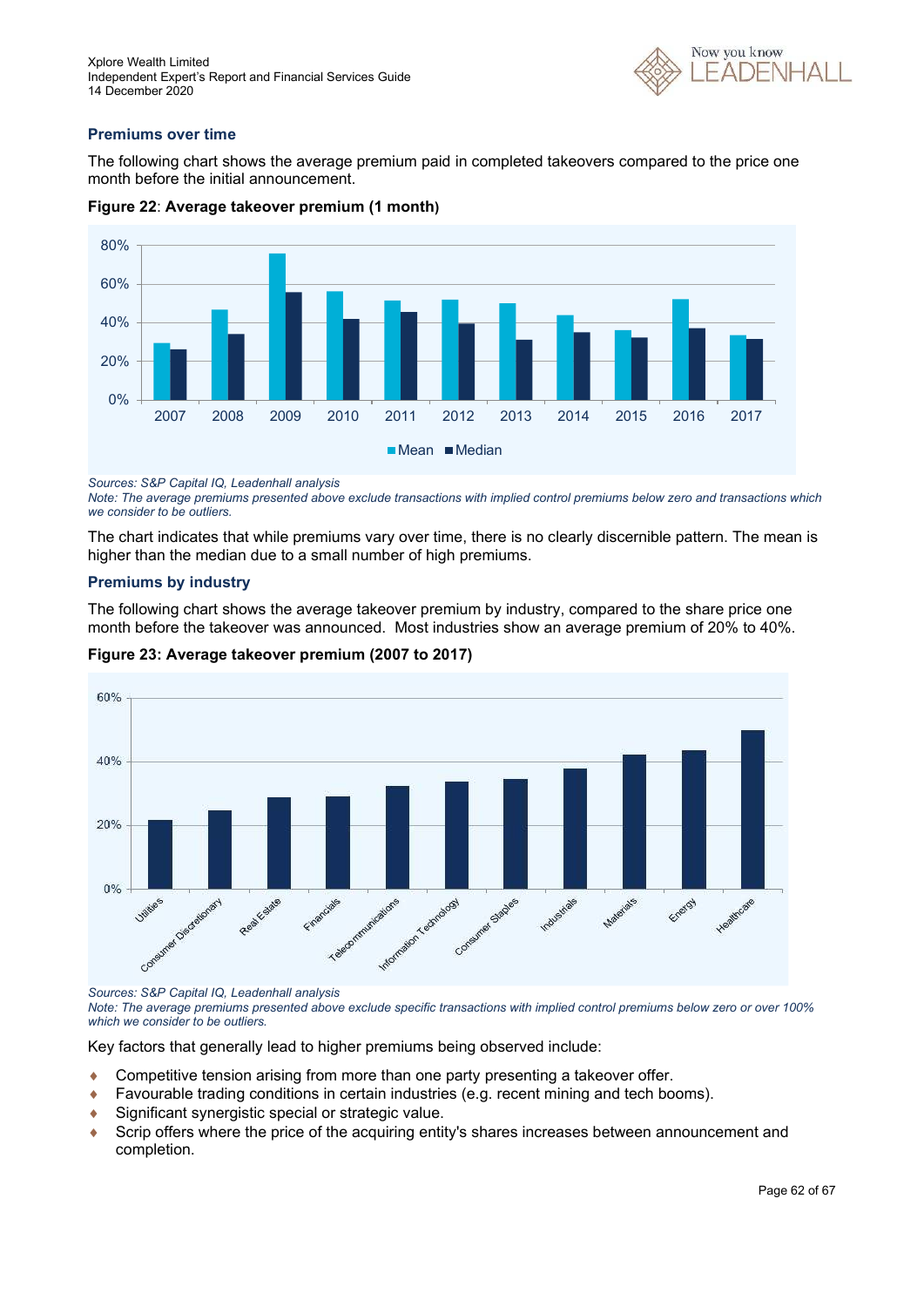### Premiums over time

The following chart shows the average premium paid in completed takeovers compared to the price one month before the initial announcement.

**Figure 22: Average takeover premium (1 month)**

*Sources: S&P Capital IQ, Leadenhall analysis*
*Note: The average premiums presented above exclude transactions with implied control premiums below zero and transactions which we consider to be outliers.*

The chart indicates that while premiums vary over time, there is no clearly discernible pattern. The mean is higher than the median due to a small number of high premiums.

### Premiums by industry

The following chart shows the average takeover premium by industry, compared to the share price one month before the takeover was announced. Most industries show an average premium of 20% to 40%.

**Figure 23: Average takeover premium (2007 to 2017)**

*Sources: S&P Capital IQ, Leadenhall analysis*
*Note: The average premiums presented above exclude specific transactions with implied control premiums below zero or over 100% which we consider to be outliers.*

Key factors that generally lead to higher premiums being observed include:

- Competitive tension arising from more than one party presenting a takeover offer.
- Favourable trading conditions in certain industries (e.g. recent mining and tech booms).
- Significant synergistic special or strategic value.
- Scrip offers where the price of the acquiring entity's shares increases between announcement and completion.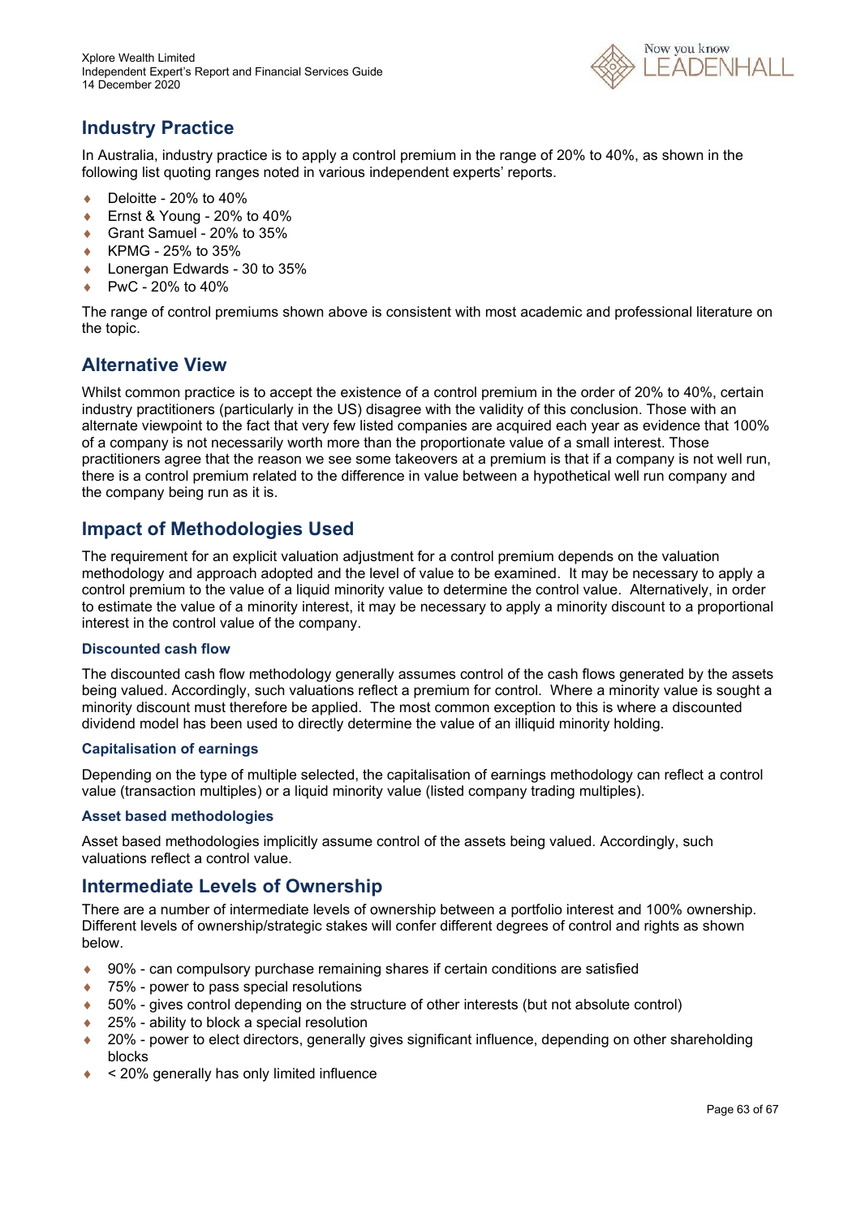## Industry Practice

In Australia, industry practice is to apply a control premium in the range of 20% to 40%, as shown in the following list quoting ranges noted in various independent experts' reports.

- Deloitte - 20% to 40%
- Ernst & Young - 20% to 40%
- Grant Samuel - 20% to 35%
- KPMG - 25% to 35%
- Lonergan Edwards - 30 to 35%
- PwC - 20% to 40%

The range of control premiums shown above is consistent with most academic and professional literature on the topic.

## Alternative View

Whilst common practice is to accept the existence of a control premium in the order of 20% to 40%, certain industry practitioners (particularly in the US) disagree with the validity of this conclusion. Those with an alternate viewpoint to the fact that very few listed companies are acquired each year as evidence that 100% of a company is not necessarily worth more than the proportionate value of a small interest. Those practitioners agree that the reason we see some takeovers at a premium is that if a company is not well run, there is a control premium related to the difference in value between a hypothetical well run company and the company being run as it is.

## Impact of Methodologies Used

The requirement for an explicit valuation adjustment for a control premium depends on the valuation methodology and approach adopted and the level of value to be examined. It may be necessary to apply a control premium to the value of a liquid minority value to determine the control value. Alternatively, in order to estimate the value of a minority interest, it may be necessary to apply a minority discount to a proportional interest in the control value of the company.

### Discounted cash flow

The discounted cash flow methodology generally assumes control of the cash flows generated by the assets being valued. Accordingly, such valuations reflect a premium for control. Where a minority value is sought a minority discount must therefore be applied. The most common exception to this is where a discounted dividend model has been used to directly determine the value of an illiquid minority holding.

### Capitalisation of earnings

Depending on the type of multiple selected, the capitalisation of earnings methodology can reflect a control value (transaction multiples) or a liquid minority value (listed company trading multiples).

### Asset based methodologies

Asset based methodologies implicitly assume control of the assets being valued. Accordingly, such valuations reflect a control value.

## Intermediate Levels of Ownership

There are a number of intermediate levels of ownership between a portfolio interest and 100% ownership. Different levels of ownership/strategic stakes will confer different degrees of control and rights as shown below.

- 90% - can compulsory purchase remaining shares if certain conditions are satisfied
- 75% - power to pass special resolutions
- 50% - gives control depending on the structure of other interests (but not absolute control)
- 25% - ability to block a special resolution
- 20% - power to elect directors, generally gives significant influence, depending on other shareholding blocks
- < 20% generally has only limited influence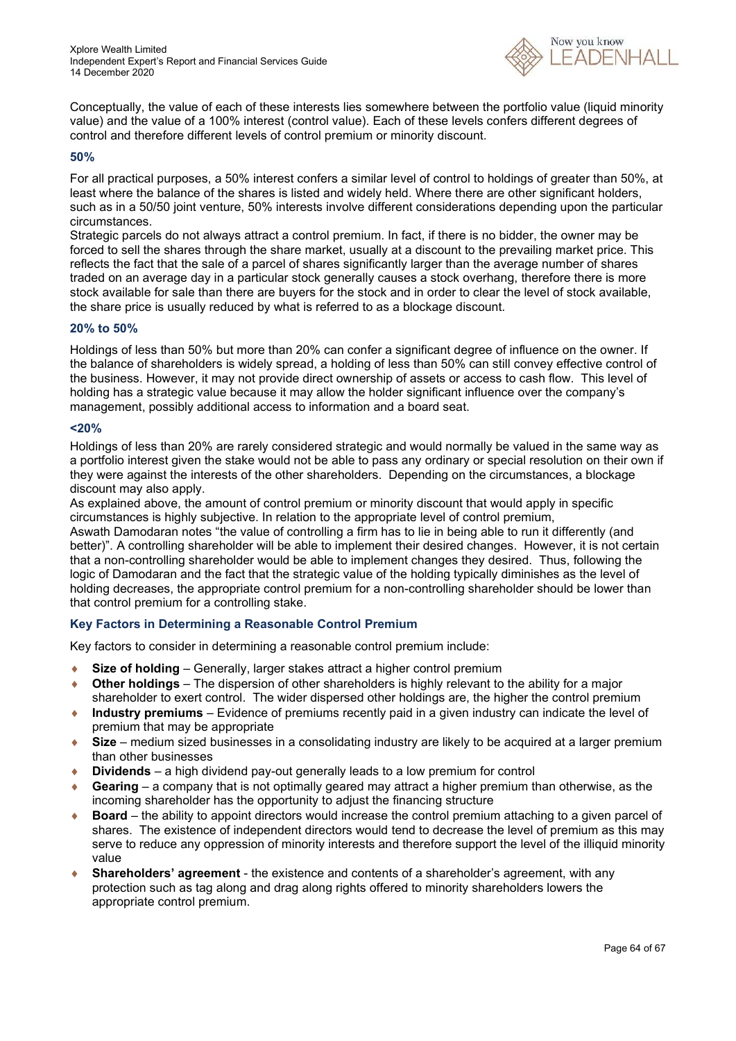Conceptually, the value of each of these interests lies somewhere between the portfolio value (liquid minority value) and the value of a 100% interest (control value). Each of these levels confers different degrees of control and therefore different levels of control premium or minority discount.

### 50%

For all practical purposes, a 50% interest confers a similar level of control to holdings of greater than 50%, at least where the balance of the shares is listed and widely held. Where there are other significant holders, such as in a 50/50 joint venture, 50% interests involve different considerations depending upon the particular circumstances.

Strategic parcels do not always attract a control premium. In fact, if there is no bidder, the owner may be forced to sell the shares through the share market, usually at a discount to the prevailing market price. This reflects the fact that the sale of a parcel of shares significantly larger than the average number of shares traded on an average day in a particular stock generally causes a stock overhang, therefore there is more stock available for sale than there are buyers for the stock and in order to clear the level of stock available, the share price is usually reduced by what is referred to as a blockage discount.

### 20% to 50%

Holdings of less than 50% but more than 20% can confer a significant degree of influence on the owner. If the balance of shareholders is widely spread, a holding of less than 50% can still convey effective control of the business. However, it may not provide direct ownership of assets or access to cash flow. This level of holding has a strategic value because it may allow the holder significant influence over the company's management, possibly additional access to information and a board seat.

### <20%

Holdings of less than 20% are rarely considered strategic and would normally be valued in the same way as a portfolio interest given the stake would not be able to pass any ordinary or special resolution on their own if they were against the interests of the other shareholders. Depending on the circumstances, a blockage discount may also apply.

As explained above, the amount of control premium or minority discount that would apply in specific circumstances is highly subjective. In relation to the appropriate level of control premium, Aswath Damodaran notes "the value of controlling a firm has to lie in being able to run it differently (and better)". A controlling shareholder will be able to implement their desired changes. However, it is not certain that a non-controlling shareholder would be able to implement changes they desired. Thus, following the logic of Damodaran and the fact that the strategic value of the holding typically diminishes as the level of holding decreases, the appropriate control premium for a non-controlling shareholder should be lower than that control premium for a controlling stake.

### Key Factors in Determining a Reasonable Control Premium

Key factors to consider in determining a reasonable control premium include:

- **Size of holding** – Generally, larger stakes attract a higher control premium
- **Other holdings** – The dispersion of other shareholders is highly relevant to the ability for a major shareholder to exert control. The wider dispersed other holdings are, the higher the control premium
- **Industry premiums** – Evidence of premiums recently paid in a given industry can indicate the level of premium that may be appropriate
- **Size** – medium sized businesses in a consolidating industry are likely to be acquired at a larger premium than other businesses
- **Dividends** – a high dividend pay-out generally leads to a low premium for control
- **Gearing** – a company that is not optimally geared may attract a higher premium than otherwise, as the incoming shareholder has the opportunity to adjust the financing structure
- **Board** – the ability to appoint directors would increase the control premium attaching to a given parcel of shares. The existence of independent directors would tend to decrease the level of premium as this may serve to reduce any oppression of minority interests and therefore support the level of the illiquid minority value
- **Shareholders' agreement** - the existence and contents of a shareholder's agreement, with any protection such as tag along and drag along rights offered to minority shareholders lowers the appropriate control premium.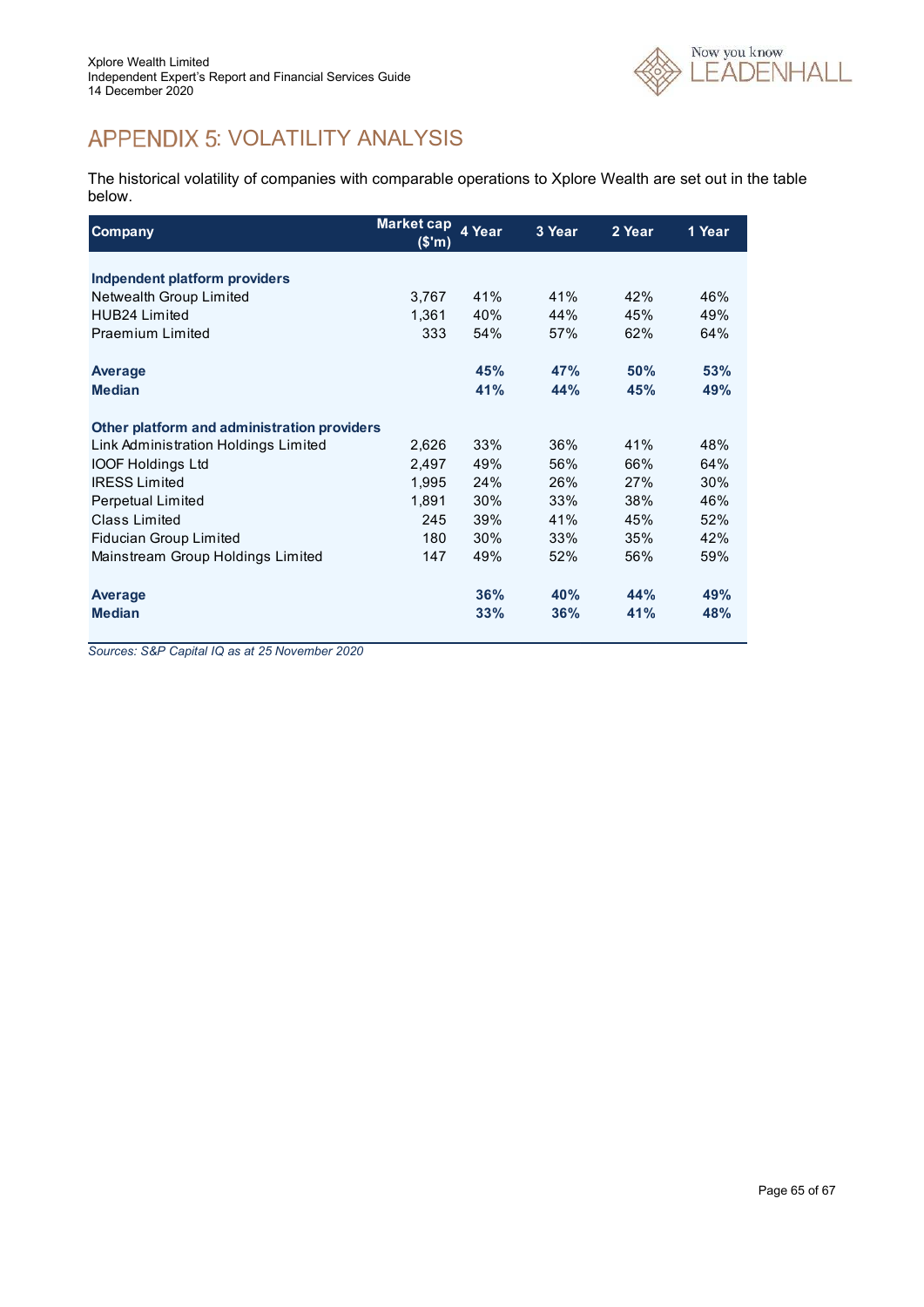# APPENDIX 5: VOLATILITY ANALYSIS

The historical volatility of companies with comparable operations to Xplore Wealth are set out in the table below.

| Company | Market cap ($'m) | 4 Year | 3 Year | 2 Year | 1 Year |
|---|---|---|---|---|---|
| **Indpendent platform providers** | | | | | |
| Netwealth Group Limited | 3,767 | 41% | 41% | 42% | 46% |
| HUB24 Limited | 1,361 | 40% | 44% | 45% | 49% |
| Praemium Limited | 333 | 54% | 57% | 62% | 64% |
| **Average** | | **45%** | **47%** | **50%** | **53%** |
| **Median** | | **41%** | **44%** | **45%** | **49%** |
| **Other platform and administration providers** | | | | | |
| Link Administration Holdings Limited | 2,626 | 33% | 36% | 41% | 48% |
| IOOF Holdings Ltd | 2,497 | 49% | 56% | 66% | 64% |
| IRESS Limited | 1,995 | 24% | 26% | 27% | 30% |
| Perpetual Limited | 1,891 | 30% | 33% | 38% | 46% |
| Class Limited | 245 | 39% | 41% | 45% | 52% |
| Fiducian Group Limited | 180 | 30% | 33% | 35% | 42% |
| Mainstream Group Holdings Limited | 147 | 49% | 52% | 56% | 59% |
| **Average** | | **36%** | **40%** | **44%** | **49%** |
| **Median** | | **33%** | **36%** | **41%** | **48%** |

*Sources: S&P Capital IQ as at 25 November 2020*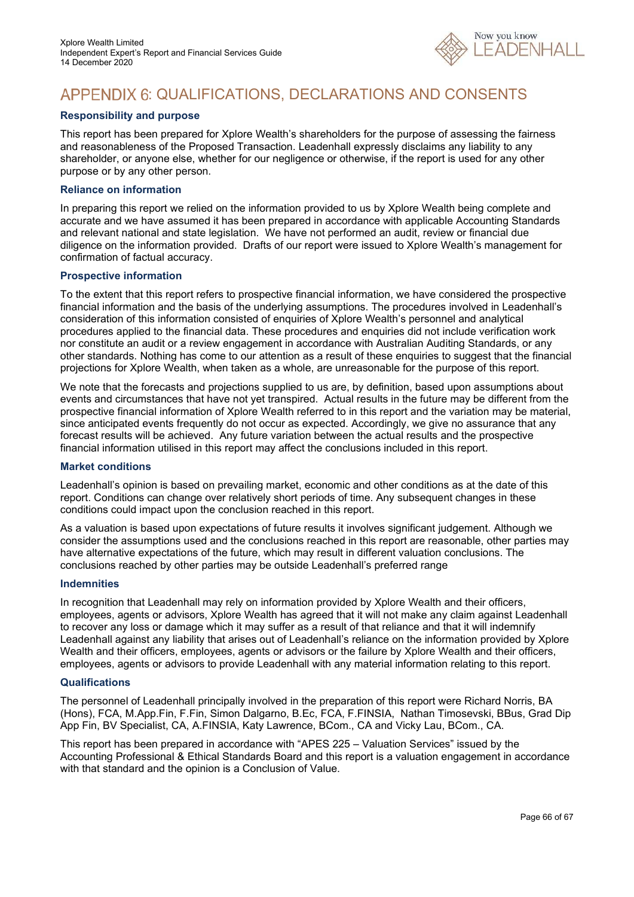# APPENDIX 6: QUALIFICATIONS, DECLARATIONS AND CONSENTS

### Responsibility and purpose

This report has been prepared for Xplore Wealth's shareholders for the purpose of assessing the fairness and reasonableness of the Proposed Transaction. Leadenhall expressly disclaims any liability to any shareholder, or anyone else, whether for our negligence or otherwise, if the report is used for any other purpose or by any other person.

### Reliance on information

In preparing this report we relied on the information provided to us by Xplore Wealth being complete and accurate and we have assumed it has been prepared in accordance with applicable Accounting Standards and relevant national and state legislation. We have not performed an audit, review or financial due diligence on the information provided. Drafts of our report were issued to Xplore Wealth's management for confirmation of factual accuracy.

### Prospective information

To the extent that this report refers to prospective financial information, we have considered the prospective financial information and the basis of the underlying assumptions. The procedures involved in Leadenhall's consideration of this information consisted of enquiries of Xplore Wealth's personnel and analytical procedures applied to the financial data. These procedures and enquiries did not include verification work nor constitute an audit or a review engagement in accordance with Australian Auditing Standards, or any other standards. Nothing has come to our attention as a result of these enquiries to suggest that the financial projections for Xplore Wealth, when taken as a whole, are unreasonable for the purpose of this report.

We note that the forecasts and projections supplied to us are, by definition, based upon assumptions about events and circumstances that have not yet transpired. Actual results in the future may be different from the prospective financial information of Xplore Wealth referred to in this report and the variation may be material, since anticipated events frequently do not occur as expected. Accordingly, we give no assurance that any forecast results will be achieved. Any future variation between the actual results and the prospective financial information utilised in this report may affect the conclusions included in this report.

### Market conditions

Leadenhall's opinion is based on prevailing market, economic and other conditions as at the date of this report. Conditions can change over relatively short periods of time. Any subsequent changes in these conditions could impact upon the conclusion reached in this report.

As a valuation is based upon expectations of future results it involves significant judgement. Although we consider the assumptions used and the conclusions reached in this report are reasonable, other parties may have alternative expectations of the future, which may result in different valuation conclusions. The conclusions reached by other parties may be outside Leadenhall's preferred range

### Indemnities

In recognition that Leadenhall may rely on information provided by Xplore Wealth and their officers, employees, agents or advisors, Xplore Wealth has agreed that it will not make any claim against Leadenhall to recover any loss or damage which it may suffer as a result of that reliance and that it will indemnify Leadenhall against any liability that arises out of Leadenhall's reliance on the information provided by Xplore Wealth and their officers, employees, agents or advisors or the failure by Xplore Wealth and their officers, employees, agents or advisors to provide Leadenhall with any material information relating to this report.

### Qualifications

The personnel of Leadenhall principally involved in the preparation of this report were Richard Norris, BA (Hons), FCA, M.App.Fin, F.Fin, Simon Dalgarno, B.Ec, FCA, F.FINSIA, Nathan Timosevski, BBus, Grad Dip App Fin, BV Specialist, CA, A.FINSIA, Katy Lawrence, BCom., CA and Vicky Lau, BCom., CA.

This report has been prepared in accordance with "APES 225 – Valuation Services" issued by the Accounting Professional & Ethical Standards Board and this report is a valuation engagement in accordance with that standard and the opinion is a Conclusion of Value.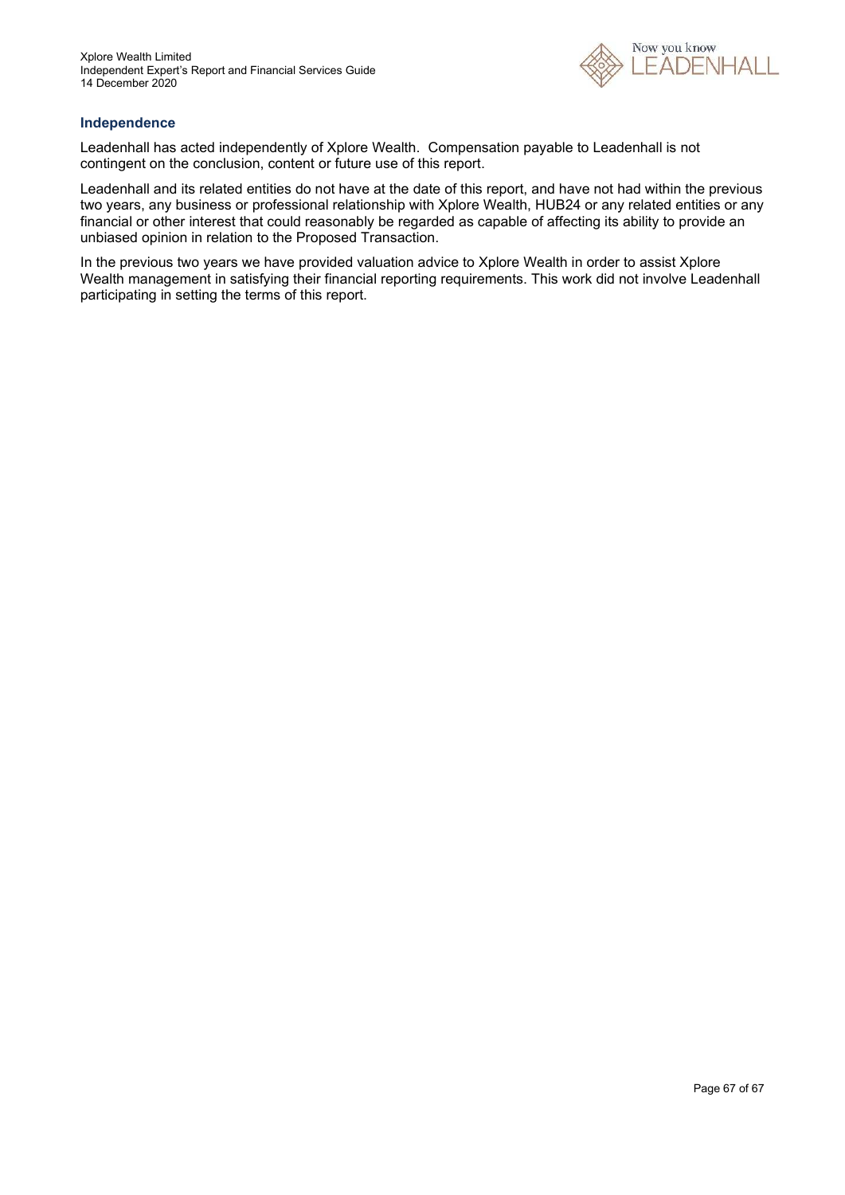### Independence

Leadenhall has acted independently of Xplore Wealth. Compensation payable to Leadenhall is not contingent on the conclusion, content or future use of this report.

Leadenhall and its related entities do not have at the date of this report, and have not had within the previous two years, any business or professional relationship with Xplore Wealth, HUB24 or any related entities or any financial or other interest that could reasonably be regarded as capable of affecting its ability to provide an unbiased opinion in relation to the Proposed Transaction.

In the previous two years we have provided valuation advice to Xplore Wealth in order to assist Xplore Wealth management in satisfying their financial reporting requirements. This work did not involve Leadenhall participating in setting the terms of this report.